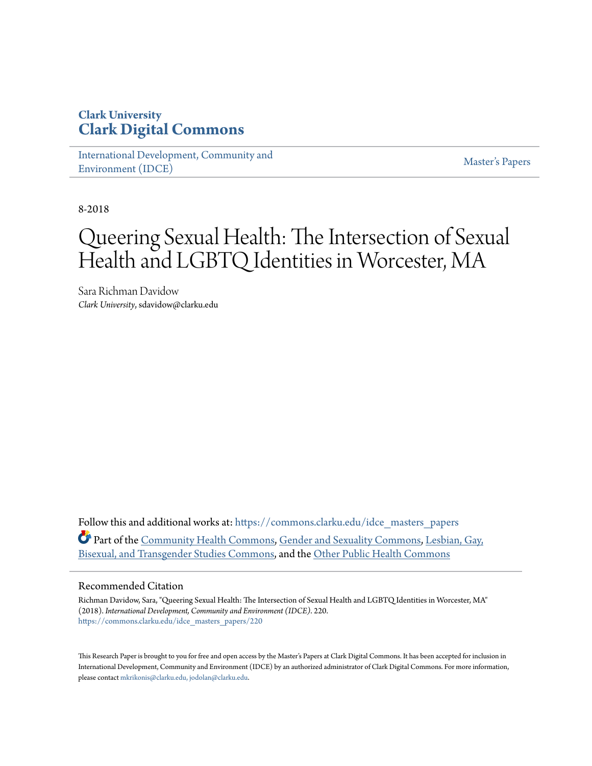**Clark University**
**Clark Digital Commons**

International Development, Community and Environment (IDCE) | Master's Papers

8-2018

# Queering Sexual Health: The Intersection of Sexual Health and LGBTQ Identities in Worcester, MA

Sara Richman Davidow
*Clark University*, sdavidow@clarku.edu

Follow this and additional works at: https://commons.clarku.edu/idce_masters_papers

Part of the Community Health Commons, Gender and Sexuality Commons, Lesbian, Gay, Bisexual, and Transgender Studies Commons, and the Other Public Health Commons

## Recommended Citation

Richman Davidow, Sara, "Queering Sexual Health: The Intersection of Sexual Health and LGBTQ Identities in Worcester, MA" (2018). *International Development, Community and Environment (IDCE)*. 220.
https://commons.clarku.edu/idce_masters_papers/220

This Research Paper is brought to you for free and open access by the Master's Papers at Clark Digital Commons. It has been accepted for inclusion in International Development, Community and Environment (IDCE) by an authorized administrator of Clark Digital Commons. For more information, please contact mkrikonis@clarku.edu, jodolan@clarku.edu.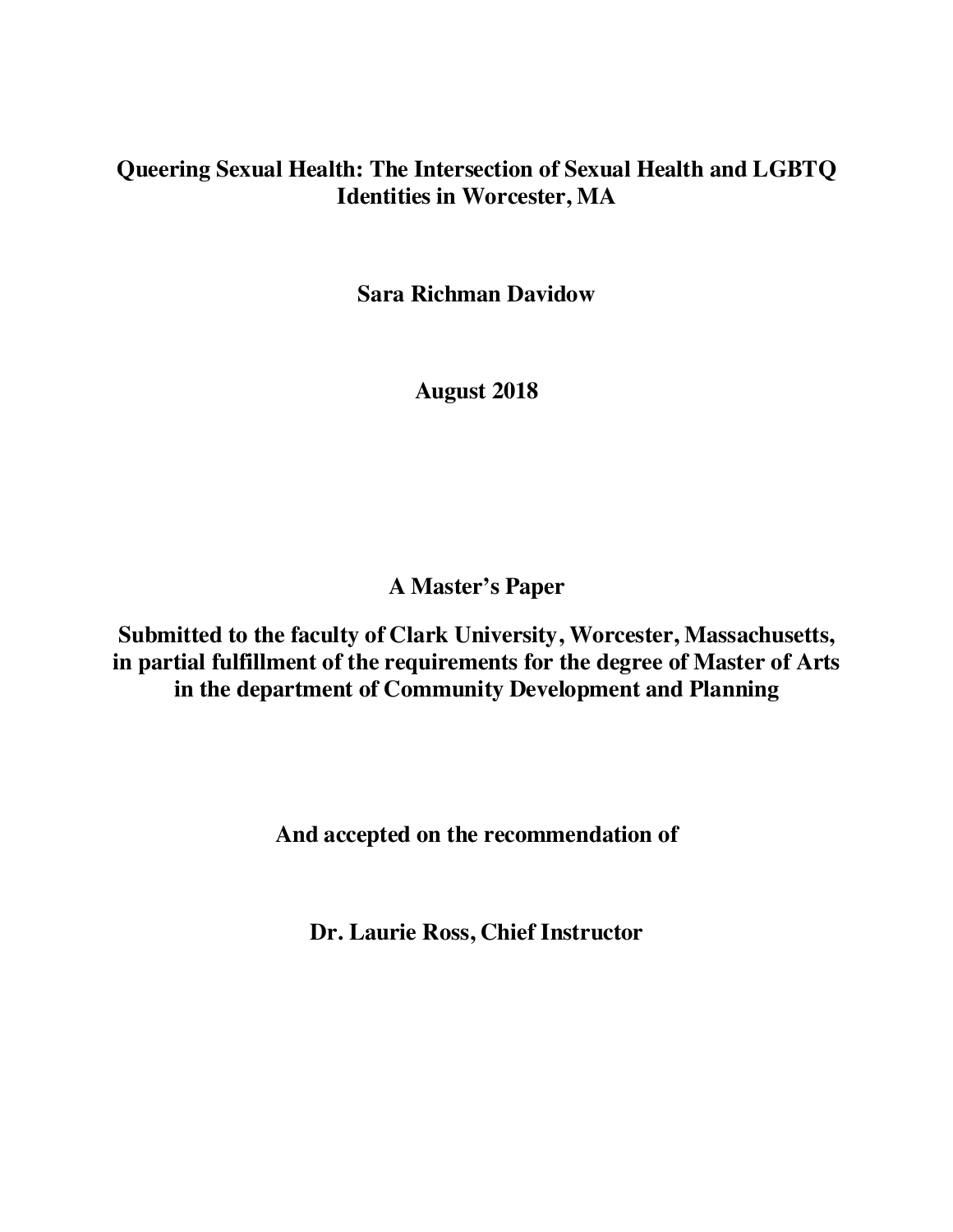# Queering Sexual Health: The Intersection of Sexual Health and LGBTQ Identities in Worcester, MA

**Sara Richman Davidow**

**August 2018**

**A Master's Paper**

**Submitted to the faculty of Clark University, Worcester, Massachusetts, in partial fulfillment of the requirements for the degree of Master of Arts in the department of Community Development and Planning**

**And accepted on the recommendation of**

**Dr. Laurie Ross, Chief Instructor**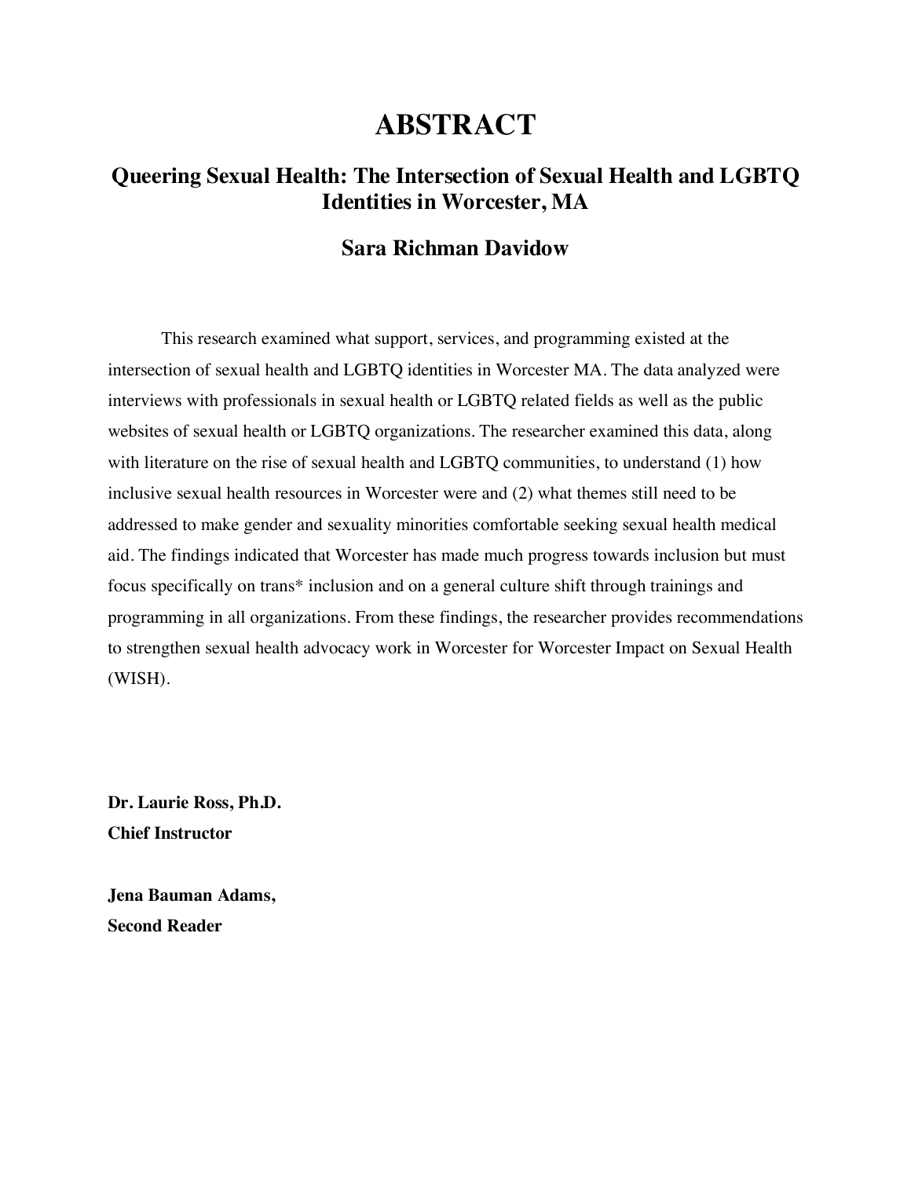# ABSTRACT

## Queering Sexual Health: The Intersection of Sexual Health and LGBTQ Identities in Worcester, MA

### Sara Richman Davidow

This research examined what support, services, and programming existed at the intersection of sexual health and LGBTQ identities in Worcester MA. The data analyzed were interviews with professionals in sexual health or LGBTQ related fields as well as the public websites of sexual health or LGBTQ organizations. The researcher examined this data, along with literature on the rise of sexual health and LGBTQ communities, to understand (1) how inclusive sexual health resources in Worcester were and (2) what themes still need to be addressed to make gender and sexuality minorities comfortable seeking sexual health medical aid. The findings indicated that Worcester has made much progress towards inclusion but must focus specifically on trans* inclusion and on a general culture shift through trainings and programming in all organizations. From these findings, the researcher provides recommendations to strengthen sexual health advocacy work in Worcester for Worcester Impact on Sexual Health (WISH).

**Dr. Laurie Ross, Ph.D.**
**Chief Instructor**

**Jena Bauman Adams,**
**Second Reader**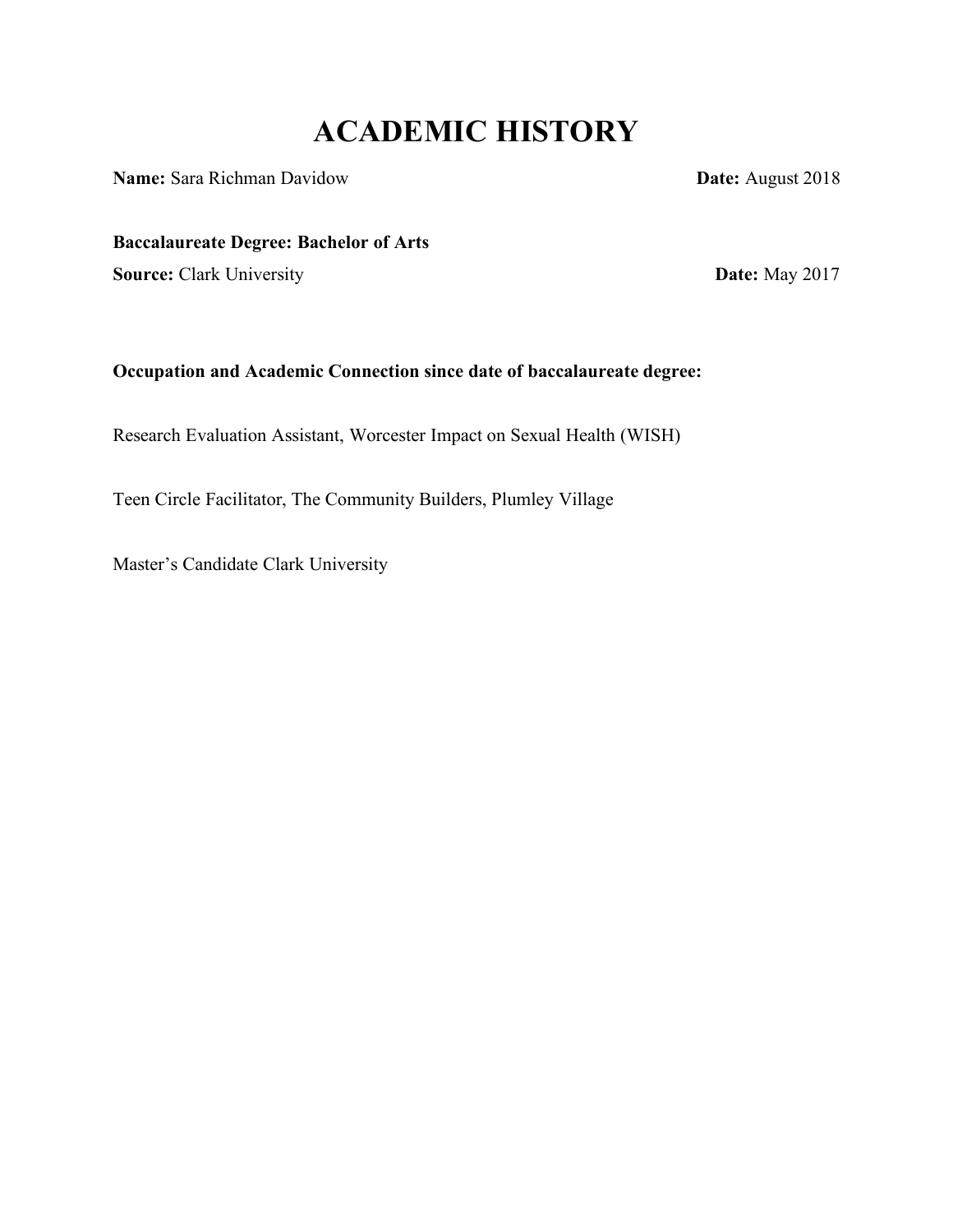# ACADEMIC HISTORY

**Name:** Sara Richman Davidow **Date:** August 2018

**Baccalaureate Degree: Bachelor of Arts**

**Source:** Clark University **Date:** May 2017

**Occupation and Academic Connection since date of baccalaureate degree:**

Research Evaluation Assistant, Worcester Impact on Sexual Health (WISH)

Teen Circle Facilitator, The Community Builders, Plumley Village

Master's Candidate Clark University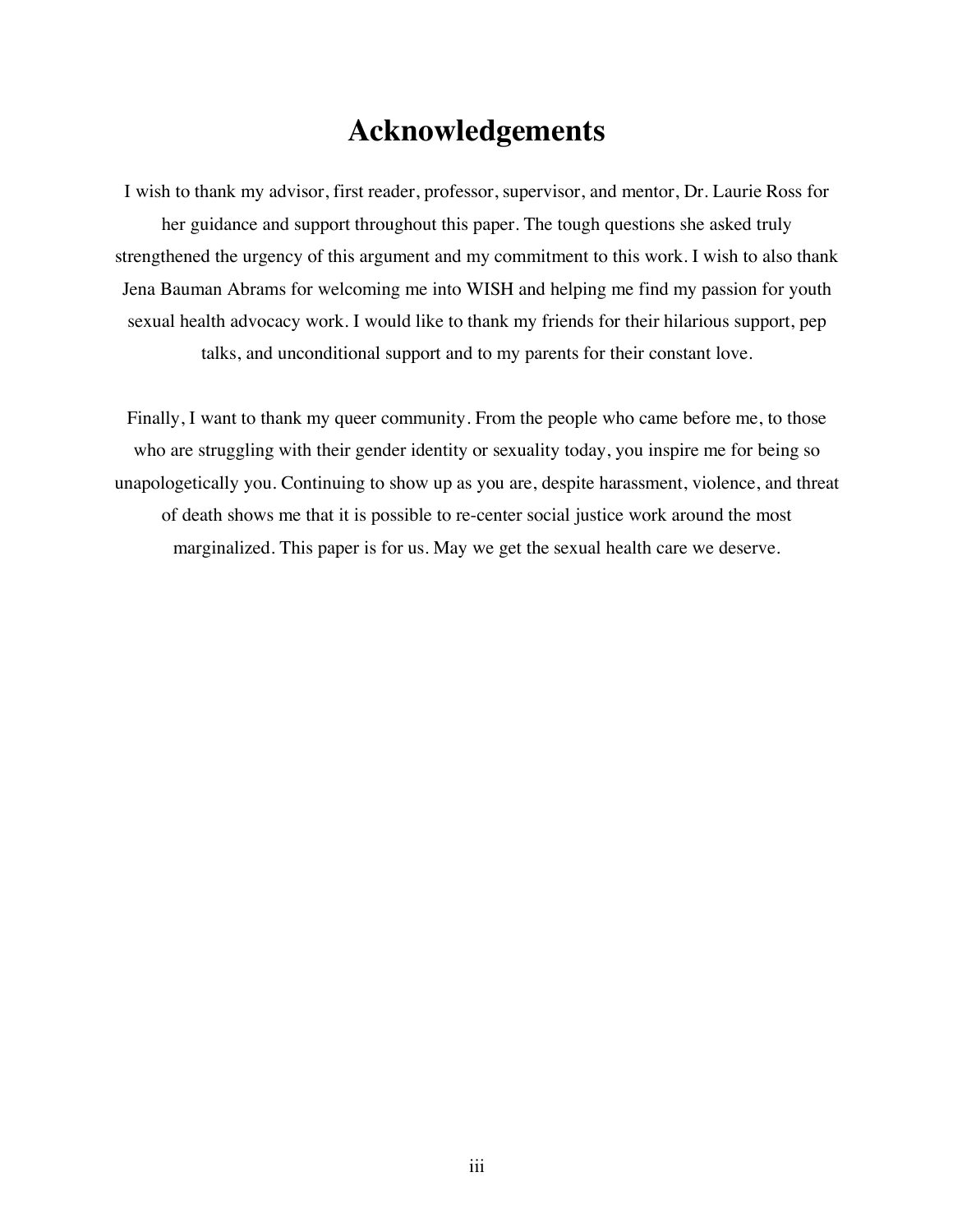# Acknowledgements

I wish to thank my advisor, first reader, professor, supervisor, and mentor, Dr. Laurie Ross for her guidance and support throughout this paper. The tough questions she asked truly strengthened the urgency of this argument and my commitment to this work. I wish to also thank Jena Bauman Abrams for welcoming me into WISH and helping me find my passion for youth sexual health advocacy work. I would like to thank my friends for their hilarious support, pep talks, and unconditional support and to my parents for their constant love.

Finally, I want to thank my queer community. From the people who came before me, to those who are struggling with their gender identity or sexuality today, you inspire me for being so unapologetically you. Continuing to show up as you are, despite harassment, violence, and threat of death shows me that it is possible to re-center social justice work around the most marginalized. This paper is for us. May we get the sexual health care we deserve.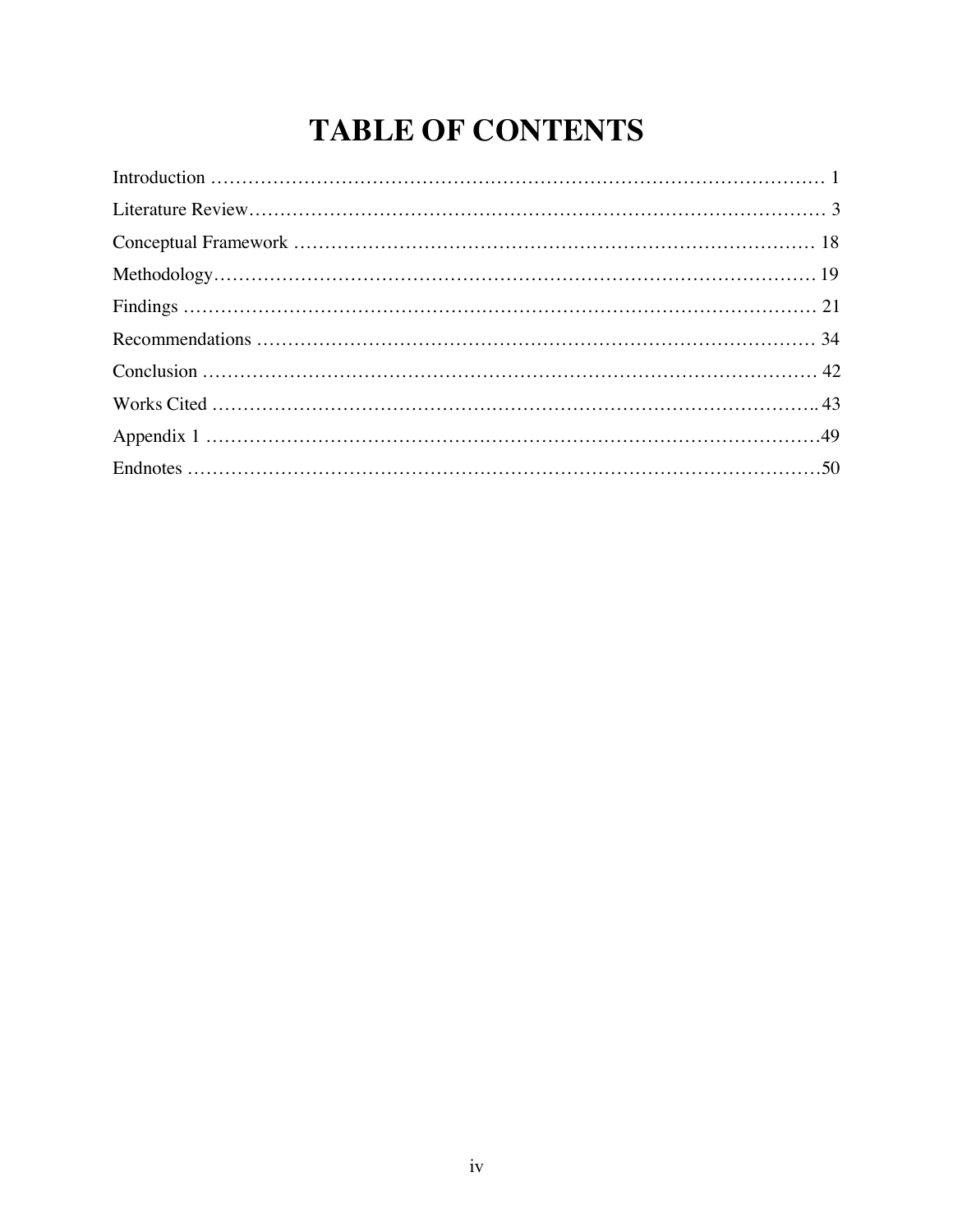# TABLE OF CONTENTS

Introduction ………………………………………………………………………………………… 1

Literature Review…………………………………………………………………………………… 3

Conceptual Framework …………………………………………………………………………… 18

Methodology………………………………………………………………………………………… 19

Findings ……………………………………………………………………………………………… 21

Recommendations ………………………………………………………………………………… 34

Conclusion ………………………………………………………………………………………… 42

Works Cited ………………………………………………………………………………………… 43

Appendix 1 …………………………………………………………………………………………49

Endnotes ……………………………………………………………………………………………50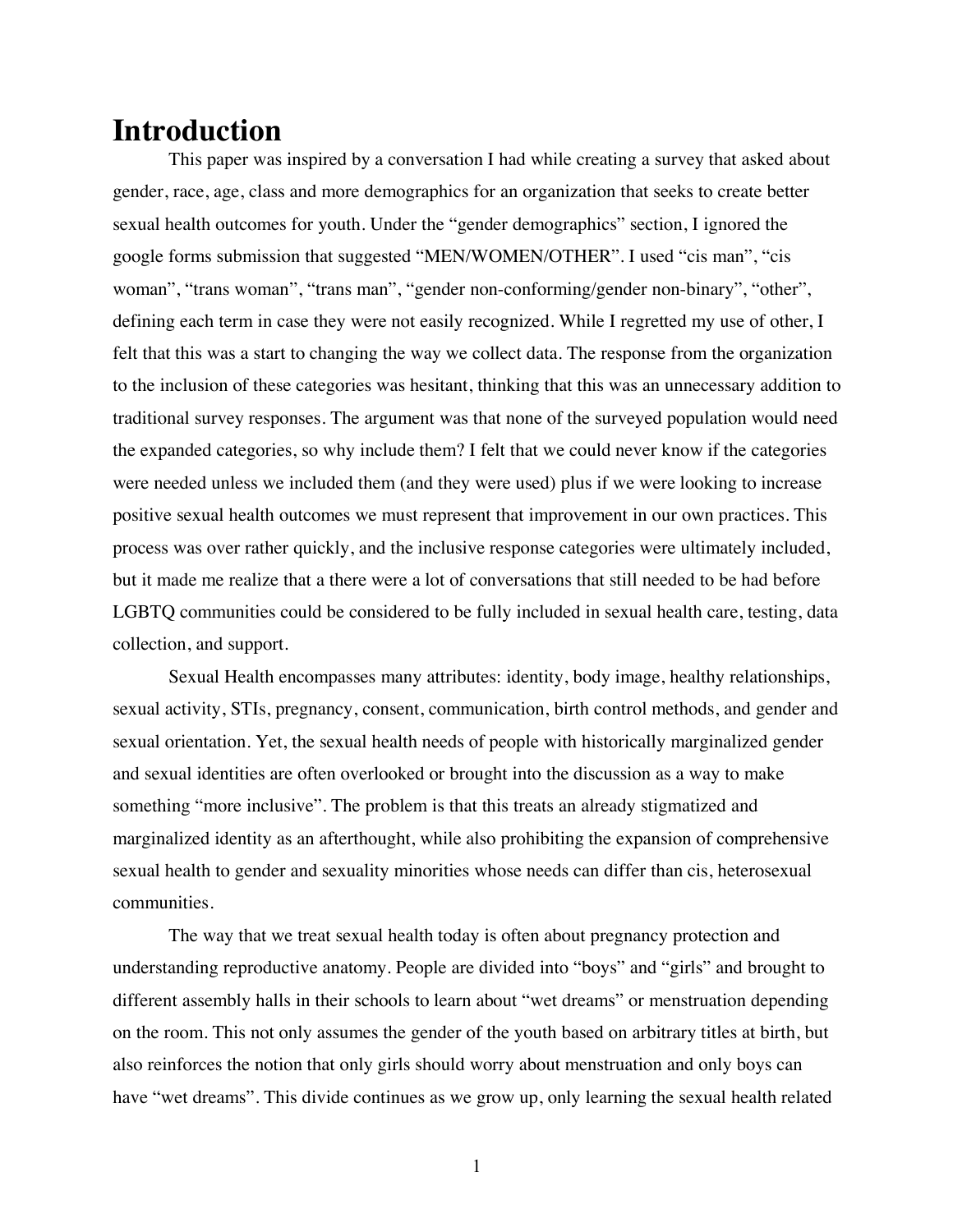# Introduction

This paper was inspired by a conversation I had while creating a survey that asked about gender, race, age, class and more demographics for an organization that seeks to create better sexual health outcomes for youth. Under the "gender demographics" section, I ignored the google forms submission that suggested "MEN/WOMEN/OTHER". I used "cis man", "cis woman", "trans woman", "trans man", "gender non-conforming/gender non-binary", "other", defining each term in case they were not easily recognized. While I regretted my use of other, I felt that this was a start to changing the way we collect data. The response from the organization to the inclusion of these categories was hesitant, thinking that this was an unnecessary addition to traditional survey responses. The argument was that none of the surveyed population would need the expanded categories, so why include them? I felt that we could never know if the categories were needed unless we included them (and they were used) plus if we were looking to increase positive sexual health outcomes we must represent that improvement in our own practices. This process was over rather quickly, and the inclusive response categories were ultimately included, but it made me realize that a there were a lot of conversations that still needed to be had before LGBTQ communities could be considered to be fully included in sexual health care, testing, data collection, and support.

Sexual Health encompasses many attributes: identity, body image, healthy relationships, sexual activity, STIs, pregnancy, consent, communication, birth control methods, and gender and sexual orientation. Yet, the sexual health needs of people with historically marginalized gender and sexual identities are often overlooked or brought into the discussion as a way to make something "more inclusive". The problem is that this treats an already stigmatized and marginalized identity as an afterthought, while also prohibiting the expansion of comprehensive sexual health to gender and sexuality minorities whose needs can differ than cis, heterosexual communities.

The way that we treat sexual health today is often about pregnancy protection and understanding reproductive anatomy. People are divided into "boys" and "girls" and brought to different assembly halls in their schools to learn about "wet dreams" or menstruation depending on the room. This not only assumes the gender of the youth based on arbitrary titles at birth, but also reinforces the notion that only girls should worry about menstruation and only boys can have "wet dreams". This divide continues as we grow up, only learning the sexual health related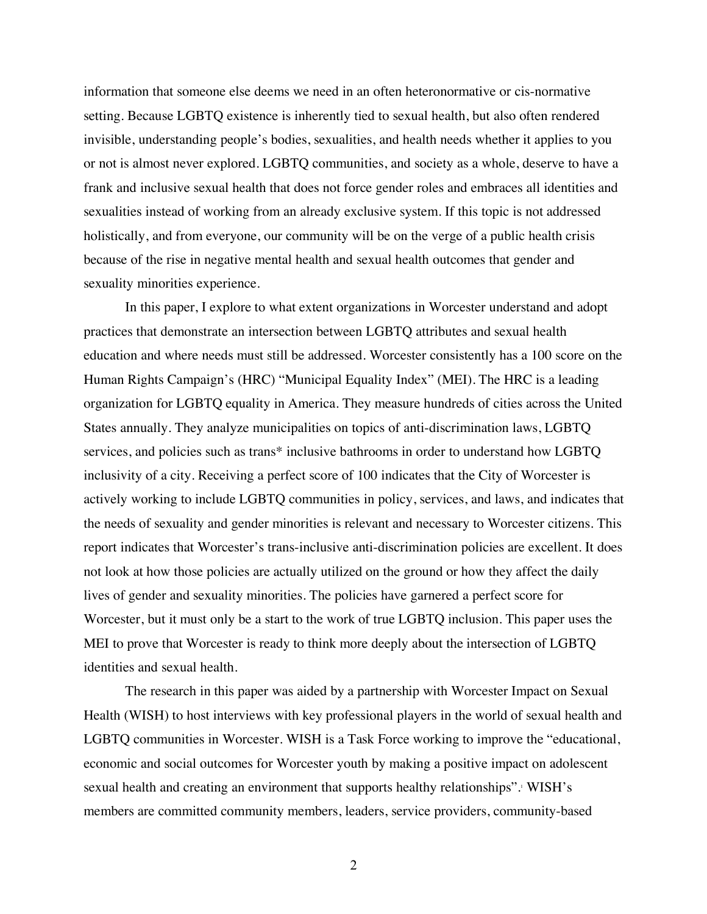information that someone else deems we need in an often heteronormative or cis-normative setting. Because LGBTQ existence is inherently tied to sexual health, but also often rendered invisible, understanding people's bodies, sexualities, and health needs whether it applies to you or not is almost never explored. LGBTQ communities, and society as a whole, deserve to have a frank and inclusive sexual health that does not force gender roles and embraces all identities and sexualities instead of working from an already exclusive system. If this topic is not addressed holistically, and from everyone, our community will be on the verge of a public health crisis because of the rise in negative mental health and sexual health outcomes that gender and sexuality minorities experience.

In this paper, I explore to what extent organizations in Worcester understand and adopt practices that demonstrate an intersection between LGBTQ attributes and sexual health education and where needs must still be addressed. Worcester consistently has a 100 score on the Human Rights Campaign's (HRC) "Municipal Equality Index" (MEI). The HRC is a leading organization for LGBTQ equality in America. They measure hundreds of cities across the United States annually. They analyze municipalities on topics of anti-discrimination laws, LGBTQ services, and policies such as trans* inclusive bathrooms in order to understand how LGBTQ inclusivity of a city. Receiving a perfect score of 100 indicates that the City of Worcester is actively working to include LGBTQ communities in policy, services, and laws, and indicates that the needs of sexuality and gender minorities is relevant and necessary to Worcester citizens. This report indicates that Worcester's trans-inclusive anti-discrimination policies are excellent. It does not look at how those policies are actually utilized on the ground or how they affect the daily lives of gender and sexuality minorities. The policies have garnered a perfect score for Worcester, but it must only be a start to the work of true LGBTQ inclusion. This paper uses the MEI to prove that Worcester is ready to think more deeply about the intersection of LGBTQ identities and sexual health.

The research in this paper was aided by a partnership with Worcester Impact on Sexual Health (WISH) to host interviews with key professional players in the world of sexual health and LGBTQ communities in Worcester. WISH is a Task Force working to improve the "educational, economic and social outcomes for Worcester youth by making a positive impact on adolescent sexual health and creating an environment that supports healthy relationships".[1] WISH's members are committed community members, leaders, service providers, community-based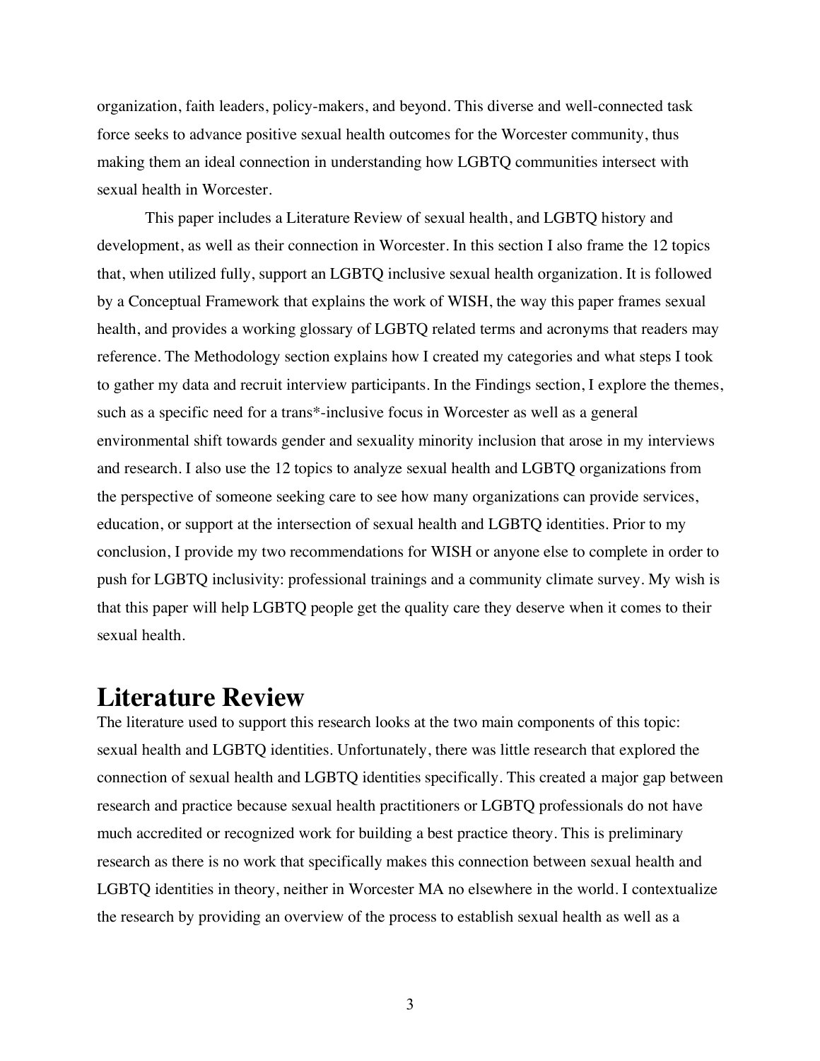organization, faith leaders, policy-makers, and beyond. This diverse and well-connected task force seeks to advance positive sexual health outcomes for the Worcester community, thus making them an ideal connection in understanding how LGBTQ communities intersect with sexual health in Worcester.

This paper includes a Literature Review of sexual health, and LGBTQ history and development, as well as their connection in Worcester. In this section I also frame the 12 topics that, when utilized fully, support an LGBTQ inclusive sexual health organization. It is followed by a Conceptual Framework that explains the work of WISH, the way this paper frames sexual health, and provides a working glossary of LGBTQ related terms and acronyms that readers may reference. The Methodology section explains how I created my categories and what steps I took to gather my data and recruit interview participants. In the Findings section, I explore the themes, such as a specific need for a trans*-inclusive focus in Worcester as well as a general environmental shift towards gender and sexuality minority inclusion that arose in my interviews and research. I also use the 12 topics to analyze sexual health and LGBTQ organizations from the perspective of someone seeking care to see how many organizations can provide services, education, or support at the intersection of sexual health and LGBTQ identities. Prior to my conclusion, I provide my two recommendations for WISH or anyone else to complete in order to push for LGBTQ inclusivity: professional trainings and a community climate survey. My wish is that this paper will help LGBTQ people get the quality care they deserve when it comes to their sexual health.

# Literature Review

The literature used to support this research looks at the two main components of this topic: sexual health and LGBTQ identities. Unfortunately, there was little research that explored the connection of sexual health and LGBTQ identities specifically. This created a major gap between research and practice because sexual health practitioners or LGBTQ professionals do not have much accredited or recognized work for building a best practice theory. This is preliminary research as there is no work that specifically makes this connection between sexual health and LGBTQ identities in theory, neither in Worcester MA no elsewhere in the world. I contextualize the research by providing an overview of the process to establish sexual health as well as a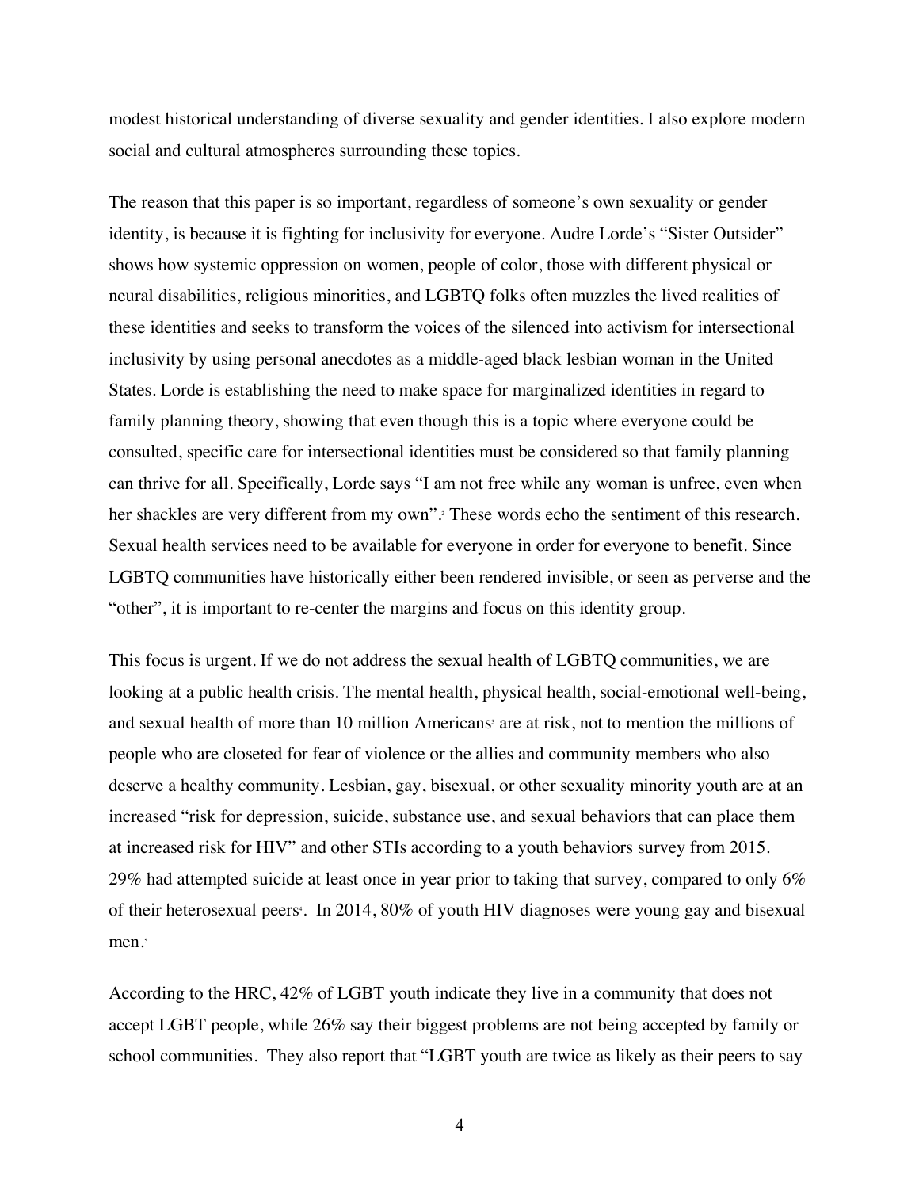modest historical understanding of diverse sexuality and gender identities. I also explore modern social and cultural atmospheres surrounding these topics.

The reason that this paper is so important, regardless of someone's own sexuality or gender identity, is because it is fighting for inclusivity for everyone. Audre Lorde's "Sister Outsider" shows how systemic oppression on women, people of color, those with different physical or neural disabilities, religious minorities, and LGBTQ folks often muzzles the lived realities of these identities and seeks to transform the voices of the silenced into activism for intersectional inclusivity by using personal anecdotes as a middle-aged black lesbian woman in the United States. Lorde is establishing the need to make space for marginalized identities in regard to family planning theory, showing that even though this is a topic where everyone could be consulted, specific care for intersectional identities must be considered so that family planning can thrive for all. Specifically, Lorde says "I am not free while any woman is unfree, even when her shackles are very different from my own".[2] These words echo the sentiment of this research. Sexual health services need to be available for everyone in order for everyone to benefit. Since LGBTQ communities have historically either been rendered invisible, or seen as perverse and the "other", it is important to re-center the margins and focus on this identity group.

This focus is urgent. If we do not address the sexual health of LGBTQ communities, we are looking at a public health crisis. The mental health, physical health, social-emotional well-being, and sexual health of more than 10 million Americans[3] are at risk, not to mention the millions of people who are closeted for fear of violence or the allies and community members who also deserve a healthy community. Lesbian, gay, bisexual, or other sexuality minority youth are at an increased "risk for depression, suicide, substance use, and sexual behaviors that can place them at increased risk for HIV" and other STIs according to a youth behaviors survey from 2015. 29% had attempted suicide at least once in year prior to taking that survey, compared to only 6% of their heterosexual peers[4]. In 2014, 80% of youth HIV diagnoses were young gay and bisexual men.[5]

According to the HRC, 42% of LGBT youth indicate they live in a community that does not accept LGBT people, while 26% say their biggest problems are not being accepted by family or school communities. They also report that "LGBT youth are twice as likely as their peers to say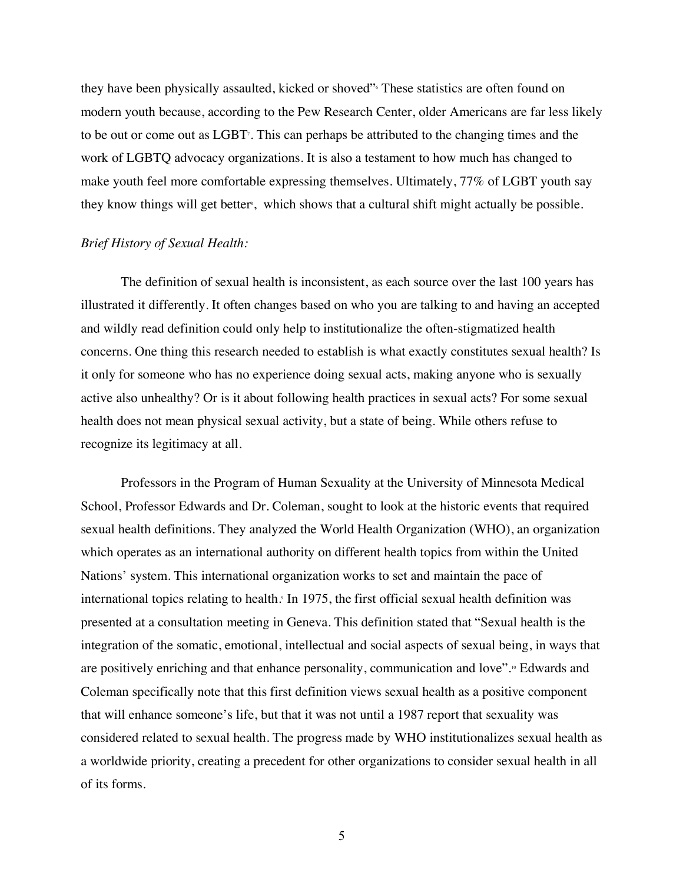they have been physically assaulted, kicked or shoved"[6] These statistics are often found on modern youth because, according to the Pew Research Center, older Americans are far less likely to be out or come out as LGBT[7]. This can perhaps be attributed to the changing times and the work of LGBTQ advocacy organizations. It is also a testament to how much has changed to make youth feel more comfortable expressing themselves. Ultimately, 77% of LGBT youth say they know things will get better[8], which shows that a cultural shift might actually be possible.

*Brief History of Sexual Health:*

The definition of sexual health is inconsistent, as each source over the last 100 years has illustrated it differently. It often changes based on who you are talking to and having an accepted and wildly read definition could only help to institutionalize the often-stigmatized health concerns. One thing this research needed to establish is what exactly constitutes sexual health? Is it only for someone who has no experience doing sexual acts, making anyone who is sexually active also unhealthy? Or is it about following health practices in sexual acts? For some sexual health does not mean physical sexual activity, but a state of being. While others refuse to recognize its legitimacy at all.

Professors in the Program of Human Sexuality at the University of Minnesota Medical School, Professor Edwards and Dr. Coleman, sought to look at the historic events that required sexual health definitions. They analyzed the World Health Organization (WHO), an organization which operates as an international authority on different health topics from within the United Nations' system. This international organization works to set and maintain the pace of international topics relating to health.[9] In 1975, the first official sexual health definition was presented at a consultation meeting in Geneva. This definition stated that "Sexual health is the integration of the somatic, emotional, intellectual and social aspects of sexual being, in ways that are positively enriching and that enhance personality, communication and love".[10] Edwards and Coleman specifically note that this first definition views sexual health as a positive component that will enhance someone's life, but that it was not until a 1987 report that sexuality was considered related to sexual health. The progress made by WHO institutionalizes sexual health as a worldwide priority, creating a precedent for other organizations to consider sexual health in all of its forms.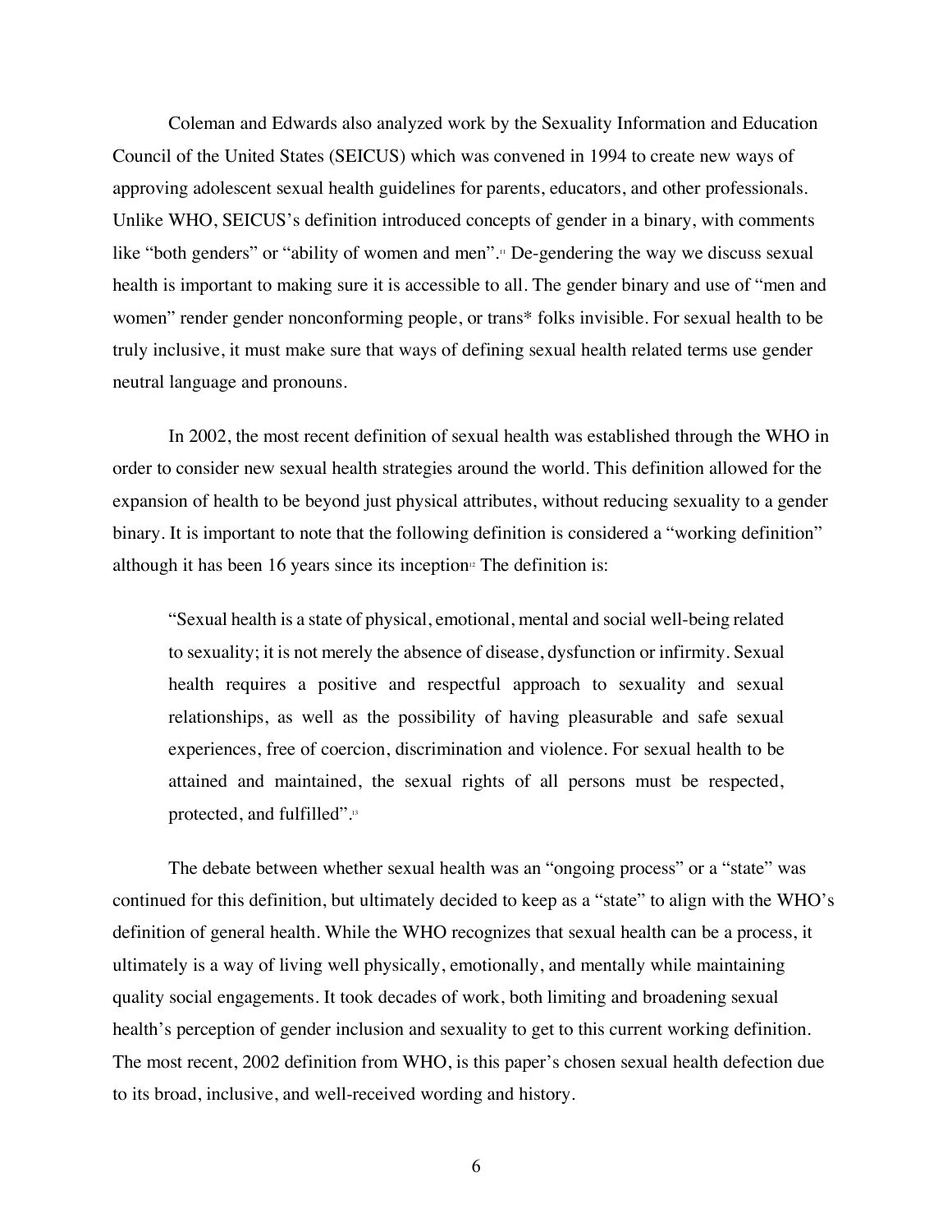Coleman and Edwards also analyzed work by the Sexuality Information and Education Council of the United States (SEICUS) which was convened in 1994 to create new ways of approving adolescent sexual health guidelines for parents, educators, and other professionals. Unlike WHO, SEICUS's definition introduced concepts of gender in a binary, with comments like "both genders" or "ability of women and men".[11] De-gendering the way we discuss sexual health is important to making sure it is accessible to all. The gender binary and use of "men and women" render gender nonconforming people, or trans* folks invisible. For sexual health to be truly inclusive, it must make sure that ways of defining sexual health related terms use gender neutral language and pronouns.

In 2002, the most recent definition of sexual health was established through the WHO in order to consider new sexual health strategies around the world. This definition allowed for the expansion of health to be beyond just physical attributes, without reducing sexuality to a gender binary. It is important to note that the following definition is considered a "working definition" although it has been 16 years since its inception[12] The definition is:

> "Sexual health is a state of physical, emotional, mental and social well-being related to sexuality; it is not merely the absence of disease, dysfunction or infirmity. Sexual health requires a positive and respectful approach to sexuality and sexual relationships, as well as the possibility of having pleasurable and safe sexual experiences, free of coercion, discrimination and violence. For sexual health to be attained and maintained, the sexual rights of all persons must be respected, protected, and fulfilled".[13]

The debate between whether sexual health was an "ongoing process" or a "state" was continued for this definition, but ultimately decided to keep as a "state" to align with the WHO's definition of general health. While the WHO recognizes that sexual health can be a process, it ultimately is a way of living well physically, emotionally, and mentally while maintaining quality social engagements. It took decades of work, both limiting and broadening sexual health's perception of gender inclusion and sexuality to get to this current working definition. The most recent, 2002 definition from WHO, is this paper's chosen sexual health defection due to its broad, inclusive, and well-received wording and history.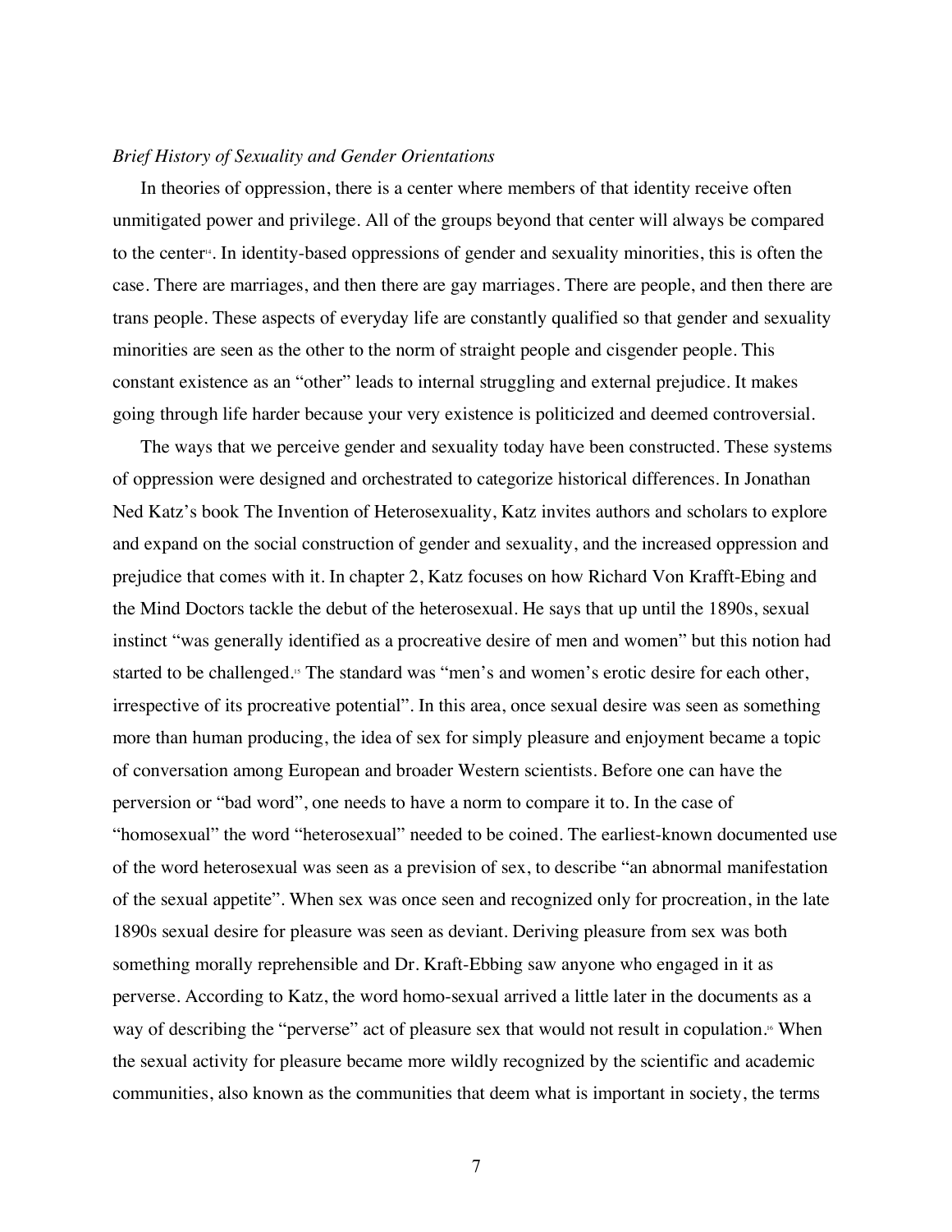*Brief History of Sexuality and Gender Orientations*

In theories of oppression, there is a center where members of that identity receive often unmitigated power and privilege. All of the groups beyond that center will always be compared to the center[14]. In identity-based oppressions of gender and sexuality minorities, this is often the case. There are marriages, and then there are gay marriages. There are people, and then there are trans people. These aspects of everyday life are constantly qualified so that gender and sexuality minorities are seen as the other to the norm of straight people and cisgender people. This constant existence as an "other" leads to internal struggling and external prejudice. It makes going through life harder because your very existence is politicized and deemed controversial.

The ways that we perceive gender and sexuality today have been constructed. These systems of oppression were designed and orchestrated to categorize historical differences. In Jonathan Ned Katz's book The Invention of Heterosexuality, Katz invites authors and scholars to explore and expand on the social construction of gender and sexuality, and the increased oppression and prejudice that comes with it. In chapter 2, Katz focuses on how Richard Von Krafft-Ebing and the Mind Doctors tackle the debut of the heterosexual. He says that up until the 1890s, sexual instinct "was generally identified as a procreative desire of men and women" but this notion had started to be challenged.[15] The standard was "men's and women's erotic desire for each other, irrespective of its procreative potential". In this area, once sexual desire was seen as something more than human producing, the idea of sex for simply pleasure and enjoyment became a topic of conversation among European and broader Western scientists. Before one can have the perversion or "bad word", one needs to have a norm to compare it to. In the case of "homosexual" the word "heterosexual" needed to be coined. The earliest-known documented use of the word heterosexual was seen as a prevision of sex, to describe "an abnormal manifestation of the sexual appetite". When sex was once seen and recognized only for procreation, in the late 1890s sexual desire for pleasure was seen as deviant. Deriving pleasure from sex was both something morally reprehensible and Dr. Kraft-Ebbing saw anyone who engaged in it as perverse. According to Katz, the word homo-sexual arrived a little later in the documents as a way of describing the "perverse" act of pleasure sex that would not result in copulation.[16] When the sexual activity for pleasure became more wildly recognized by the scientific and academic communities, also known as the communities that deem what is important in society, the terms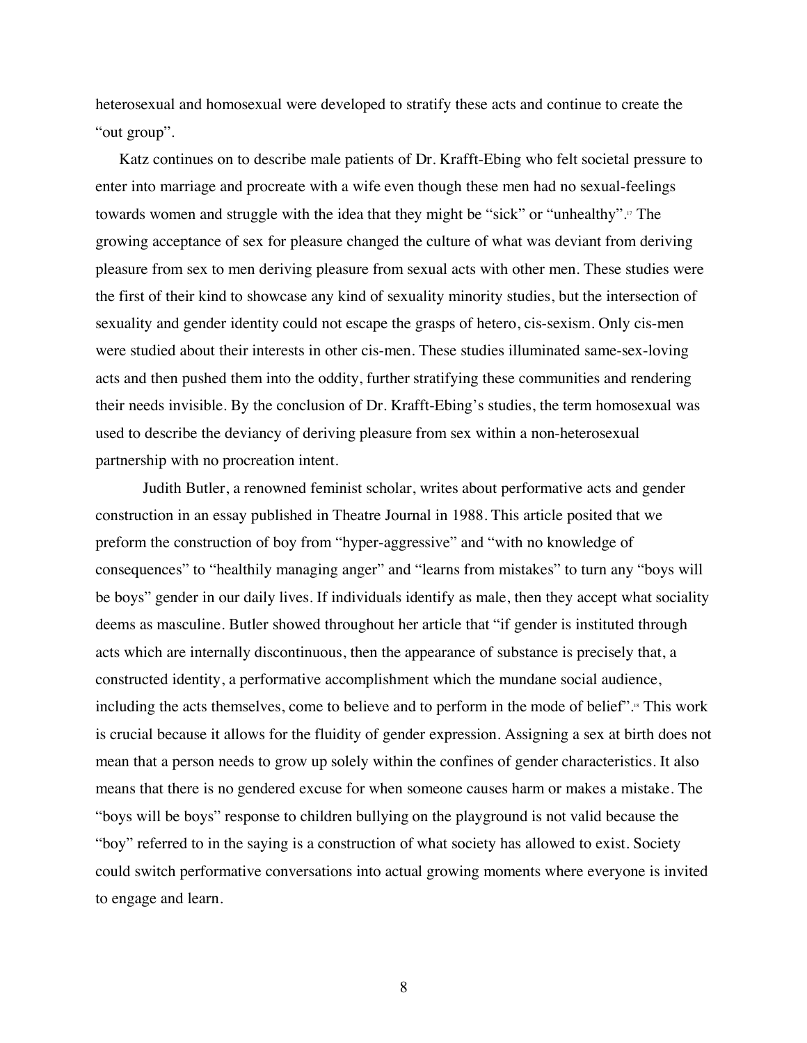heterosexual and homosexual were developed to stratify these acts and continue to create the "out group".

Katz continues on to describe male patients of Dr. Krafft-Ebing who felt societal pressure to enter into marriage and procreate with a wife even though these men had no sexual-feelings towards women and struggle with the idea that they might be "sick" or "unhealthy".[17] The growing acceptance of sex for pleasure changed the culture of what was deviant from deriving pleasure from sex to men deriving pleasure from sexual acts with other men. These studies were the first of their kind to showcase any kind of sexuality minority studies, but the intersection of sexuality and gender identity could not escape the grasps of hetero, cis-sexism. Only cis-men were studied about their interests in other cis-men. These studies illuminated same-sex-loving acts and then pushed them into the oddity, further stratifying these communities and rendering their needs invisible. By the conclusion of Dr. Krafft-Ebing's studies, the term homosexual was used to describe the deviancy of deriving pleasure from sex within a non-heterosexual partnership with no procreation intent.

Judith Butler, a renowned feminist scholar, writes about performative acts and gender construction in an essay published in Theatre Journal in 1988. This article posited that we preform the construction of boy from "hyper-aggressive" and "with no knowledge of consequences" to "healthily managing anger" and "learns from mistakes" to turn any "boys will be boys" gender in our daily lives. If individuals identify as male, then they accept what sociality deems as masculine. Butler showed throughout her article that "if gender is instituted through acts which are internally discontinuous, then the appearance of substance is precisely that, a constructed identity, a performative accomplishment which the mundane social audience, including the acts themselves, come to believe and to perform in the mode of belief".[18] This work is crucial because it allows for the fluidity of gender expression. Assigning a sex at birth does not mean that a person needs to grow up solely within the confines of gender characteristics. It also means that there is no gendered excuse for when someone causes harm or makes a mistake. The "boys will be boys" response to children bullying on the playground is not valid because the "boy" referred to in the saying is a construction of what society has allowed to exist. Society could switch performative conversations into actual growing moments where everyone is invited to engage and learn.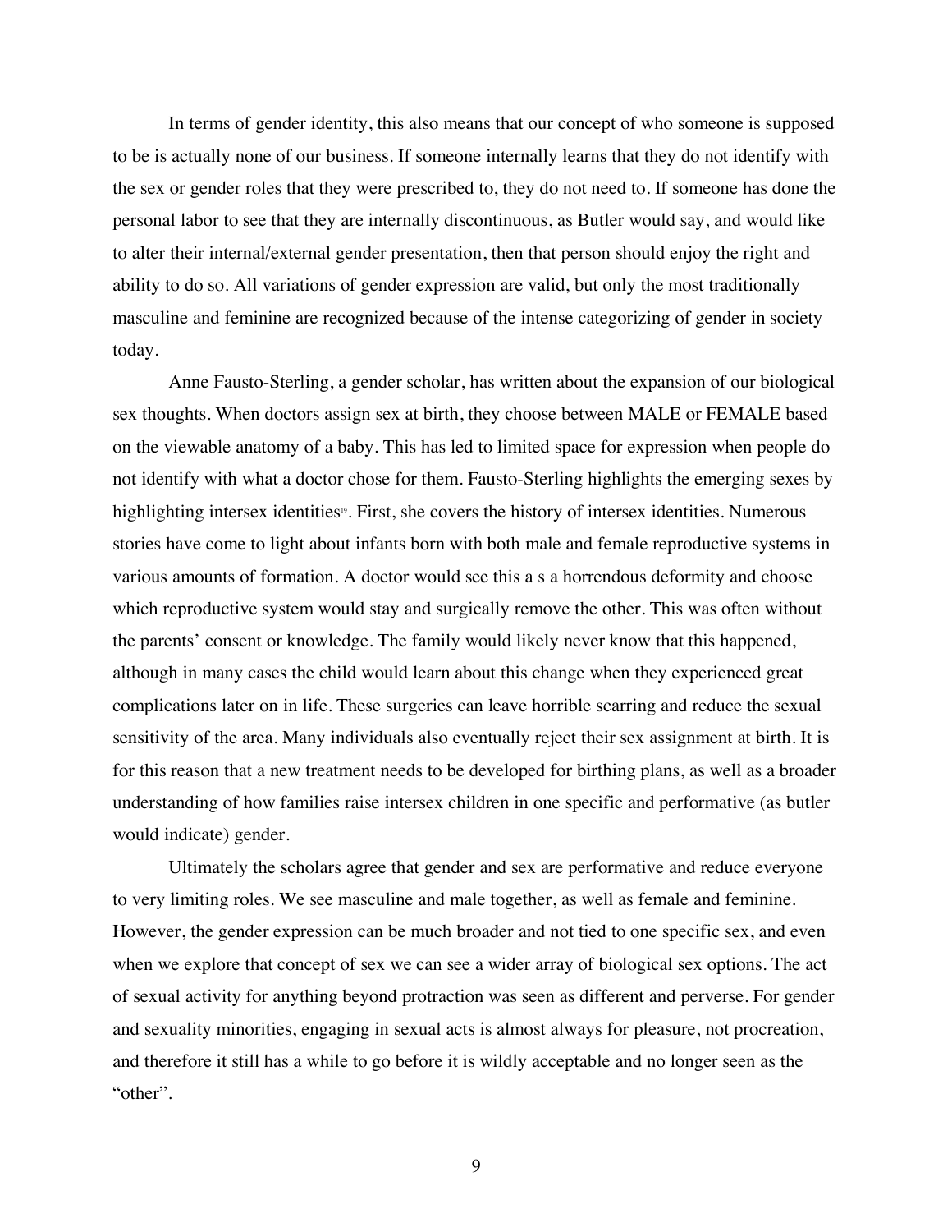In terms of gender identity, this also means that our concept of who someone is supposed to be is actually none of our business. If someone internally learns that they do not identify with the sex or gender roles that they were prescribed to, they do not need to. If someone has done the personal labor to see that they are internally discontinuous, as Butler would say, and would like to alter their internal/external gender presentation, then that person should enjoy the right and ability to do so. All variations of gender expression are valid, but only the most traditionally masculine and feminine are recognized because of the intense categorizing of gender in society today.

Anne Fausto-Sterling, a gender scholar, has written about the expansion of our biological sex thoughts. When doctors assign sex at birth, they choose between MALE or FEMALE based on the viewable anatomy of a baby. This has led to limited space for expression when people do not identify with what a doctor chose for them. Fausto-Sterling highlights the emerging sexes by highlighting intersex identities[19]. First, she covers the history of intersex identities. Numerous stories have come to light about infants born with both male and female reproductive systems in various amounts of formation. A doctor would see this a s a horrendous deformity and choose which reproductive system would stay and surgically remove the other. This was often without the parents' consent or knowledge. The family would likely never know that this happened, although in many cases the child would learn about this change when they experienced great complications later on in life. These surgeries can leave horrible scarring and reduce the sexual sensitivity of the area. Many individuals also eventually reject their sex assignment at birth. It is for this reason that a new treatment needs to be developed for birthing plans, as well as a broader understanding of how families raise intersex children in one specific and performative (as butler would indicate) gender.

Ultimately the scholars agree that gender and sex are performative and reduce everyone to very limiting roles. We see masculine and male together, as well as female and feminine. However, the gender expression can be much broader and not tied to one specific sex, and even when we explore that concept of sex we can see a wider array of biological sex options. The act of sexual activity for anything beyond protraction was seen as different and perverse. For gender and sexuality minorities, engaging in sexual acts is almost always for pleasure, not procreation, and therefore it still has a while to go before it is wildly acceptable and no longer seen as the "other".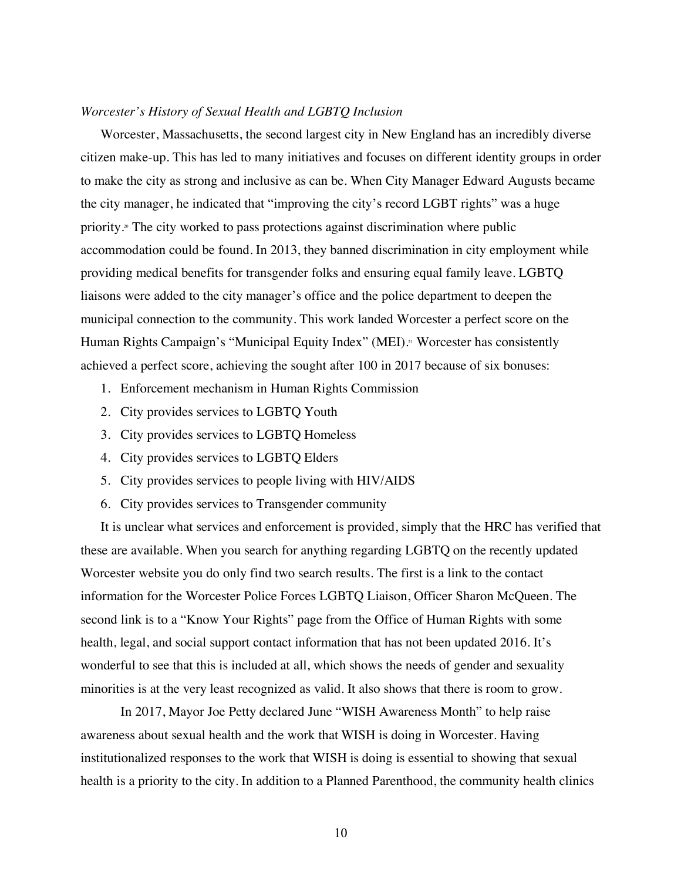*Worcester's History of Sexual Health and LGBTQ Inclusion*

Worcester, Massachusetts, the second largest city in New England has an incredibly diverse citizen make-up. This has led to many initiatives and focuses on different identity groups in order to make the city as strong and inclusive as can be. When City Manager Edward Augusts became the city manager, he indicated that "improving the city's record LGBT rights" was a huge priority.[20] The city worked to pass protections against discrimination where public accommodation could be found. In 2013, they banned discrimination in city employment while providing medical benefits for transgender folks and ensuring equal family leave. LGBTQ liaisons were added to the city manager's office and the police department to deepen the municipal connection to the community. This work landed Worcester a perfect score on the Human Rights Campaign's "Municipal Equity Index" (MEI).[21] Worcester has consistently achieved a perfect score, achieving the sought after 100 in 2017 because of six bonuses:

1. Enforcement mechanism in Human Rights Commission
2. City provides services to LGBTQ Youth
3. City provides services to LGBTQ Homeless
4. City provides services to LGBTQ Elders
5. City provides services to people living with HIV/AIDS
6. City provides services to Transgender community

It is unclear what services and enforcement is provided, simply that the HRC has verified that these are available. When you search for anything regarding LGBTQ on the recently updated Worcester website you do only find two search results. The first is a link to the contact information for the Worcester Police Forces LGBTQ Liaison, Officer Sharon McQueen. The second link is to a "Know Your Rights" page from the Office of Human Rights with some health, legal, and social support contact information that has not been updated 2016. It's wonderful to see that this is included at all, which shows the needs of gender and sexuality minorities is at the very least recognized as valid. It also shows that there is room to grow.

In 2017, Mayor Joe Petty declared June "WISH Awareness Month" to help raise awareness about sexual health and the work that WISH is doing in Worcester. Having institutionalized responses to the work that WISH is doing is essential to showing that sexual health is a priority to the city. In addition to a Planned Parenthood, the community health clinics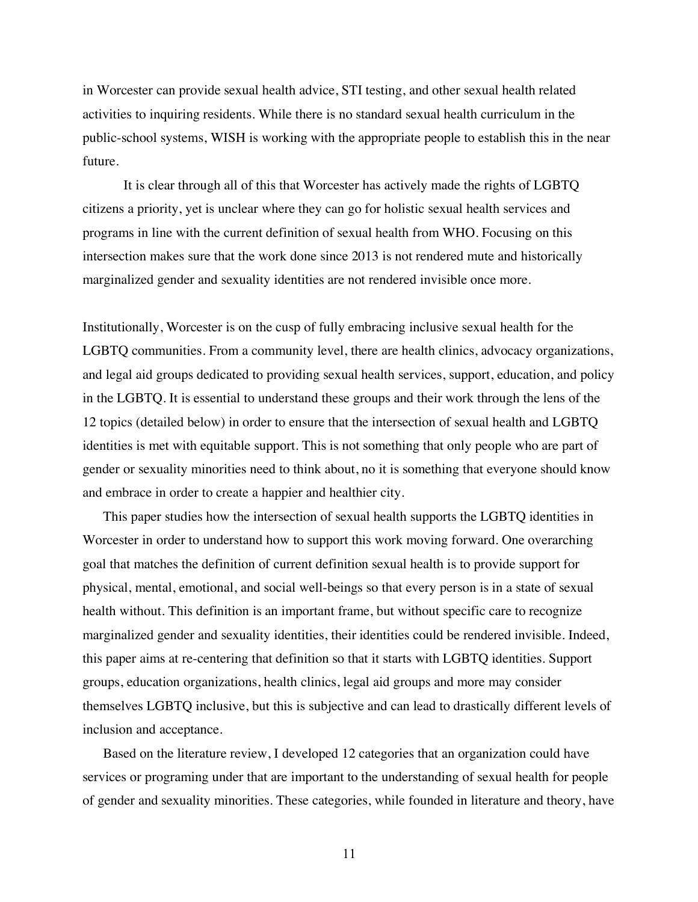in Worcester can provide sexual health advice, STI testing, and other sexual health related activities to inquiring residents. While there is no standard sexual health curriculum in the public-school systems, WISH is working with the appropriate people to establish this in the near future.

It is clear through all of this that Worcester has actively made the rights of LGBTQ citizens a priority, yet is unclear where they can go for holistic sexual health services and programs in line with the current definition of sexual health from WHO. Focusing on this intersection makes sure that the work done since 2013 is not rendered mute and historically marginalized gender and sexuality identities are not rendered invisible once more.

Institutionally, Worcester is on the cusp of fully embracing inclusive sexual health for the LGBTQ communities. From a community level, there are health clinics, advocacy organizations, and legal aid groups dedicated to providing sexual health services, support, education, and policy in the LGBTQ. It is essential to understand these groups and their work through the lens of the 12 topics (detailed below) in order to ensure that the intersection of sexual health and LGBTQ identities is met with equitable support. This is not something that only people who are part of gender or sexuality minorities need to think about, no it is something that everyone should know and embrace in order to create a happier and healthier city.

This paper studies how the intersection of sexual health supports the LGBTQ identities in Worcester in order to understand how to support this work moving forward. One overarching goal that matches the definition of current definition sexual health is to provide support for physical, mental, emotional, and social well-beings so that every person is in a state of sexual health without. This definition is an important frame, but without specific care to recognize marginalized gender and sexuality identities, their identities could be rendered invisible. Indeed, this paper aims at re-centering that definition so that it starts with LGBTQ identities. Support groups, education organizations, health clinics, legal aid groups and more may consider themselves LGBTQ inclusive, but this is subjective and can lead to drastically different levels of inclusion and acceptance.

Based on the literature review, I developed 12 categories that an organization could have services or programing under that are important to the understanding of sexual health for people of gender and sexuality minorities. These categories, while founded in literature and theory, have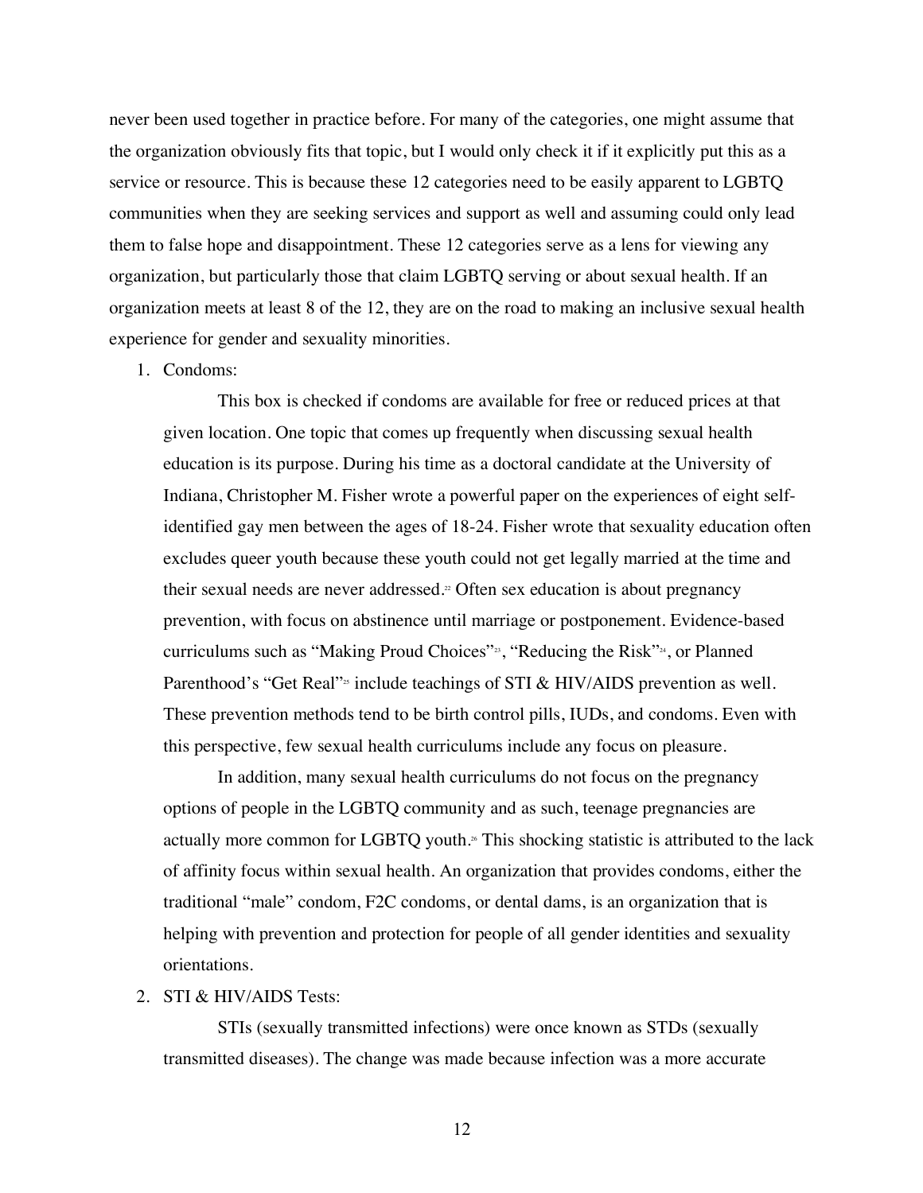never been used together in practice before. For many of the categories, one might assume that the organization obviously fits that topic, but I would only check it if it explicitly put this as a service or resource. This is because these 12 categories need to be easily apparent to LGBTQ communities when they are seeking services and support as well and assuming could only lead them to false hope and disappointment. These 12 categories serve as a lens for viewing any organization, but particularly those that claim LGBTQ serving or about sexual health. If an organization meets at least 8 of the 12, they are on the road to making an inclusive sexual health experience for gender and sexuality minorities.

1. Condoms:

    This box is checked if condoms are available for free or reduced prices at that given location. One topic that comes up frequently when discussing sexual health education is its purpose. During his time as a doctoral candidate at the University of Indiana, Christopher M. Fisher wrote a powerful paper on the experiences of eight self-identified gay men between the ages of 18-24. Fisher wrote that sexuality education often excludes queer youth because these youth could not get legally married at the time and their sexual needs are never addressed.[22] Often sex education is about pregnancy prevention, with focus on abstinence until marriage or postponement. Evidence-based curriculums such as "Making Proud Choices"[23], "Reducing the Risk"[24], or Planned Parenthood's "Get Real"[25] include teachings of STI & HIV/AIDS prevention as well. These prevention methods tend to be birth control pills, IUDs, and condoms. Even with this perspective, few sexual health curriculums include any focus on pleasure.

    In addition, many sexual health curriculums do not focus on the pregnancy options of people in the LGBTQ community and as such, teenage pregnancies are actually more common for LGBTQ youth.[26] This shocking statistic is attributed to the lack of affinity focus within sexual health. An organization that provides condoms, either the traditional "male" condom, F2C condoms, or dental dams, is an organization that is helping with prevention and protection for people of all gender identities and sexuality orientations.

2. STI & HIV/AIDS Tests:

    STIs (sexually transmitted infections) were once known as STDs (sexually transmitted diseases). The change was made because infection was a more accurate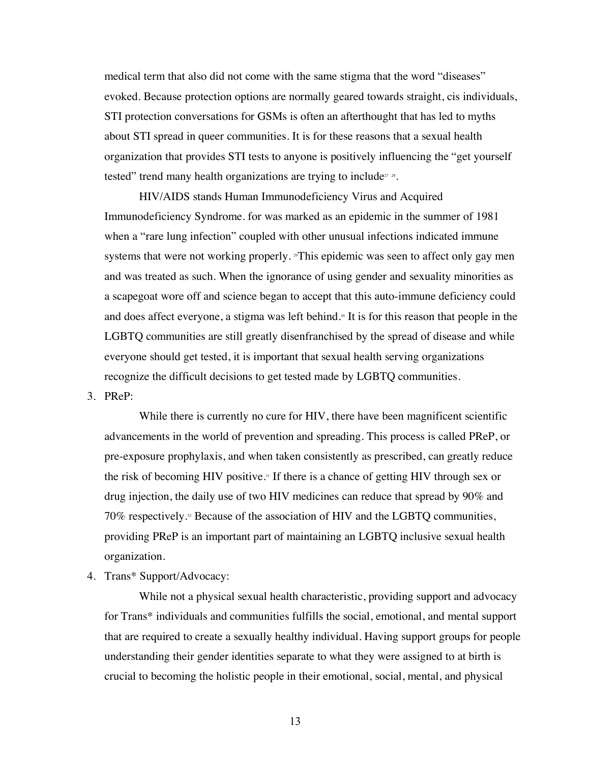medical term that also did not come with the same stigma that the word "diseases" evoked. Because protection options are normally geared towards straight, cis individuals, STI protection conversations for GSMs is often an afterthought that has led to myths about STI spread in queer communities. It is for these reasons that a sexual health organization that provides STI tests to anyone is positively influencing the "get yourself tested" trend many health organizations are trying to include[27] [28].

HIV/AIDS stands Human Immunodeficiency Virus and Acquired Immunodeficiency Syndrome. for was marked as an epidemic in the summer of 1981 when a "rare lung infection" coupled with other unusual infections indicated immune systems that were not working properly. [29]This epidemic was seen to affect only gay men and was treated as such. When the ignorance of using gender and sexuality minorities as a scapegoat wore off and science began to accept that this auto-immune deficiency could and does affect everyone, a stigma was left behind.[30] It is for this reason that people in the LGBTQ communities are still greatly disenfranchised by the spread of disease and while everyone should get tested, it is important that sexual health serving organizations recognize the difficult decisions to get tested made by LGBTQ communities.

3. PReP:

While there is currently no cure for HIV, there have been magnificent scientific advancements in the world of prevention and spreading. This process is called PReP, or pre-exposure prophylaxis, and when taken consistently as prescribed, can greatly reduce the risk of becoming HIV positive.[31] If there is a chance of getting HIV through sex or drug injection, the daily use of two HIV medicines can reduce that spread by 90% and 70% respectively.[32] Because of the association of HIV and the LGBTQ communities, providing PReP is an important part of maintaining an LGBTQ inclusive sexual health organization.

4. Trans* Support/Advocacy:

While not a physical sexual health characteristic, providing support and advocacy for Trans* individuals and communities fulfills the social, emotional, and mental support that are required to create a sexually healthy individual. Having support groups for people understanding their gender identities separate to what they were assigned to at birth is crucial to becoming the holistic people in their emotional, social, mental, and physical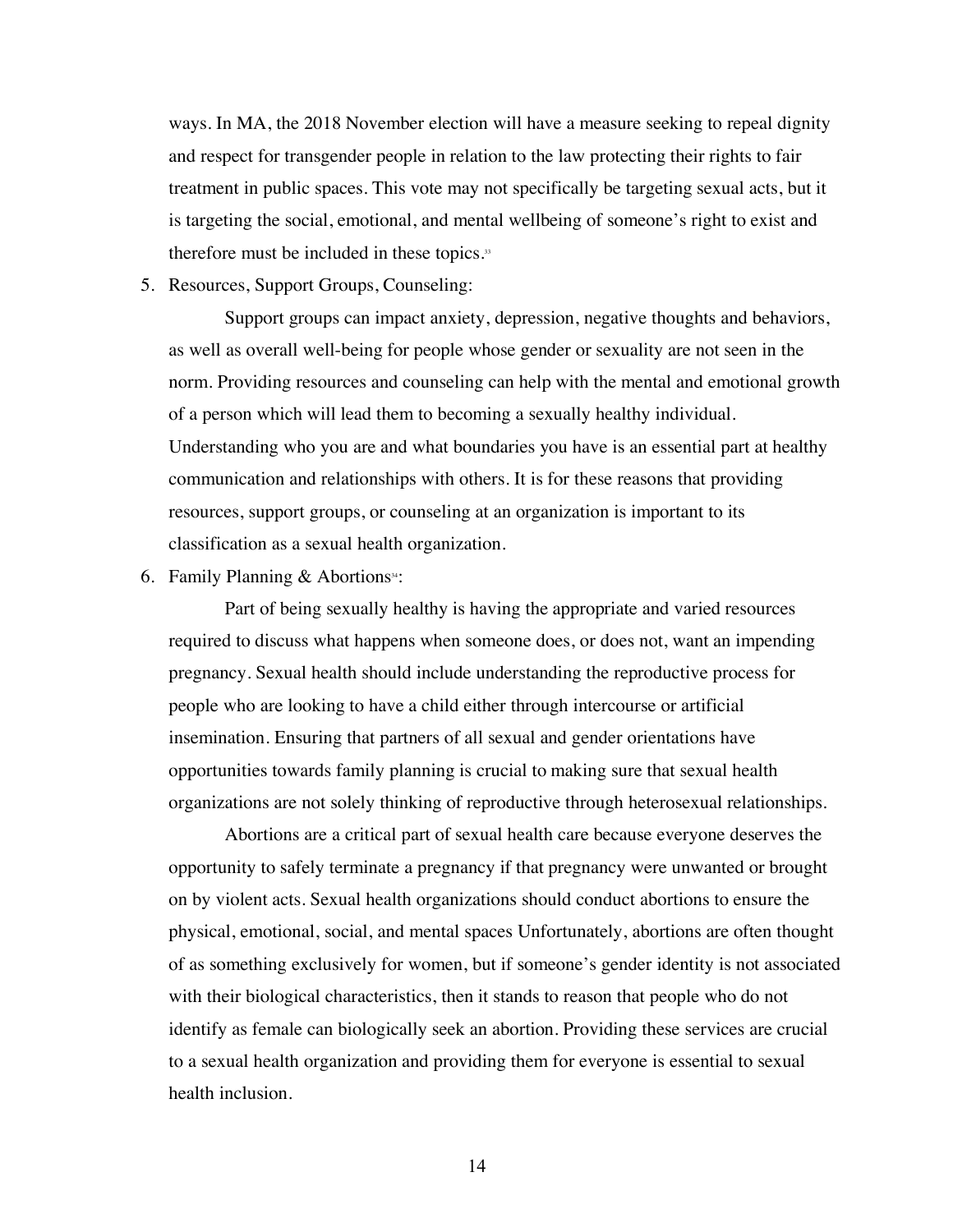ways. In MA, the 2018 November election will have a measure seeking to repeal dignity and respect for transgender people in relation to the law protecting their rights to fair treatment in public spaces. This vote may not specifically be targeting sexual acts, but it is targeting the social, emotional, and mental wellbeing of someone's right to exist and therefore must be included in these topics.[33]

5. Resources, Support Groups, Counseling:

   Support groups can impact anxiety, depression, negative thoughts and behaviors, as well as overall well-being for people whose gender or sexuality are not seen in the norm. Providing resources and counseling can help with the mental and emotional growth of a person which will lead them to becoming a sexually healthy individual. Understanding who you are and what boundaries you have is an essential part at healthy communication and relationships with others. It is for these reasons that providing resources, support groups, or counseling at an organization is important to its classification as a sexual health organization.

6. Family Planning & Abortions[34]:

   Part of being sexually healthy is having the appropriate and varied resources required to discuss what happens when someone does, or does not, want an impending pregnancy. Sexual health should include understanding the reproductive process for people who are looking to have a child either through intercourse or artificial insemination. Ensuring that partners of all sexual and gender orientations have opportunities towards family planning is crucial to making sure that sexual health organizations are not solely thinking of reproductive through heterosexual relationships.

   Abortions are a critical part of sexual health care because everyone deserves the opportunity to safely terminate a pregnancy if that pregnancy were unwanted or brought on by violent acts. Sexual health organizations should conduct abortions to ensure the physical, emotional, social, and mental spaces Unfortunately, abortions are often thought of as something exclusively for women, but if someone's gender identity is not associated with their biological characteristics, then it stands to reason that people who do not identify as female can biologically seek an abortion. Providing these services are crucial to a sexual health organization and providing them for everyone is essential to sexual health inclusion.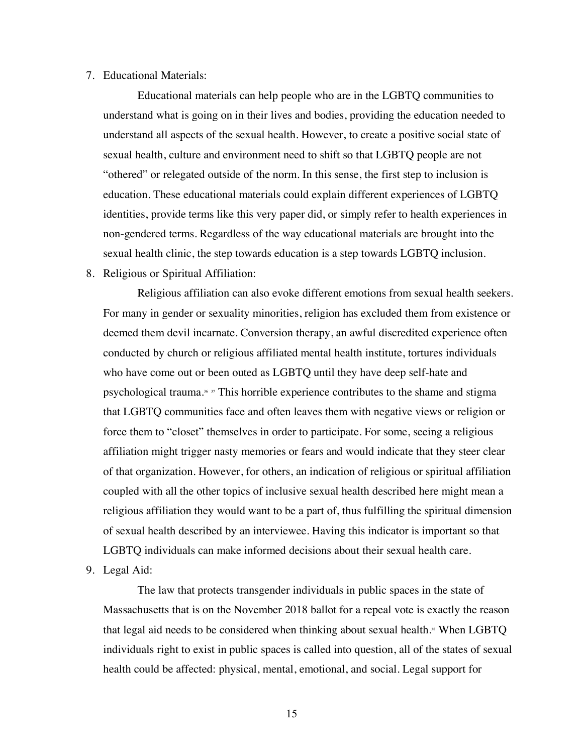7. Educational Materials:

    Educational materials can help people who are in the LGBTQ communities to understand what is going on in their lives and bodies, providing the education needed to understand all aspects of the sexual health. However, to create a positive social state of sexual health, culture and environment need to shift so that LGBTQ people are not "othered" or relegated outside of the norm. In this sense, the first step to inclusion is education. These educational materials could explain different experiences of LGBTQ identities, provide terms like this very paper did, or simply refer to health experiences in non-gendered terms. Regardless of the way educational materials are brought into the sexual health clinic, the step towards education is a step towards LGBTQ inclusion.

8. Religious or Spiritual Affiliation:

    Religious affiliation can also evoke different emotions from sexual health seekers. For many in gender or sexuality minorities, religion has excluded them from existence or deemed them devil incarnate. Conversion therapy, an awful discredited experience often conducted by church or religious affiliated mental health institute, tortures individuals who have come out or been outed as LGBTQ until they have deep self-hate and psychological trauma.[36] [37] This horrible experience contributes to the shame and stigma that LGBTQ communities face and often leaves them with negative views or religion or force them to "closet" themselves in order to participate. For some, seeing a religious affiliation might trigger nasty memories or fears and would indicate that they steer clear of that organization. However, for others, an indication of religious or spiritual affiliation coupled with all the other topics of inclusive sexual health described here might mean a religious affiliation they would want to be a part of, thus fulfilling the spiritual dimension of sexual health described by an interviewee. Having this indicator is important so that LGBTQ individuals can make informed decisions about their sexual health care.

9. Legal Aid:

    The law that protects transgender individuals in public spaces in the state of Massachusetts that is on the November 2018 ballot for a repeal vote is exactly the reason that legal aid needs to be considered when thinking about sexual health.[38] When LGBTQ individuals right to exist in public spaces is called into question, all of the states of sexual health could be affected: physical, mental, emotional, and social. Legal support for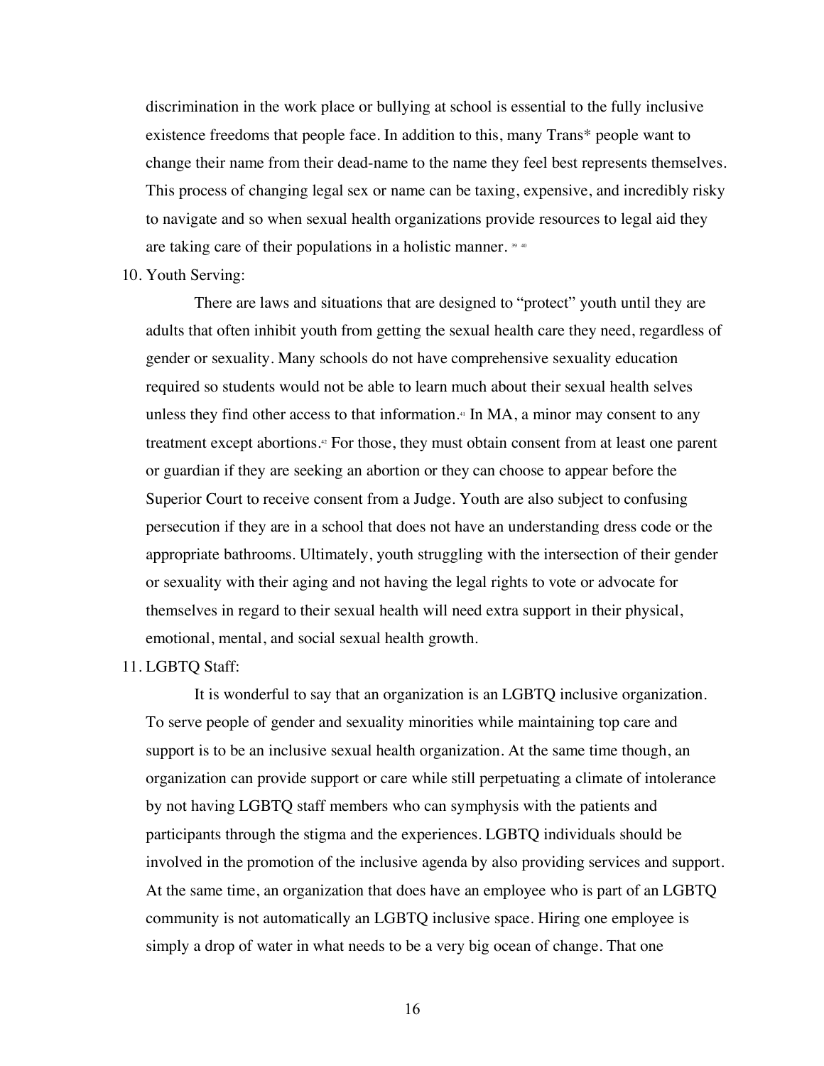discrimination in the work place or bullying at school is essential to the fully inclusive existence freedoms that people face. In addition to this, many Trans* people want to change their name from their dead-name to the name they feel best represents themselves. This process of changing legal sex or name can be taxing, expensive, and incredibly risky to navigate and so when sexual health organizations provide resources to legal aid they are taking care of their populations in a holistic manner. [39] [40]

10. Youth Serving:

    There are laws and situations that are designed to "protect" youth until they are adults that often inhibit youth from getting the sexual health care they need, regardless of gender or sexuality. Many schools do not have comprehensive sexuality education required so students would not be able to learn much about their sexual health selves unless they find other access to that information.[41] In MA, a minor may consent to any treatment except abortions.[42] For those, they must obtain consent from at least one parent or guardian if they are seeking an abortion or they can choose to appear before the Superior Court to receive consent from a Judge. Youth are also subject to confusing persecution if they are in a school that does not have an understanding dress code or the appropriate bathrooms. Ultimately, youth struggling with the intersection of their gender or sexuality with their aging and not having the legal rights to vote or advocate for themselves in regard to their sexual health will need extra support in their physical, emotional, mental, and social sexual health growth.

11. LGBTQ Staff:

    It is wonderful to say that an organization is an LGBTQ inclusive organization. To serve people of gender and sexuality minorities while maintaining top care and support is to be an inclusive sexual health organization. At the same time though, an organization can provide support or care while still perpetuating a climate of intolerance by not having LGBTQ staff members who can symphysis with the patients and participants through the stigma and the experiences. LGBTQ individuals should be involved in the promotion of the inclusive agenda by also providing services and support. At the same time, an organization that does have an employee who is part of an LGBTQ community is not automatically an LGBTQ inclusive space. Hiring one employee is simply a drop of water in what needs to be a very big ocean of change. That one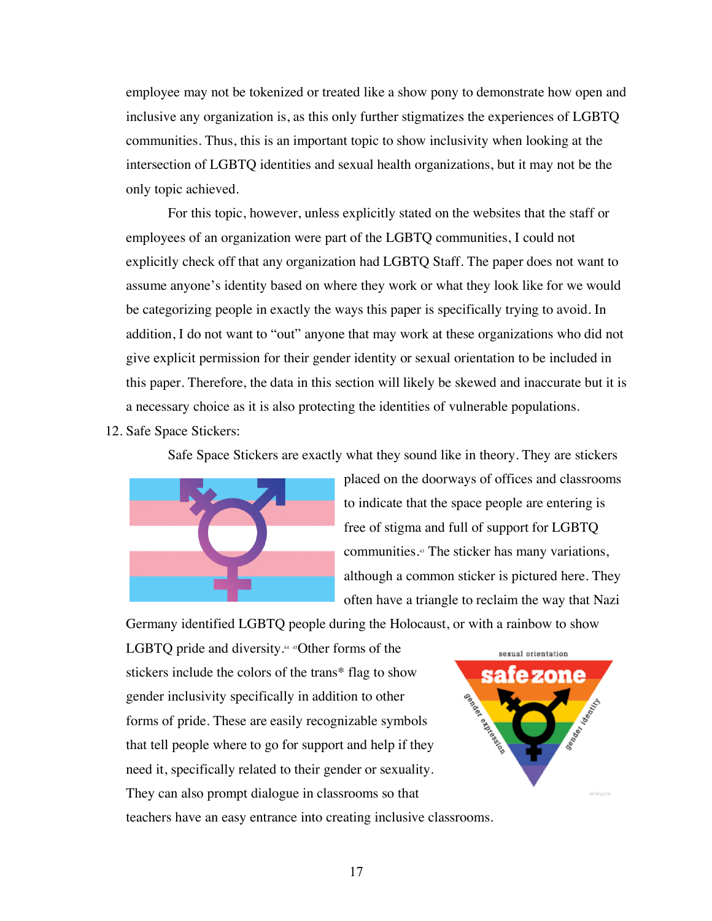employee may not be tokenized or treated like a show pony to demonstrate how open and inclusive any organization is, as this only further stigmatizes the experiences of LGBTQ communities. Thus, this is an important topic to show inclusivity when looking at the intersection of LGBTQ identities and sexual health organizations, but it may not be the only topic achieved.

For this topic, however, unless explicitly stated on the websites that the staff or employees of an organization were part of the LGBTQ communities, I could not explicitly check off that any organization had LGBTQ Staff. The paper does not want to assume anyone's identity based on where they work or what they look like for we would be categorizing people in exactly the ways this paper is specifically trying to avoid. In addition, I do not want to "out" anyone that may work at these organizations who did not give explicit permission for their gender identity or sexual orientation to be included in this paper. Therefore, the data in this section will likely be skewed and inaccurate but it is a necessary choice as it is also protecting the identities of vulnerable populations.

12. Safe Space Stickers:

Safe Space Stickers are exactly what they sound like in theory. They are stickers placed on the doorways of offices and classrooms to indicate that the space people are entering is free of stigma and full of support for LGBTQ communities.[43] The sticker has many variations, although a common sticker is pictured here. They often have a triangle to reclaim the way that Nazi Germany identified LGBTQ people during the Holocaust, or with a rainbow to show LGBTQ pride and diversity.[44] [45]Other forms of the stickers include the colors of the trans* flag to show gender inclusivity specifically in addition to other forms of pride. These are easily recognizable symbols that tell people where to go for support and help if they need it, specifically related to their gender or sexuality. They can also prompt dialogue in classrooms so that teachers have an easy entrance into creating inclusive classrooms.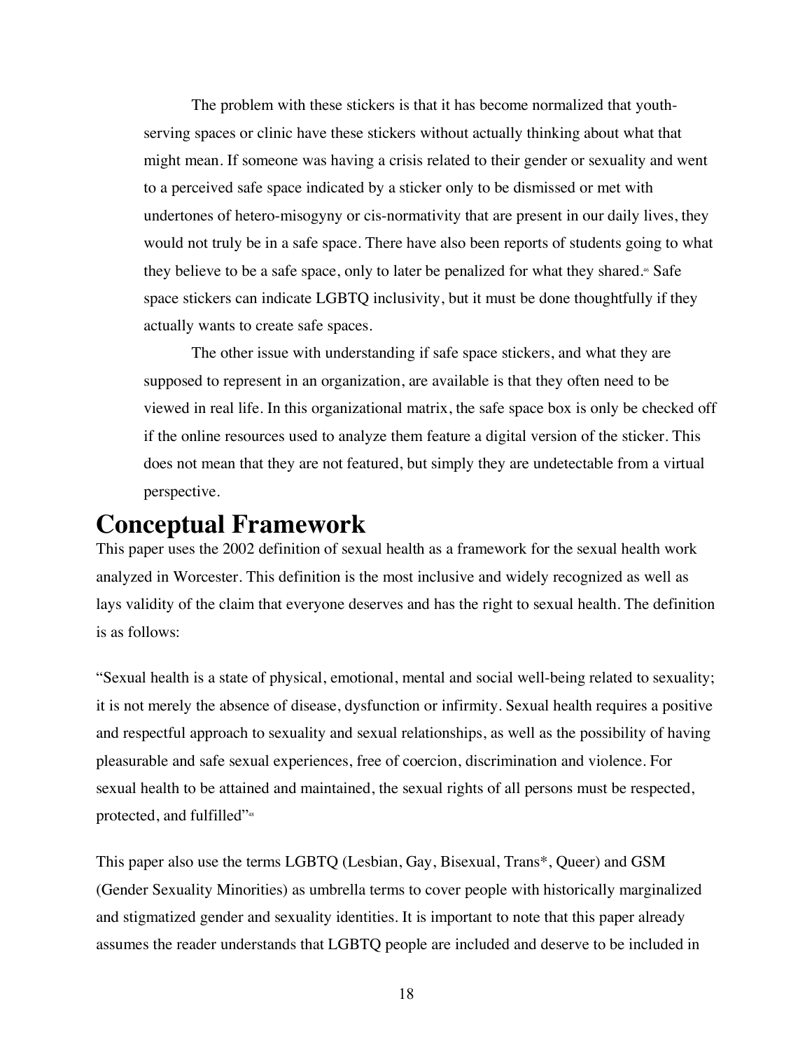The problem with these stickers is that it has become normalized that youth-serving spaces or clinic have these stickers without actually thinking about what that might mean. If someone was having a crisis related to their gender or sexuality and went to a perceived safe space indicated by a sticker only to be dismissed or met with undertones of hetero-misogyny or cis-normativity that are present in our daily lives, they would not truly be in a safe space. There have also been reports of students going to what they believe to be a safe space, only to later be penalized for what they shared.[46] Safe space stickers can indicate LGBTQ inclusivity, but it must be done thoughtfully if they actually wants to create safe spaces.

The other issue with understanding if safe space stickers, and what they are supposed to represent in an organization, are available is that they often need to be viewed in real life. In this organizational matrix, the safe space box is only be checked off if the online resources used to analyze them feature a digital version of the sticker. This does not mean that they are not featured, but simply they are undetectable from a virtual perspective.

# Conceptual Framework

This paper uses the 2002 definition of sexual health as a framework for the sexual health work analyzed in Worcester. This definition is the most inclusive and widely recognized as well as lays validity of the claim that everyone deserves and has the right to sexual health. The definition is as follows:

"Sexual health is a state of physical, emotional, mental and social well-being related to sexuality; it is not merely the absence of disease, dysfunction or infirmity. Sexual health requires a positive and respectful approach to sexuality and sexual relationships, as well as the possibility of having pleasurable and safe sexual experiences, free of coercion, discrimination and violence. For sexual health to be attained and maintained, the sexual rights of all persons must be respected, protected, and fulfilled"[48]

This paper also use the terms LGBTQ (Lesbian, Gay, Bisexual, Trans*, Queer) and GSM (Gender Sexuality Minorities) as umbrella terms to cover people with historically marginalized and stigmatized gender and sexuality identities. It is important to note that this paper already assumes the reader understands that LGBTQ people are included and deserve to be included in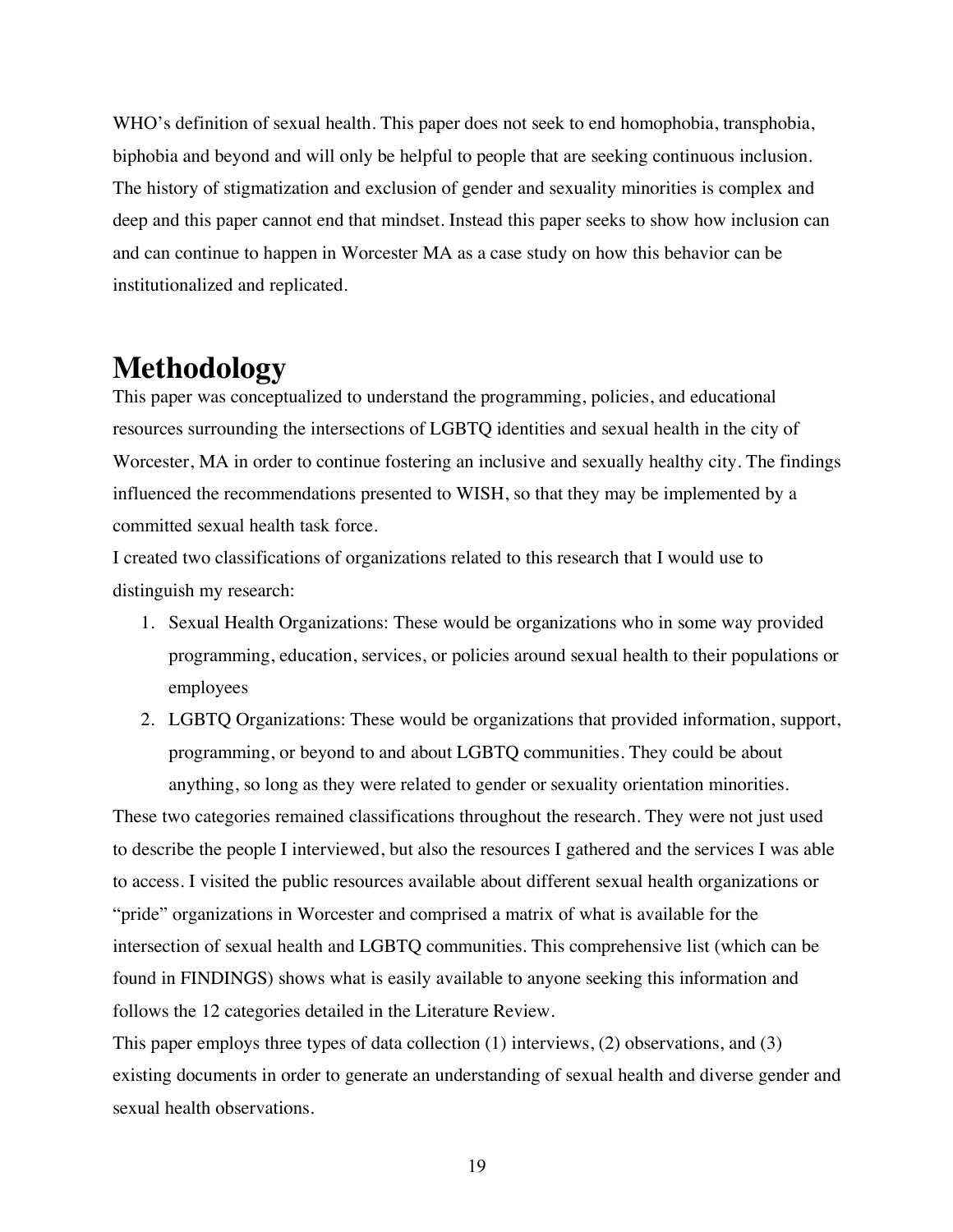WHO's definition of sexual health. This paper does not seek to end homophobia, transphobia, biphobia and beyond and will only be helpful to people that are seeking continuous inclusion. The history of stigmatization and exclusion of gender and sexuality minorities is complex and deep and this paper cannot end that mindset. Instead this paper seeks to show how inclusion can and can continue to happen in Worcester MA as a case study on how this behavior can be institutionalized and replicated.

# Methodology

This paper was conceptualized to understand the programming, policies, and educational resources surrounding the intersections of LGBTQ identities and sexual health in the city of Worcester, MA in order to continue fostering an inclusive and sexually healthy city. The findings influenced the recommendations presented to WISH, so that they may be implemented by a committed sexual health task force.

I created two classifications of organizations related to this research that I would use to distinguish my research:

1. Sexual Health Organizations: These would be organizations who in some way provided programming, education, services, or policies around sexual health to their populations or employees
2. LGBTQ Organizations: These would be organizations that provided information, support, programming, or beyond to and about LGBTQ communities. They could be about anything, so long as they were related to gender or sexuality orientation minorities.

These two categories remained classifications throughout the research. They were not just used to describe the people I interviewed, but also the resources I gathered and the services I was able to access. I visited the public resources available about different sexual health organizations or "pride" organizations in Worcester and comprised a matrix of what is available for the intersection of sexual health and LGBTQ communities. This comprehensive list (which can be found in FINDINGS) shows what is easily available to anyone seeking this information and follows the 12 categories detailed in the Literature Review.

This paper employs three types of data collection (1) interviews, (2) observations, and (3) existing documents in order to generate an understanding of sexual health and diverse gender and sexual health observations.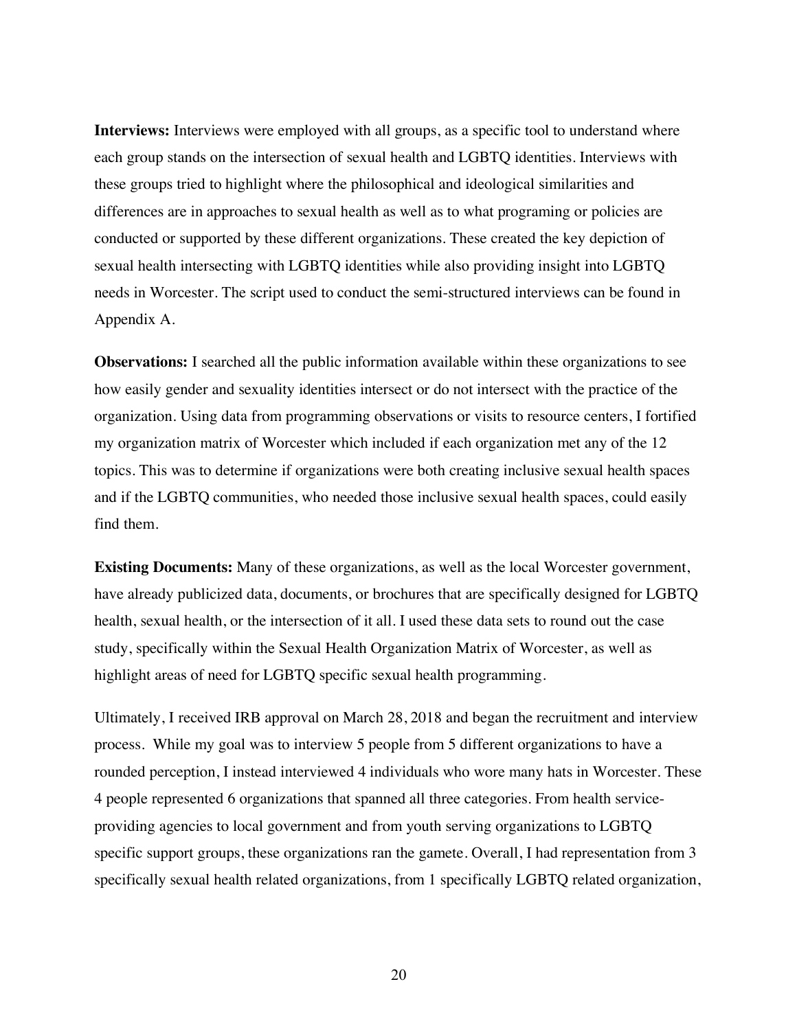**Interviews:** Interviews were employed with all groups, as a specific tool to understand where each group stands on the intersection of sexual health and LGBTQ identities. Interviews with these groups tried to highlight where the philosophical and ideological similarities and differences are in approaches to sexual health as well as to what programing or policies are conducted or supported by these different organizations. These created the key depiction of sexual health intersecting with LGBTQ identities while also providing insight into LGBTQ needs in Worcester. The script used to conduct the semi-structured interviews can be found in Appendix A.

**Observations:** I searched all the public information available within these organizations to see how easily gender and sexuality identities intersect or do not intersect with the practice of the organization. Using data from programming observations or visits to resource centers, I fortified my organization matrix of Worcester which included if each organization met any of the 12 topics. This was to determine if organizations were both creating inclusive sexual health spaces and if the LGBTQ communities, who needed those inclusive sexual health spaces, could easily find them.

**Existing Documents:** Many of these organizations, as well as the local Worcester government, have already publicized data, documents, or brochures that are specifically designed for LGBTQ health, sexual health, or the intersection of it all. I used these data sets to round out the case study, specifically within the Sexual Health Organization Matrix of Worcester, as well as highlight areas of need for LGBTQ specific sexual health programming.

Ultimately, I received IRB approval on March 28, 2018 and began the recruitment and interview process. While my goal was to interview 5 people from 5 different organizations to have a rounded perception, I instead interviewed 4 individuals who wore many hats in Worcester. These 4 people represented 6 organizations that spanned all three categories. From health service-providing agencies to local government and from youth serving organizations to LGBTQ specific support groups, these organizations ran the gamete. Overall, I had representation from 3 specifically sexual health related organizations, from 1 specifically LGBTQ related organization,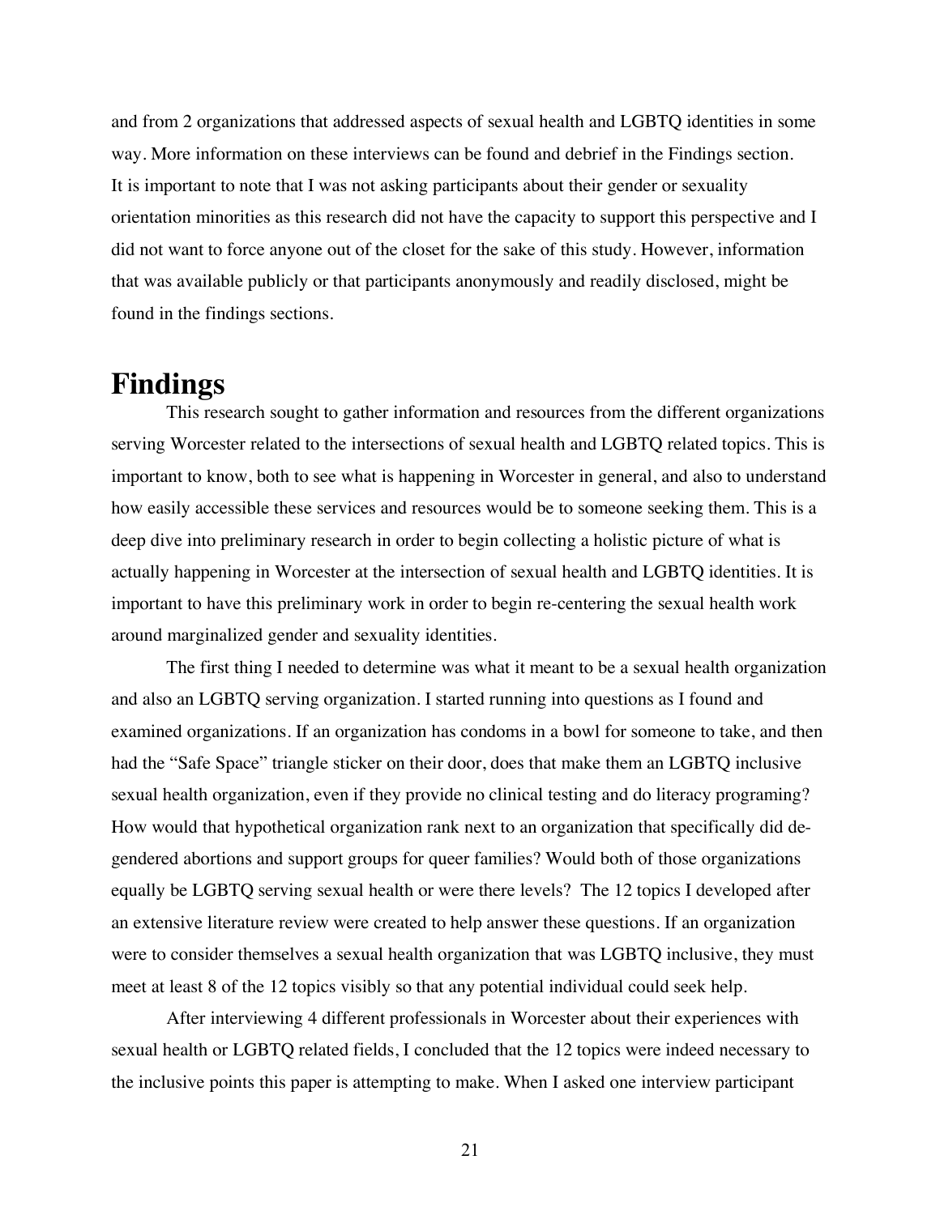and from 2 organizations that addressed aspects of sexual health and LGBTQ identities in some way. More information on these interviews can be found and debrief in the Findings section. It is important to note that I was not asking participants about their gender or sexuality orientation minorities as this research did not have the capacity to support this perspective and I did not want to force anyone out of the closet for the sake of this study. However, information that was available publicly or that participants anonymously and readily disclosed, might be found in the findings sections.

# Findings

This research sought to gather information and resources from the different organizations serving Worcester related to the intersections of sexual health and LGBTQ related topics. This is important to know, both to see what is happening in Worcester in general, and also to understand how easily accessible these services and resources would be to someone seeking them. This is a deep dive into preliminary research in order to begin collecting a holistic picture of what is actually happening in Worcester at the intersection of sexual health and LGBTQ identities. It is important to have this preliminary work in order to begin re-centering the sexual health work around marginalized gender and sexuality identities.

The first thing I needed to determine was what it meant to be a sexual health organization and also an LGBTQ serving organization. I started running into questions as I found and examined organizations. If an organization has condoms in a bowl for someone to take, and then had the "Safe Space" triangle sticker on their door, does that make them an LGBTQ inclusive sexual health organization, even if they provide no clinical testing and do literacy programing? How would that hypothetical organization rank next to an organization that specifically did de-gendered abortions and support groups for queer families? Would both of those organizations equally be LGBTQ serving sexual health or were there levels? The 12 topics I developed after an extensive literature review were created to help answer these questions. If an organization were to consider themselves a sexual health organization that was LGBTQ inclusive, they must meet at least 8 of the 12 topics visibly so that any potential individual could seek help.

After interviewing 4 different professionals in Worcester about their experiences with sexual health or LGBTQ related fields, I concluded that the 12 topics were indeed necessary to the inclusive points this paper is attempting to make. When I asked one interview participant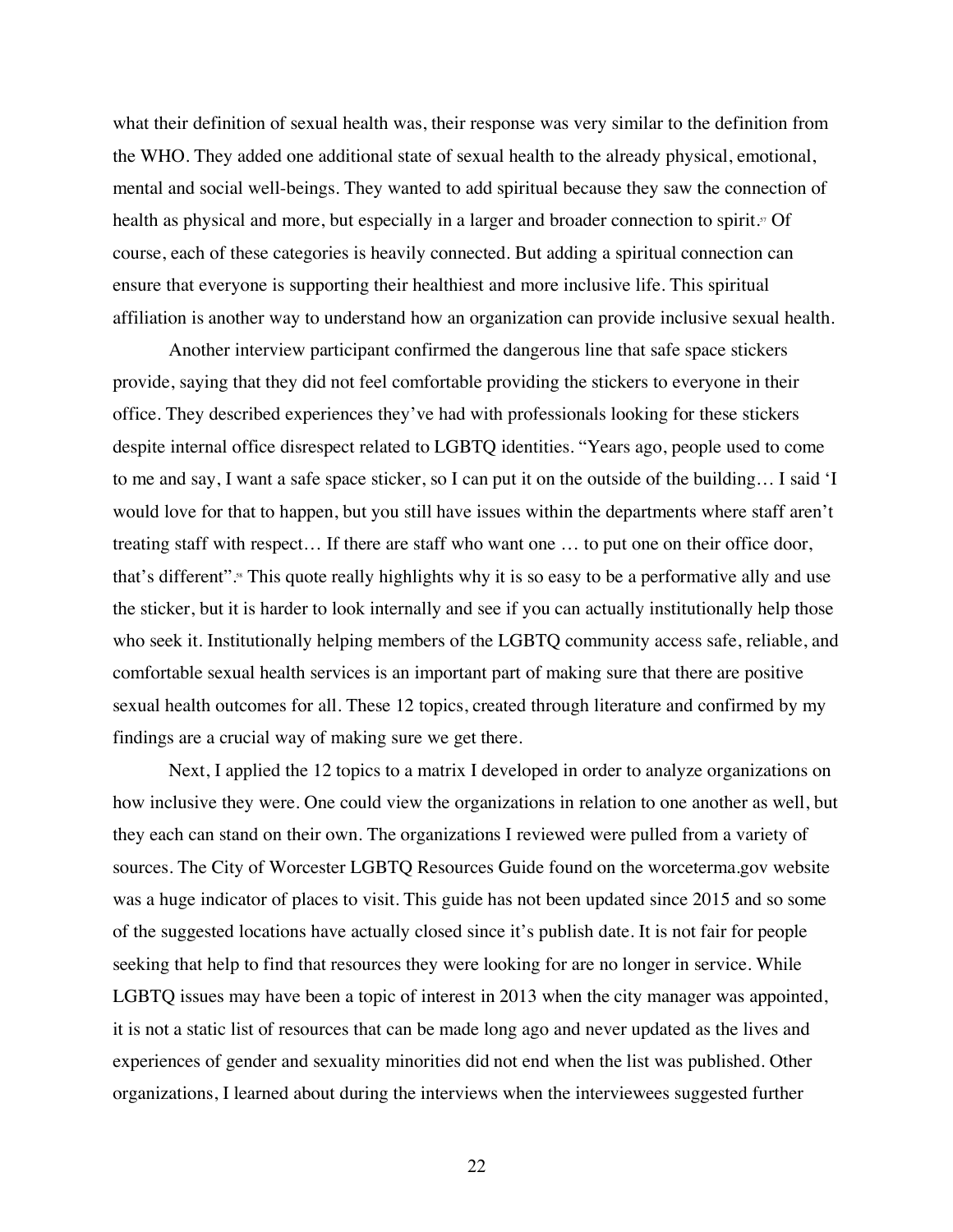what their definition of sexual health was, their response was very similar to the definition from the WHO. They added one additional state of sexual health to the already physical, emotional, mental and social well-beings. They wanted to add spiritual because they saw the connection of health as physical and more, but especially in a larger and broader connection to spirit.[57] Of course, each of these categories is heavily connected. But adding a spiritual connection can ensure that everyone is supporting their healthiest and more inclusive life. This spiritual affiliation is another way to understand how an organization can provide inclusive sexual health.

Another interview participant confirmed the dangerous line that safe space stickers provide, saying that they did not feel comfortable providing the stickers to everyone in their office. They described experiences they've had with professionals looking for these stickers despite internal office disrespect related to LGBTQ identities. "Years ago, people used to come to me and say, I want a safe space sticker, so I can put it on the outside of the building… I said 'I would love for that to happen, but you still have issues within the departments where staff aren't treating staff with respect… If there are staff who want one … to put one on their office door, that's different".[58] This quote really highlights why it is so easy to be a performative ally and use the sticker, but it is harder to look internally and see if you can actually institutionally help those who seek it. Institutionally helping members of the LGBTQ community access safe, reliable, and comfortable sexual health services is an important part of making sure that there are positive sexual health outcomes for all. These 12 topics, created through literature and confirmed by my findings are a crucial way of making sure we get there.

Next, I applied the 12 topics to a matrix I developed in order to analyze organizations on how inclusive they were. One could view the organizations in relation to one another as well, but they each can stand on their own. The organizations I reviewed were pulled from a variety of sources. The City of Worcester LGBTQ Resources Guide found on the worceterma.gov website was a huge indicator of places to visit. This guide has not been updated since 2015 and so some of the suggested locations have actually closed since it's publish date. It is not fair for people seeking that help to find that resources they were looking for are no longer in service. While LGBTQ issues may have been a topic of interest in 2013 when the city manager was appointed, it is not a static list of resources that can be made long ago and never updated as the lives and experiences of gender and sexuality minorities did not end when the list was published. Other organizations, I learned about during the interviews when the interviewees suggested further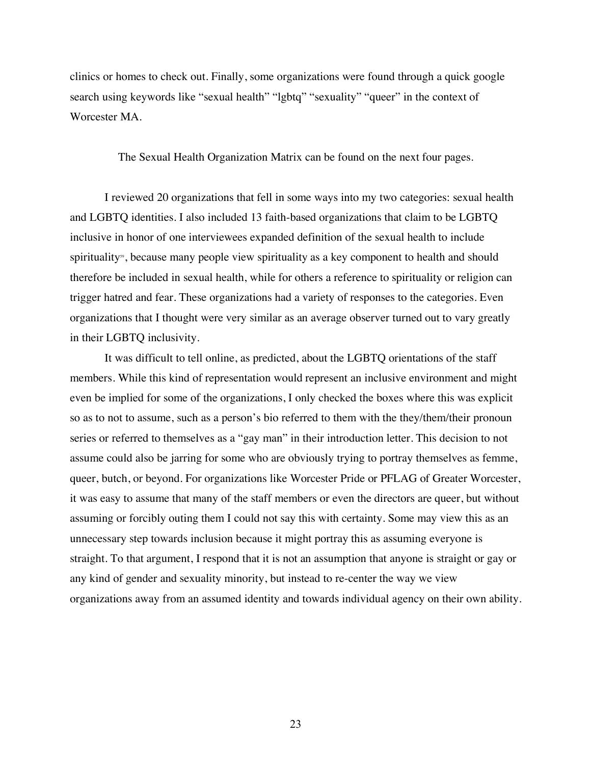clinics or homes to check out. Finally, some organizations were found through a quick google search using keywords like "sexual health" "lgbtq" "sexuality" "queer" in the context of Worcester MA.

The Sexual Health Organization Matrix can be found on the next four pages.

I reviewed 20 organizations that fell in some ways into my two categories: sexual health and LGBTQ identities. I also included 13 faith-based organizations that claim to be LGBTQ inclusive in honor of one interviewees expanded definition of the sexual health to include spirituality[59], because many people view spirituality as a key component to health and should therefore be included in sexual health, while for others a reference to spirituality or religion can trigger hatred and fear. These organizations had a variety of responses to the categories. Even organizations that I thought were very similar as an average observer turned out to vary greatly in their LGBTQ inclusivity.

It was difficult to tell online, as predicted, about the LGBTQ orientations of the staff members. While this kind of representation would represent an inclusive environment and might even be implied for some of the organizations, I only checked the boxes where this was explicit so as to not to assume, such as a person's bio referred to them with the they/them/their pronoun series or referred to themselves as a "gay man" in their introduction letter. This decision to not assume could also be jarring for some who are obviously trying to portray themselves as femme, queer, butch, or beyond. For organizations like Worcester Pride or PFLAG of Greater Worcester, it was easy to assume that many of the staff members or even the directors are queer, but without assuming or forcibly outing them I could not say this with certainty. Some may view this as an unnecessary step towards inclusion because it might portray this as assuming everyone is straight. To that argument, I respond that it is not an assumption that anyone is straight or gay or any kind of gender and sexuality minority, but instead to re-center the way we view organizations away from an assumed identity and towards individual agency on their own ability.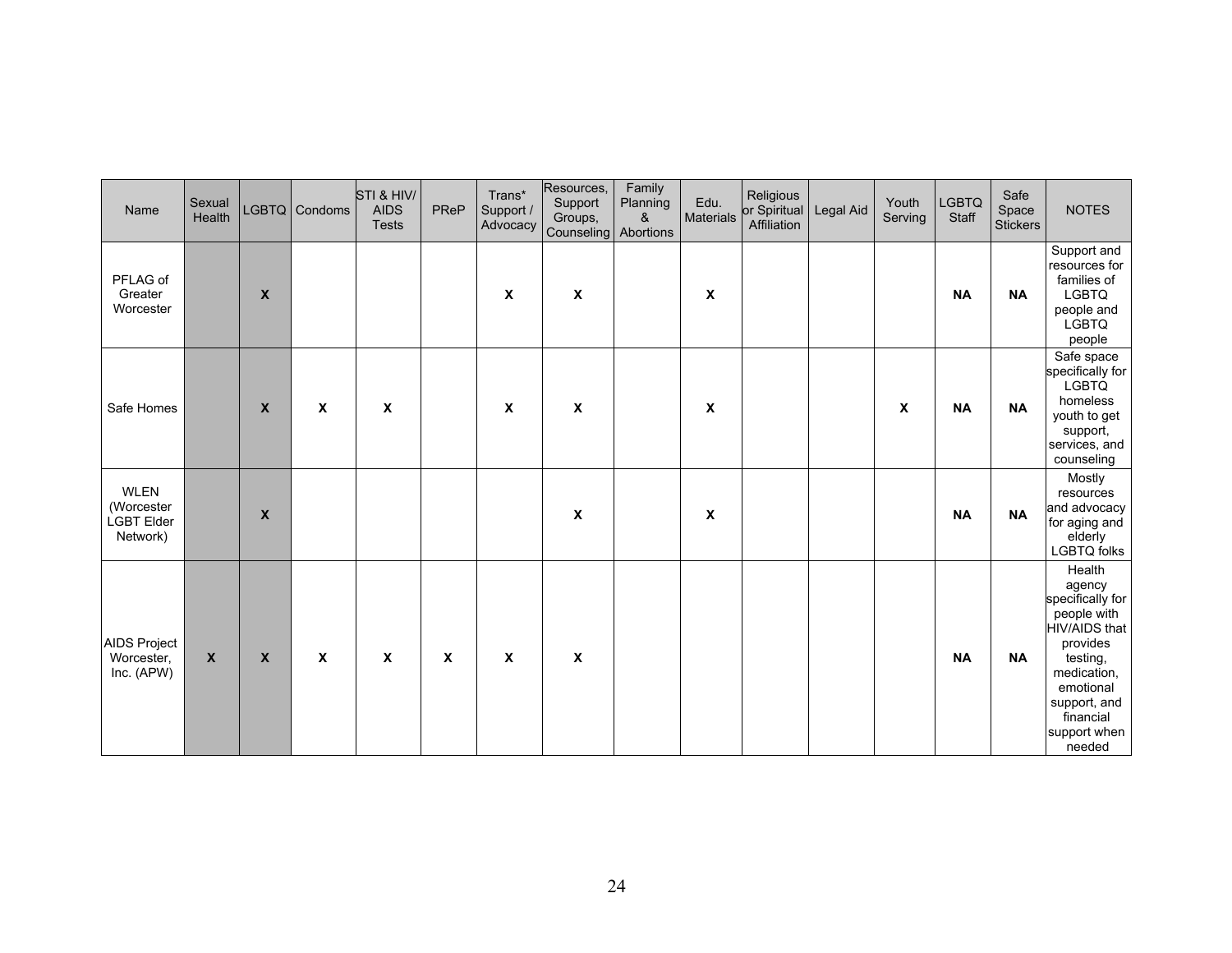| Name | Sexual Health | LGBTQ | Condoms | STI & HIV/ AIDS Tests | PReP | Trans* Support / Advocacy | Resources, Support Groups, Counseling | Family Planning & Abortions | Edu. Materials | Religious or Spiritual Affiliation | Legal Aid | Youth Serving | LGBTQ Staff | Safe Space Stickers | NOTES |
|---|---|---|---|---|---|---|---|---|---|---|---|---|---|---|---|
| PFLAG of Greater Worcester | | **X** | | | | **X** | **X** | | **X** | | | | **NA** | **NA** | Support and resources for families of LGBTQ people and LGBTQ people |
| Safe Homes | | **X** | **X** | **X** | | **X** | **X** | | **X** | | | **X** | **NA** | **NA** | Safe space specifically for LGBTQ homeless youth to get support, services, and counseling |
| WLEN (Worcester LGBT Elder Network) | | **X** | | | | | **X** | | **X** | | | | **NA** | **NA** | Mostly resources and advocacy for aging and elderly LGBTQ folks |
| AIDS Project Worcester, Inc. (APW) | **X** | **X** | **X** | **X** | **X** | **X** | **X** | | | | | | **NA** | **NA** | Health agency specifically for people with HIV/AIDS that provides testing, medication, emotional support, and financial support when needed |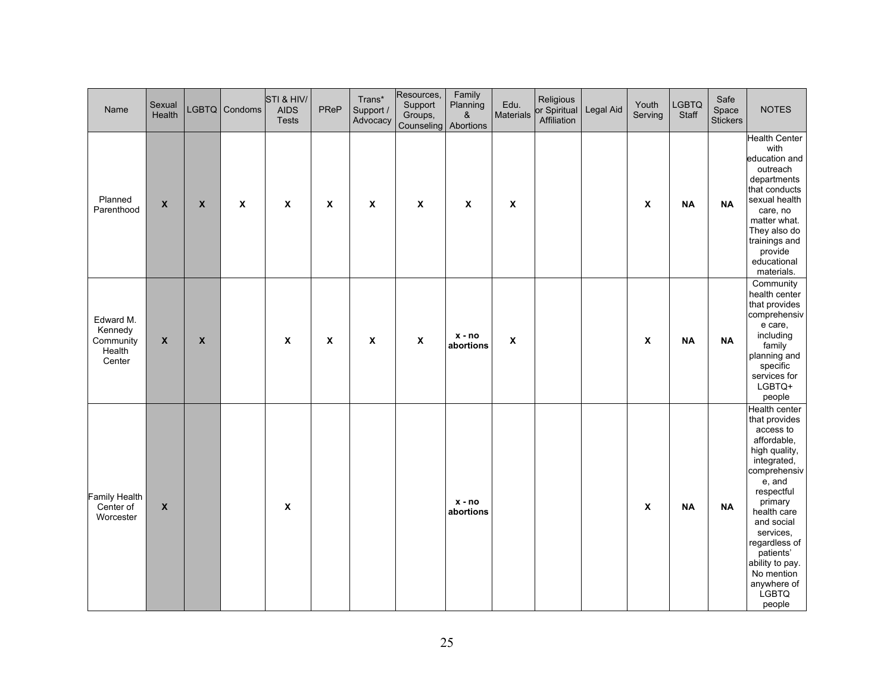| Name | Sexual Health | LGBTQ | Condoms | STI & HIV/ AIDS Tests | PReP | Trans* Support / Advocacy | Resources, Support Groups, Counseling | Family Planning & Abortions | Edu. Materials | Religious or Spiritual Affiliation | Legal Aid | Youth Serving | LGBTQ Staff | Safe Space Stickers | NOTES |
|---|---|---|---|---|---|---|---|---|---|---|---|---|---|---|---|
| Planned Parenthood | **X** | **X** | **X** | **X** | **X** | **X** | **X** | **X** | **X** | | | **X** | **NA** | **NA** | Health Center with education and outreach departments that conducts sexual health care, no matter what. They also do trainings and provide educational materials. |
| Edward M. Kennedy Community Health Center | **X** | **X** | | **X** | **X** | **X** | **X** | **x - no abortions** | **X** | | | **X** | **NA** | **NA** | Community health center that provides comprehensive care, including family planning and specific services for LGBTQ+ people |
| Family Health Center of Worcester | **X** | | | **X** | | | | **x - no abortions** | | | | **X** | **NA** | **NA** | Health center that provides access to affordable, high quality, integrated, comprehensive, and respectful primary health care and social services, regardless of patients' ability to pay. No mention anywhere of LGBTQ people |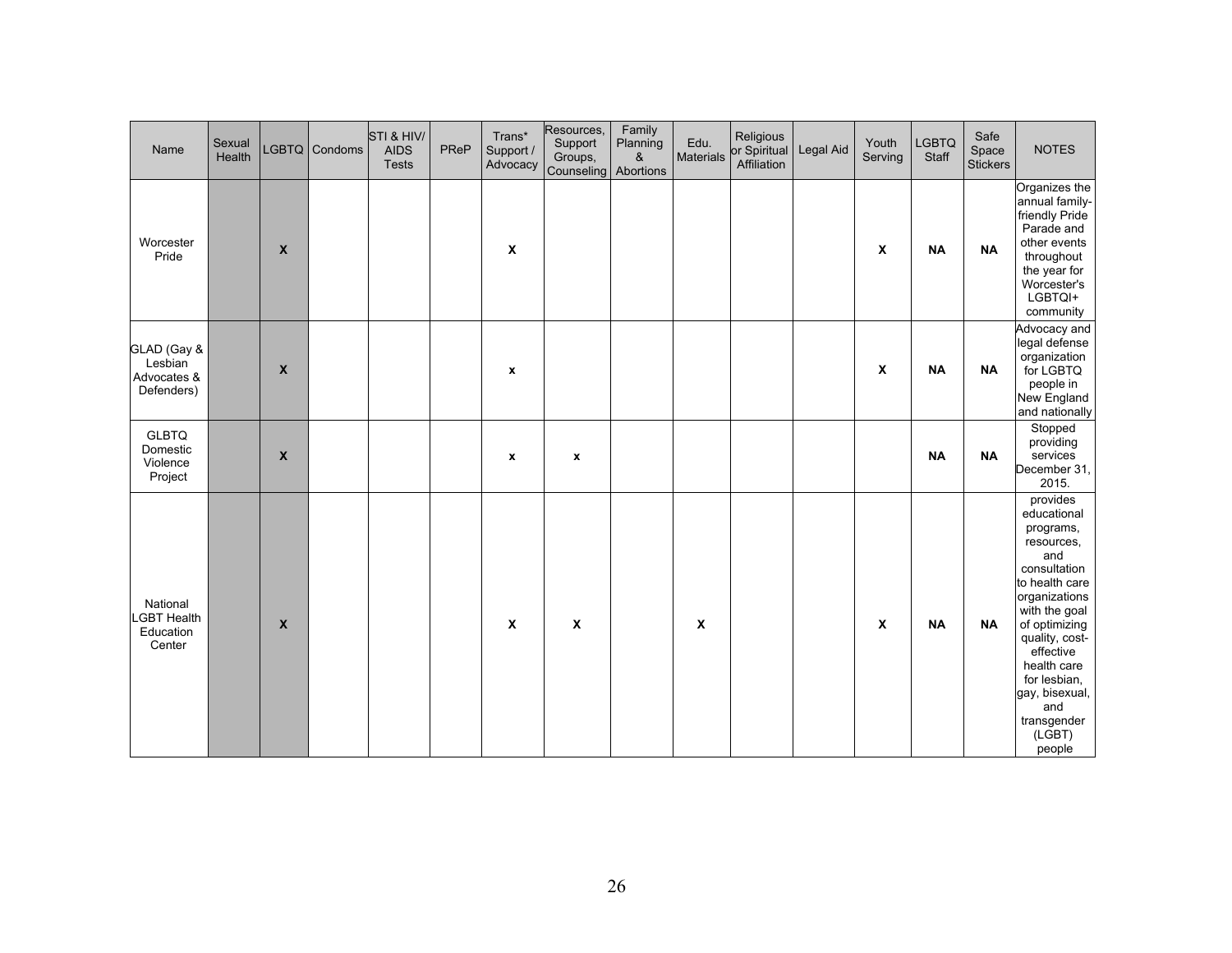| Name | Sexual Health | LGBTQ | Condoms | STI & HIV/ AIDS Tests | PReP | Trans* Support / Advocacy | Resources, Support Groups, Counseling | Family Planning & Abortions | Edu. Materials | Religious or Spiritual Affiliation | Legal Aid | Youth Serving | LGBTQ Staff | Safe Space Stickers | NOTES |
|---|---|---|---|---|---|---|---|---|---|---|---|---|---|---|---|
| Worcester Pride | | X | | | | X | | | | | | X | NA | NA | Organizes the annual family-friendly Pride Parade and other events throughout the year for Worcester's LGBTQI+ community |
| GLAD (Gay & Lesbian Advocates & Defenders) | | X | | | | x | | | | | | X | NA | NA | Advocacy and legal defense organization for LGBTQ people in New England and nationally |
| GLBTQ Domestic Violence Project | | X | | | | x | x | | | | | | NA | NA | Stopped providing services December 31, 2015. |
| National LGBT Health Education Center | | X | | | | X | X | | X | | | X | NA | NA | provides educational programs, resources, and consultation to health care organizations with the goal of optimizing quality, cost-effective health care for lesbian, gay, bisexual, and transgender (LGBT) people |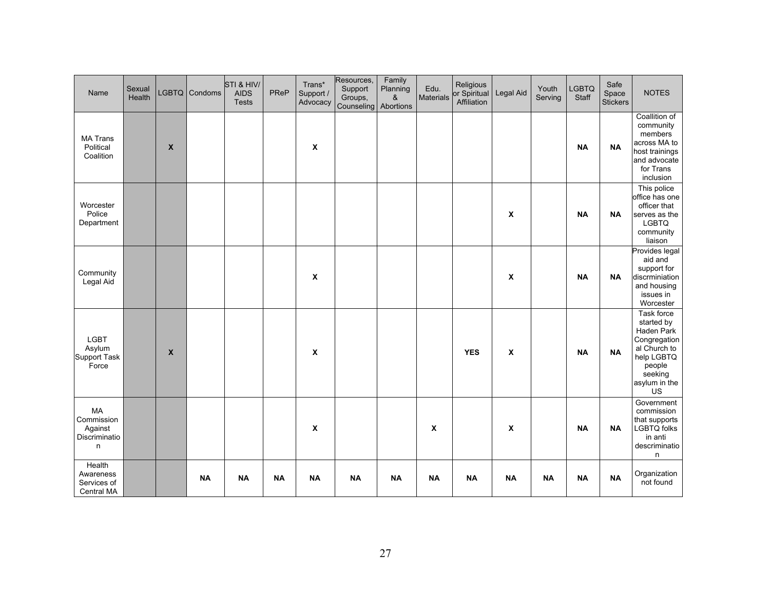| Name | Sexual Health | LGBTQ | Condoms | STI & HIV/ AIDS Tests | PReP | Trans* Support / Advocacy | Resources, Support Groups, Counseling | Family Planning & Abortions | Edu. Materials | Religious or Spiritual Affiliation | Legal Aid | Youth Serving | LGBTQ Staff | Safe Space Stickers | NOTES |
|---|---|---|---|---|---|---|---|---|---|---|---|---|---|---|---|
| MA Trans Political Coalition | | **X** | | | | **X** | | | | | | | **NA** | **NA** | Coallition of community members across MA to host trainings and advocate for Trans inclusion |
| Worcester Police Department | | | | | | | | | | | **X** | | **NA** | **NA** | This police office has one officer that serves as the LGBTQ community liaison |
| Community Legal Aid | | | | | | **X** | | | | | **X** | | **NA** | **NA** | Provides legal aid and support for discrminiation and housing issues in Worcester |
| LGBT Asylum Support Task Force | | **X** | | | | **X** | | | | **YES** | **X** | | **NA** | **NA** | Task force started by Haden Park Congregational Church to help LGBTQ people seeking asylum in the US |
| MA Commission Against Discrimination | | | | | | **X** | | | **X** | | **X** | | **NA** | **NA** | Government commission that supports LGBTQ folks in anti descrimination |
| Health Awareness Services of Central MA | | | **NA** | **NA** | **NA** | **NA** | **NA** | **NA** | **NA** | **NA** | **NA** | **NA** | **NA** | **NA** | Organization not found |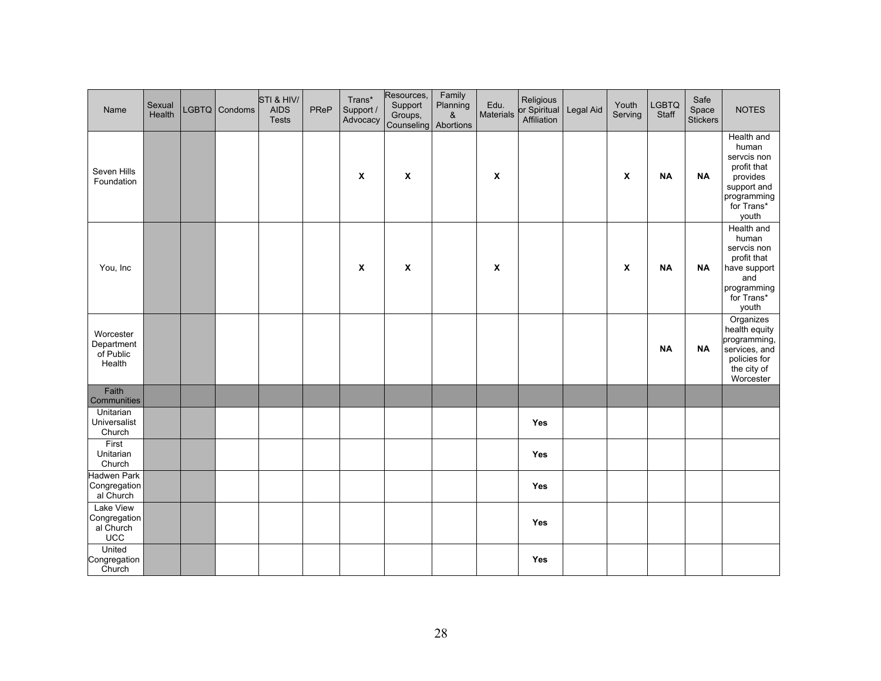| Name | Sexual Health | LGBTQ | Condoms | STI & HIV/ AIDS Tests | PReP | Trans* Support / Advocacy | Resources, Support Groups, Counseling | Family Planning & Abortions | Edu. Materials | Religious or Spiritual Affiliation | Legal Aid | Youth Serving | LGBTQ Staff | Safe Space Stickers | NOTES |
|---|---|---|---|---|---|---|---|---|---|---|---|---|---|---|---|
| Seven Hills Foundation | | | | | | **X** | **X** | | **X** | | | **X** | **NA** | **NA** | Health and human servcis non profit that provides support and programming for Trans* youth |
| You, Inc | | | | | | **X** | **X** | | **X** | | | **X** | **NA** | **NA** | Health and human servcis non profit that have support and programming for Trans* youth |
| Worcester Department of Public Health | | | | | | | | | | | | | **NA** | **NA** | Organizes health equity programming, services, and policies for the city of Worcester |
| Faith Communities | | | | | | | | | | | | | | | |
| Unitarian Universalist Church | | | | | | | | | | **Yes** | | | | | |
| First Unitarian Church | | | | | | | | | | **Yes** | | | | | |
| Hadwen Park Congregational Church | | | | | | | | | | **Yes** | | | | | |
| Lake View Congregational Church UCC | | | | | | | | | | **Yes** | | | | | |
| United Congregation Church | | | | | | | | | | **Yes** | | | | | |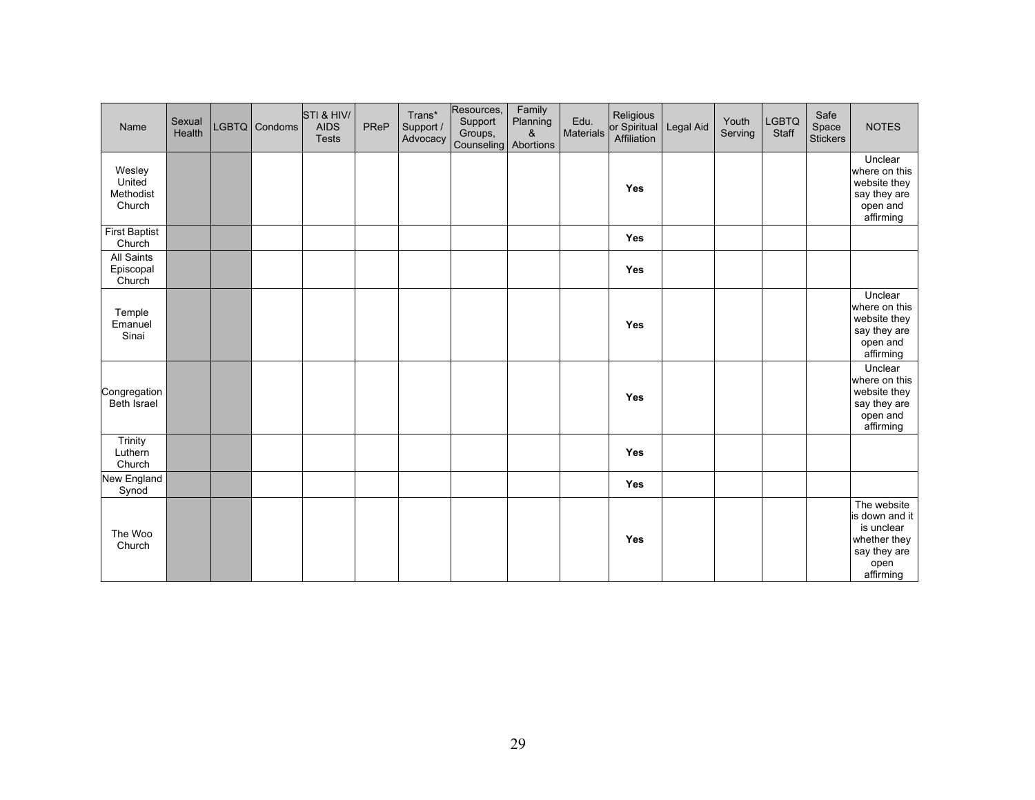| Name | Sexual Health | LGBTQ | Condoms | STI & HIV/ AIDS Tests | PReP | Trans* Support / Advocacy | Resources, Support Groups, Counseling | Family Planning & Abortions | Edu. Materials | Religious or Spiritual Affiliation | Legal Aid | Youth Serving | LGBTQ Staff | Safe Space Stickers | NOTES |
|---|---|---|---|---|---|---|---|---|---|---|---|---|---|---|---|
| Wesley United Methodist Church | | | | | | | | | | **Yes** | | | | | Unclear where on this website they say they are open and affirming |
| First Baptist Church | | | | | | | | | | **Yes** | | | | | |
| All Saints Episcopal Church | | | | | | | | | | **Yes** | | | | | |
| Temple Emanuel Sinai | | | | | | | | | | **Yes** | | | | | Unclear where on this website they say they are open and affirming |
| Congregation Beth Israel | | | | | | | | | | **Yes** | | | | | Unclear where on this website they say they are open and affirming |
| Trinity Luthern Church | | | | | | | | | | **Yes** | | | | | |
| New England Synod | | | | | | | | | | **Yes** | | | | | |
| The Woo Church | | | | | | | | | | **Yes** | | | | | The website is down and it is unclear whether they say they are open affirming |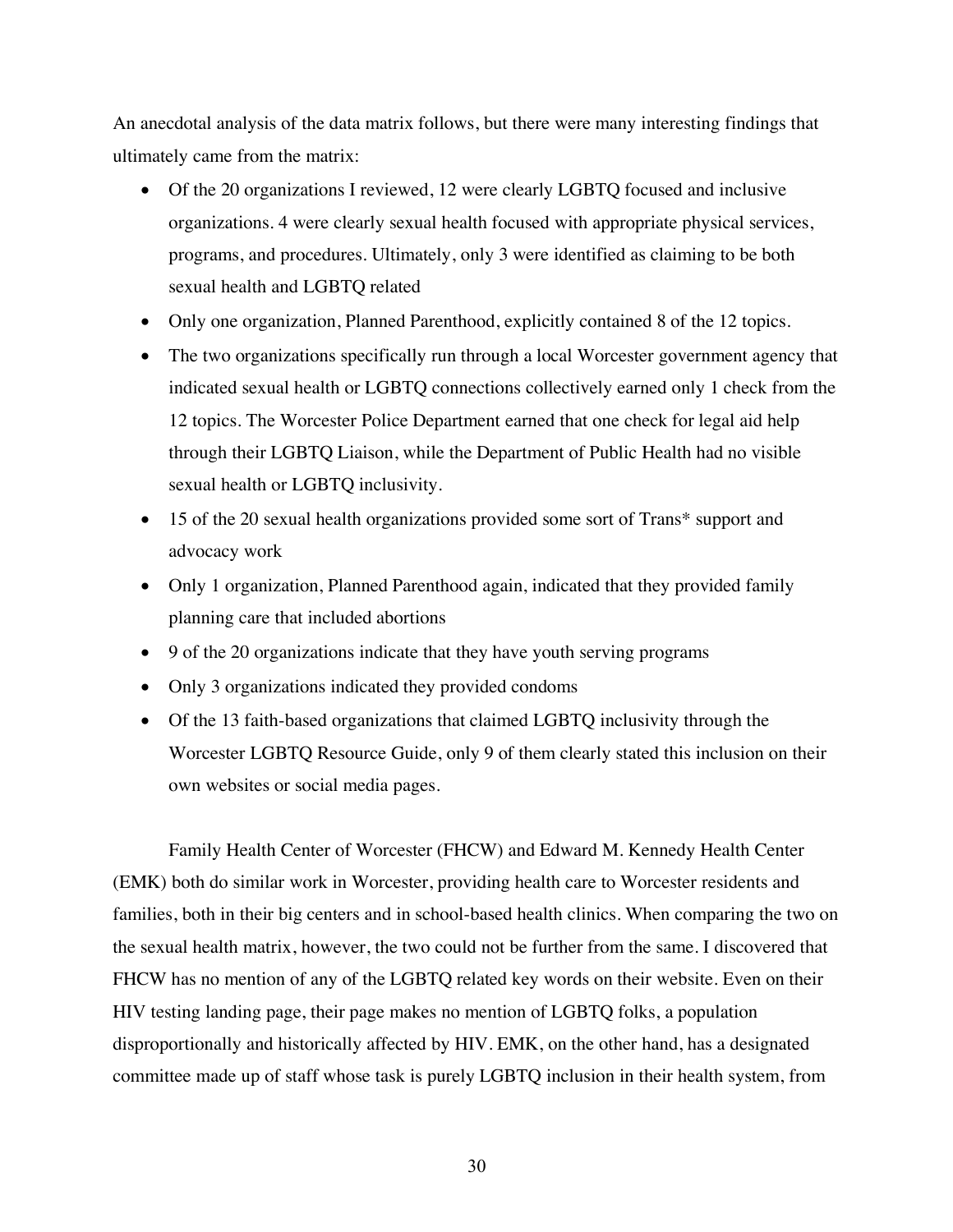An anecdotal analysis of the data matrix follows, but there were many interesting findings that ultimately came from the matrix:

- Of the 20 organizations I reviewed, 12 were clearly LGBTQ focused and inclusive organizations. 4 were clearly sexual health focused with appropriate physical services, programs, and procedures. Ultimately, only 3 were identified as claiming to be both sexual health and LGBTQ related
- Only one organization, Planned Parenthood, explicitly contained 8 of the 12 topics.
- The two organizations specifically run through a local Worcester government agency that indicated sexual health or LGBTQ connections collectively earned only 1 check from the 12 topics. The Worcester Police Department earned that one check for legal aid help through their LGBTQ Liaison, while the Department of Public Health had no visible sexual health or LGBTQ inclusivity.
- 15 of the 20 sexual health organizations provided some sort of Trans* support and advocacy work
- Only 1 organization, Planned Parenthood again, indicated that they provided family planning care that included abortions
- 9 of the 20 organizations indicate that they have youth serving programs
- Only 3 organizations indicated they provided condoms
- Of the 13 faith-based organizations that claimed LGBTQ inclusivity through the Worcester LGBTQ Resource Guide, only 9 of them clearly stated this inclusion on their own websites or social media pages.

Family Health Center of Worcester (FHCW) and Edward M. Kennedy Health Center (EMK) both do similar work in Worcester, providing health care to Worcester residents and families, both in their big centers and in school-based health clinics. When comparing the two on the sexual health matrix, however, the two could not be further from the same. I discovered that FHCW has no mention of any of the LGBTQ related key words on their website. Even on their HIV testing landing page, their page makes no mention of LGBTQ folks, a population disproportionally and historically affected by HIV. EMK, on the other hand, has a designated committee made up of staff whose task is purely LGBTQ inclusion in their health system, from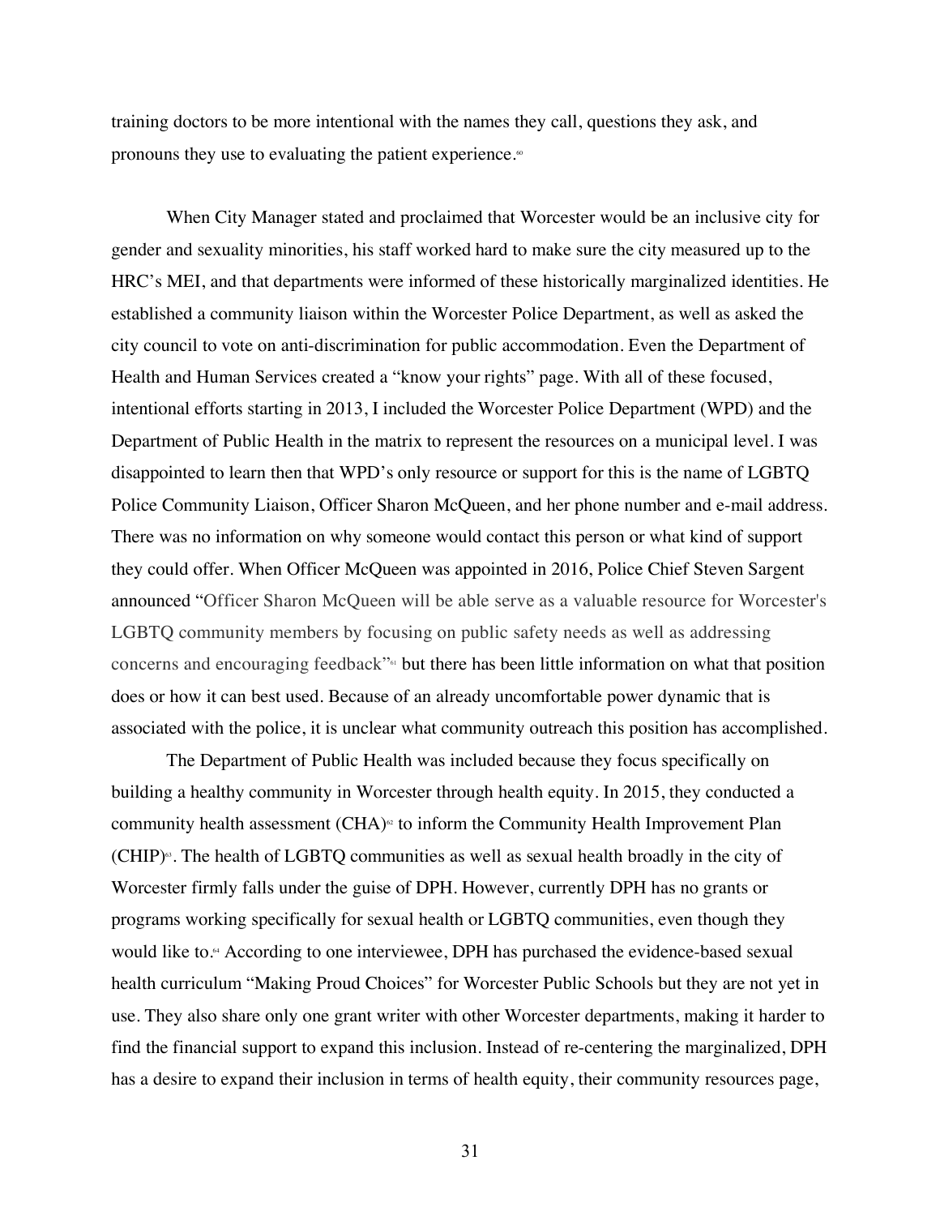training doctors to be more intentional with the names they call, questions they ask, and pronouns they use to evaluating the patient experience.[60]

When City Manager stated and proclaimed that Worcester would be an inclusive city for gender and sexuality minorities, his staff worked hard to make sure the city measured up to the HRC's MEI, and that departments were informed of these historically marginalized identities. He established a community liaison within the Worcester Police Department, as well as asked the city council to vote on anti-discrimination for public accommodation. Even the Department of Health and Human Services created a "know your rights" page. With all of these focused, intentional efforts starting in 2013, I included the Worcester Police Department (WPD) and the Department of Public Health in the matrix to represent the resources on a municipal level. I was disappointed to learn then that WPD's only resource or support for this is the name of LGBTQ Police Community Liaison, Officer Sharon McQueen, and her phone number and e-mail address. There was no information on why someone would contact this person or what kind of support they could offer. When Officer McQueen was appointed in 2016, Police Chief Steven Sargent announced "Officer Sharon McQueen will be able serve as a valuable resource for Worcester's LGBTQ community members by focusing on public safety needs as well as addressing concerns and encouraging feedback"[61] but there has been little information on what that position does or how it can best used. Because of an already uncomfortable power dynamic that is associated with the police, it is unclear what community outreach this position has accomplished.

The Department of Public Health was included because they focus specifically on building a healthy community in Worcester through health equity. In 2015, they conducted a community health assessment (CHA)[62] to inform the Community Health Improvement Plan (CHIP)[63]. The health of LGBTQ communities as well as sexual health broadly in the city of Worcester firmly falls under the guise of DPH. However, currently DPH has no grants or programs working specifically for sexual health or LGBTQ communities, even though they would like to.[64] According to one interviewee, DPH has purchased the evidence-based sexual health curriculum "Making Proud Choices" for Worcester Public Schools but they are not yet in use. They also share only one grant writer with other Worcester departments, making it harder to find the financial support to expand this inclusion. Instead of re-centering the marginalized, DPH has a desire to expand their inclusion in terms of health equity, their community resources page,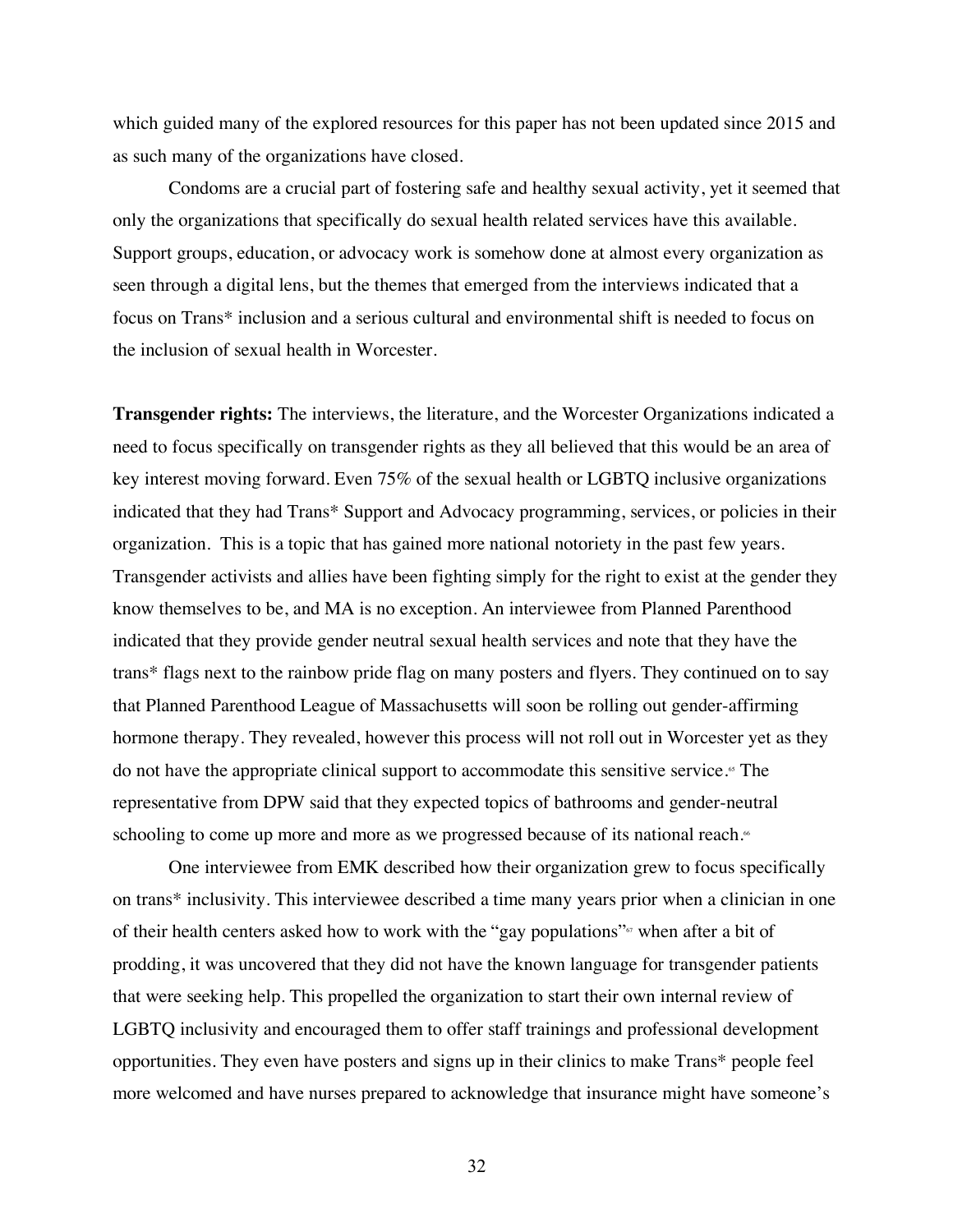which guided many of the explored resources for this paper has not been updated since 2015 and as such many of the organizations have closed.

Condoms are a crucial part of fostering safe and healthy sexual activity, yet it seemed that only the organizations that specifically do sexual health related services have this available. Support groups, education, or advocacy work is somehow done at almost every organization as seen through a digital lens, but the themes that emerged from the interviews indicated that a focus on Trans* inclusion and a serious cultural and environmental shift is needed to focus on the inclusion of sexual health in Worcester.

**Transgender rights:** The interviews, the literature, and the Worcester Organizations indicated a need to focus specifically on transgender rights as they all believed that this would be an area of key interest moving forward. Even 75% of the sexual health or LGBTQ inclusive organizations indicated that they had Trans* Support and Advocacy programming, services, or policies in their organization. This is a topic that has gained more national notoriety in the past few years. Transgender activists and allies have been fighting simply for the right to exist at the gender they know themselves to be, and MA is no exception. An interviewee from Planned Parenthood indicated that they provide gender neutral sexual health services and note that they have the trans* flags next to the rainbow pride flag on many posters and flyers. They continued on to say that Planned Parenthood League of Massachusetts will soon be rolling out gender-affirming hormone therapy. They revealed, however this process will not roll out in Worcester yet as they do not have the appropriate clinical support to accommodate this sensitive service.[65] The representative from DPW said that they expected topics of bathrooms and gender-neutral schooling to come up more and more as we progressed because of its national reach.[66]

One interviewee from EMK described how their organization grew to focus specifically on trans* inclusivity. This interviewee described a time many years prior when a clinician in one of their health centers asked how to work with the "gay populations"[67] when after a bit of prodding, it was uncovered that they did not have the known language for transgender patients that were seeking help. This propelled the organization to start their own internal review of LGBTQ inclusivity and encouraged them to offer staff trainings and professional development opportunities. They even have posters and signs up in their clinics to make Trans* people feel more welcomed and have nurses prepared to acknowledge that insurance might have someone's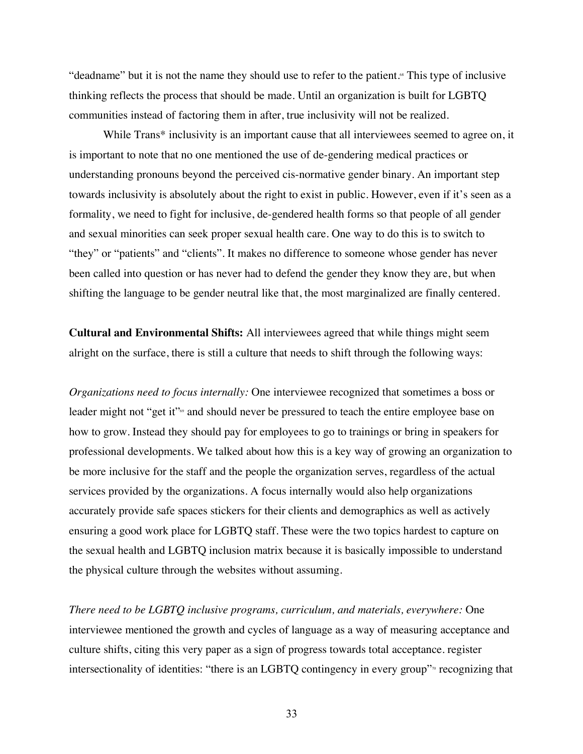"deadname" but it is not the name they should use to refer to the patient.[68] This type of inclusive thinking reflects the process that should be made. Until an organization is built for LGBTQ communities instead of factoring them in after, true inclusivity will not be realized.

While Trans* inclusivity is an important cause that all interviewees seemed to agree on, it is important to note that no one mentioned the use of de-gendering medical practices or understanding pronouns beyond the perceived cis-normative gender binary. An important step towards inclusivity is absolutely about the right to exist in public. However, even if it's seen as a formality, we need to fight for inclusive, de-gendered health forms so that people of all gender and sexual minorities can seek proper sexual health care. One way to do this is to switch to "they" or "patients" and "clients". It makes no difference to someone whose gender has never been called into question or has never had to defend the gender they know they are, but when shifting the language to be gender neutral like that, the most marginalized are finally centered.

**Cultural and Environmental Shifts:** All interviewees agreed that while things might seem alright on the surface, there is still a culture that needs to shift through the following ways:

*Organizations need to focus internally:* One interviewee recognized that sometimes a boss or leader might not "get it"[69] and should never be pressured to teach the entire employee base on how to grow. Instead they should pay for employees to go to trainings or bring in speakers for professional developments. We talked about how this is a key way of growing an organization to be more inclusive for the staff and the people the organization serves, regardless of the actual services provided by the organizations. A focus internally would also help organizations accurately provide safe spaces stickers for their clients and demographics as well as actively ensuring a good work place for LGBTQ staff. These were the two topics hardest to capture on the sexual health and LGBTQ inclusion matrix because it is basically impossible to understand the physical culture through the websites without assuming.

*There need to be LGBTQ inclusive programs, curriculum, and materials, everywhere:* One interviewee mentioned the growth and cycles of language as a way of measuring acceptance and culture shifts, citing this very paper as a sign of progress towards total acceptance. register intersectionality of identities: "there is an LGBTQ contingency in every group"[70] recognizing that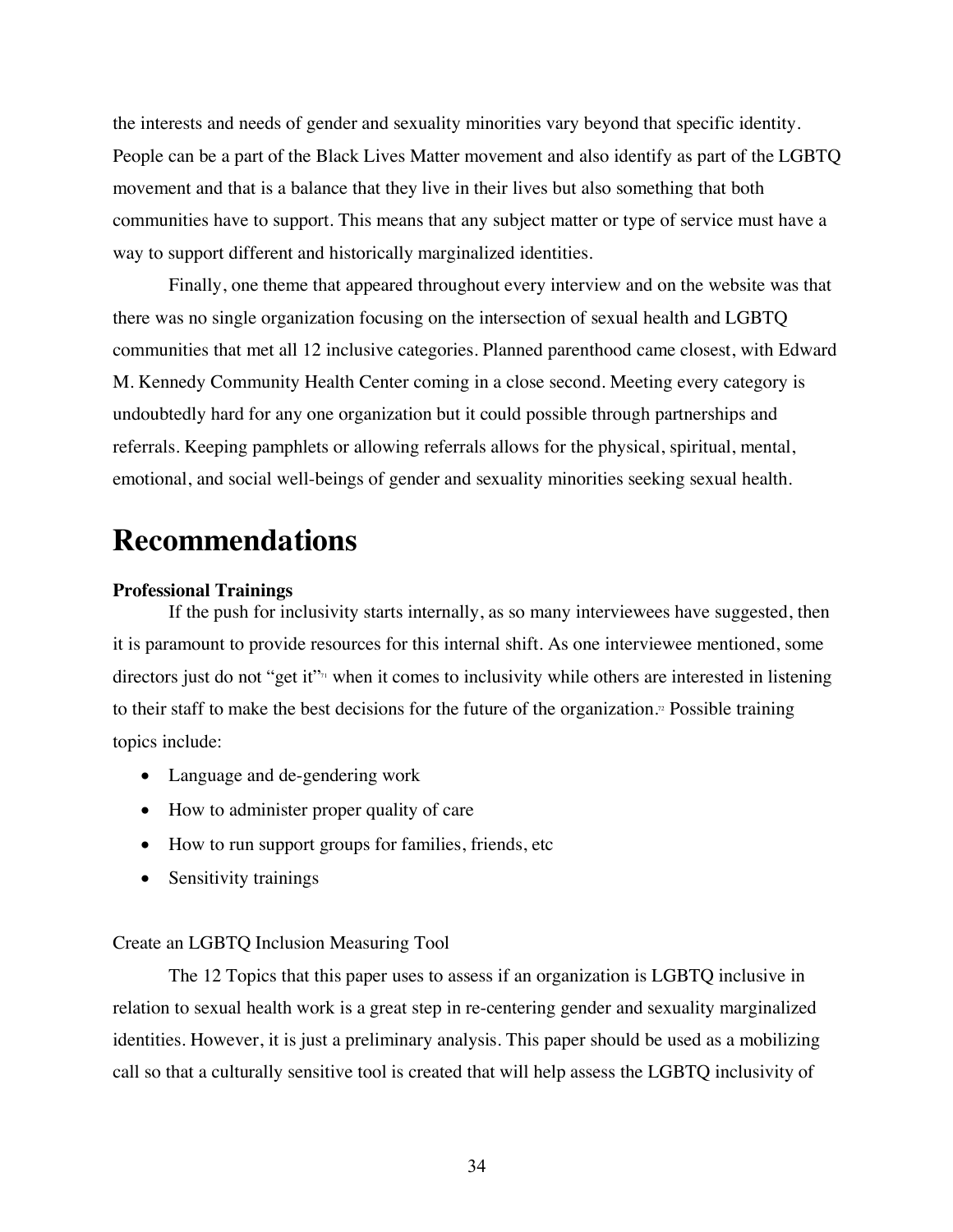the interests and needs of gender and sexuality minorities vary beyond that specific identity. People can be a part of the Black Lives Matter movement and also identify as part of the LGBTQ movement and that is a balance that they live in their lives but also something that both communities have to support. This means that any subject matter or type of service must have a way to support different and historically marginalized identities.

Finally, one theme that appeared throughout every interview and on the website was that there was no single organization focusing on the intersection of sexual health and LGBTQ communities that met all 12 inclusive categories. Planned parenthood came closest, with Edward M. Kennedy Community Health Center coming in a close second. Meeting every category is undoubtedly hard for any one organization but it could possible through partnerships and referrals. Keeping pamphlets or allowing referrals allows for the physical, spiritual, mental, emotional, and social well-beings of gender and sexuality minorities seeking sexual health.

# Recommendations

**Professional Trainings**

If the push for inclusivity starts internally, as so many interviewees have suggested, then it is paramount to provide resources for this internal shift. As one interviewee mentioned, some directors just do not "get it"[71] when it comes to inclusivity while others are interested in listening to their staff to make the best decisions for the future of the organization.[72] Possible training topics include:

- Language and de-gendering work
- How to administer proper quality of care
- How to run support groups for families, friends, etc
- Sensitivity trainings

Create an LGBTQ Inclusion Measuring Tool

The 12 Topics that this paper uses to assess if an organization is LGBTQ inclusive in relation to sexual health work is a great step in re-centering gender and sexuality marginalized identities. However, it is just a preliminary analysis. This paper should be used as a mobilizing call so that a culturally sensitive tool is created that will help assess the LGBTQ inclusivity of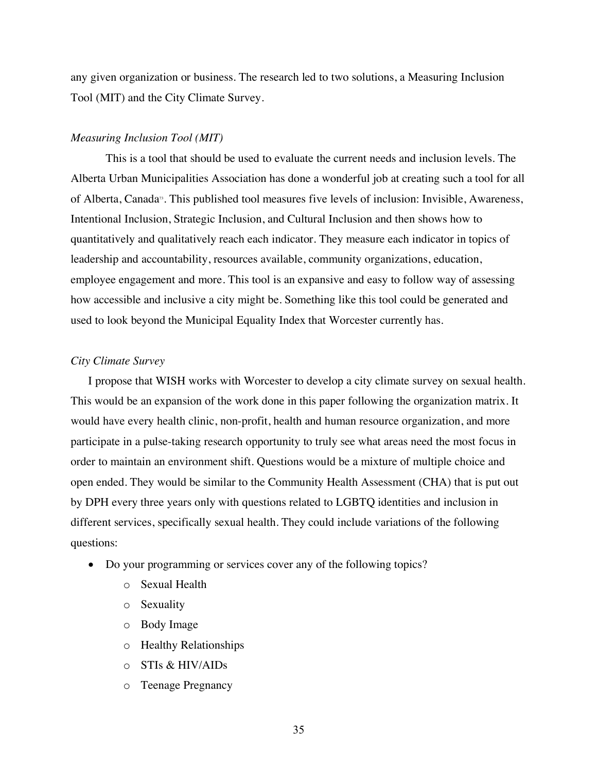any given organization or business. The research led to two solutions, a Measuring Inclusion Tool (MIT) and the City Climate Survey.

*Measuring Inclusion Tool (MIT)*

This is a tool that should be used to evaluate the current needs and inclusion levels. The Alberta Urban Municipalities Association has done a wonderful job at creating such a tool for all of Alberta, Canada[73]. This published tool measures five levels of inclusion: Invisible, Awareness, Intentional Inclusion, Strategic Inclusion, and Cultural Inclusion and then shows how to quantitatively and qualitatively reach each indicator. They measure each indicator in topics of leadership and accountability, resources available, community organizations, education, employee engagement and more. This tool is an expansive and easy to follow way of assessing how accessible and inclusive a city might be. Something like this tool could be generated and used to look beyond the Municipal Equality Index that Worcester currently has.

*City Climate Survey*

I propose that WISH works with Worcester to develop a city climate survey on sexual health. This would be an expansion of the work done in this paper following the organization matrix. It would have every health clinic, non-profit, health and human resource organization, and more participate in a pulse-taking research opportunity to truly see what areas need the most focus in order to maintain an environment shift. Questions would be a mixture of multiple choice and open ended. They would be similar to the Community Health Assessment (CHA) that is put out by DPH every three years only with questions related to LGBTQ identities and inclusion in different services, specifically sexual health. They could include variations of the following questions:

- Do your programming or services cover any of the following topics?
  - Sexual Health
  - Sexuality
  - Body Image
  - Healthy Relationships
  - STIs & HIV/AIDs
  - Teenage Pregnancy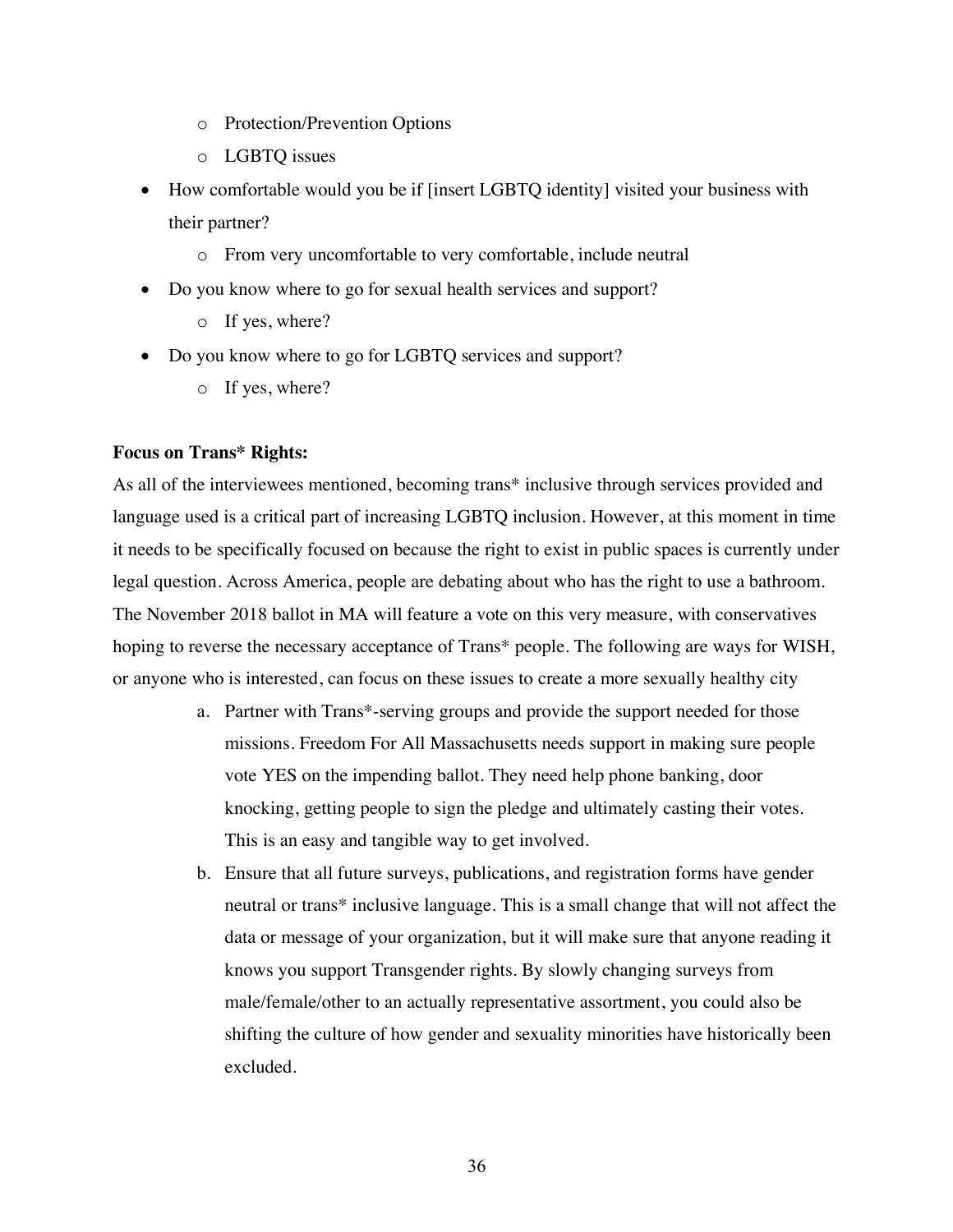- Protection/Prevention Options
    - LGBTQ issues
- How comfortable would you be if [insert LGBTQ identity] visited your business with their partner?
    - From very uncomfortable to very comfortable, include neutral
- Do you know where to go for sexual health services and support?
    - If yes, where?
- Do you know where to go for LGBTQ services and support?
    - If yes, where?

**Focus on Trans* Rights:**

As all of the interviewees mentioned, becoming trans* inclusive through services provided and language used is a critical part of increasing LGBTQ inclusion. However, at this moment in time it needs to be specifically focused on because the right to exist in public spaces is currently under legal question. Across America, people are debating about who has the right to use a bathroom. The November 2018 ballot in MA will feature a vote on this very measure, with conservatives hoping to reverse the necessary acceptance of Trans* people. The following are ways for WISH, or anyone who is interested, can focus on these issues to create a more sexually healthy city

a. Partner with Trans*-serving groups and provide the support needed for those missions. Freedom For All Massachusetts needs support in making sure people vote YES on the impending ballot. They need help phone banking, door knocking, getting people to sign the pledge and ultimately casting their votes. This is an easy and tangible way to get involved.

b. Ensure that all future surveys, publications, and registration forms have gender neutral or trans* inclusive language. This is a small change that will not affect the data or message of your organization, but it will make sure that anyone reading it knows you support Transgender rights. By slowly changing surveys from male/female/other to an actually representative assortment, you could also be shifting the culture of how gender and sexuality minorities have historically been excluded.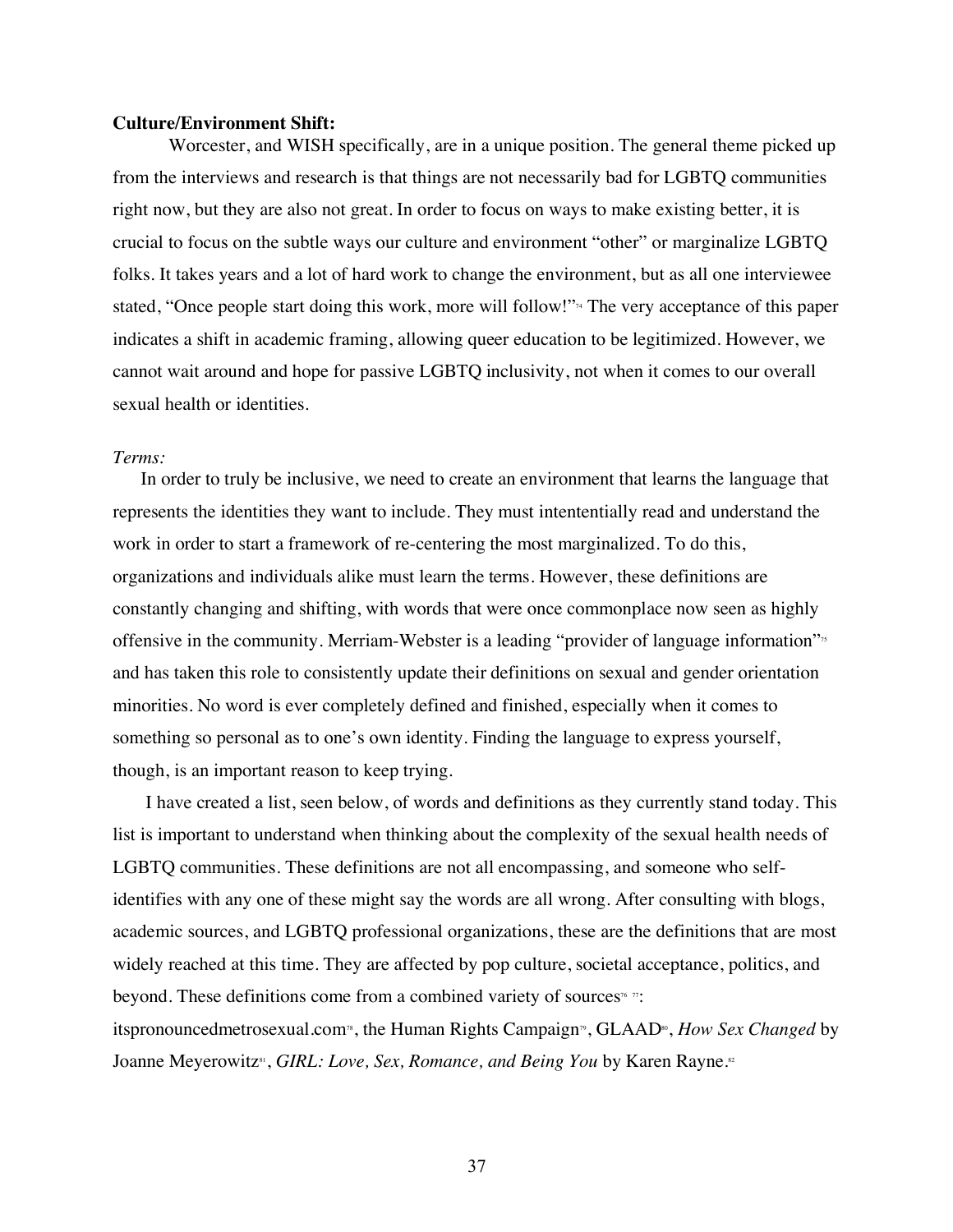**Culture/Environment Shift:**

Worcester, and WISH specifically, are in a unique position. The general theme picked up from the interviews and research is that things are not necessarily bad for LGBTQ communities right now, but they are also not great. In order to focus on ways to make existing better, it is crucial to focus on the subtle ways our culture and environment "other" or marginalize LGBTQ folks. It takes years and a lot of hard work to change the environment, but as all one interviewee stated, "Once people start doing this work, more will follow!"[74] The very acceptance of this paper indicates a shift in academic framing, allowing queer education to be legitimized. However, we cannot wait around and hope for passive LGBTQ inclusivity, not when it comes to our overall sexual health or identities.

*Terms:*

In order to truly be inclusive, we need to create an environment that learns the language that represents the identities they want to include. They must intententially read and understand the work in order to start a framework of re-centering the most marginalized. To do this, organizations and individuals alike must learn the terms. However, these definitions are constantly changing and shifting, with words that were once commonplace now seen as highly offensive in the community. Merriam-Webster is a leading "provider of language information"[75] and has taken this role to consistently update their definitions on sexual and gender orientation minorities. No word is ever completely defined and finished, especially when it comes to something so personal as to one's own identity. Finding the language to express yourself, though, is an important reason to keep trying.

I have created a list, seen below, of words and definitions as they currently stand today. This list is important to understand when thinking about the complexity of the sexual health needs of LGBTQ communities. These definitions are not all encompassing, and someone who self-identifies with any one of these might say the words are all wrong. After consulting with blogs, academic sources, and LGBTQ professional organizations, these are the definitions that are most widely reached at this time. They are affected by pop culture, societal acceptance, politics, and beyond. These definitions come from a combined variety of sources[76] [77]: itspronouncedmetrosexual.com[78], the Human Rights Campaign[79], GLAAD[80], *How Sex Changed* by Joanne Meyerowitz[81], *GIRL: Love, Sex, Romance, and Being You* by Karen Rayne.[82]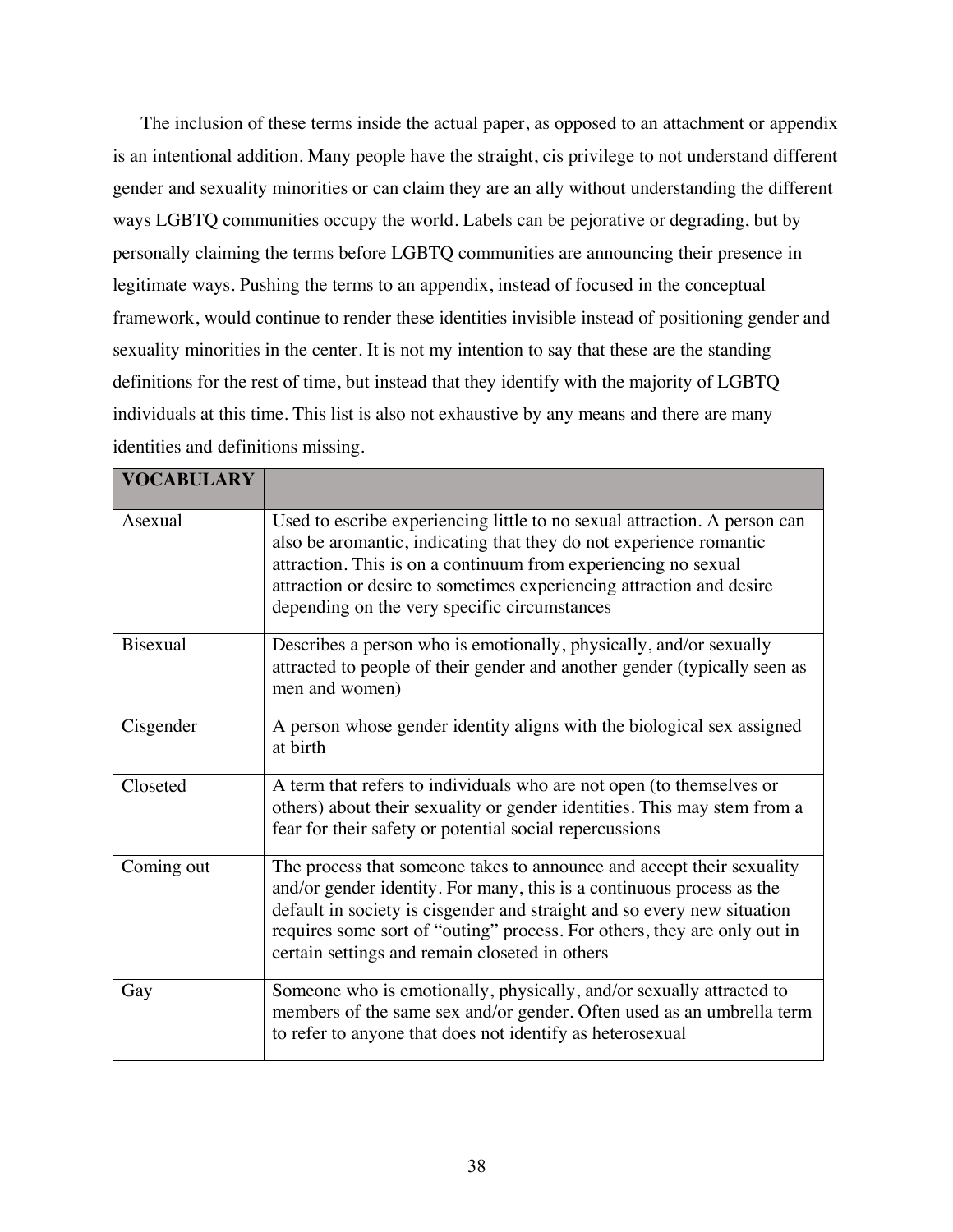The inclusion of these terms inside the actual paper, as opposed to an attachment or appendix is an intentional addition. Many people have the straight, cis privilege to not understand different gender and sexuality minorities or can claim they are an ally without understanding the different ways LGBTQ communities occupy the world. Labels can be pejorative or degrading, but by personally claiming the terms before LGBTQ communities are announcing their presence in legitimate ways. Pushing the terms to an appendix, instead of focused in the conceptual framework, would continue to render these identities invisible instead of positioning gender and sexuality minorities in the center. It is not my intention to say that these are the standing definitions for the rest of time, but instead that they identify with the majority of LGBTQ individuals at this time. This list is also not exhaustive by any means and there are many identities and definitions missing.

| **VOCABULARY** | |
|---|---|
| Asexual | Used to escribe experiencing little to no sexual attraction. A person can also be aromantic, indicating that they do not experience romantic attraction. This is on a continuum from experiencing no sexual attraction or desire to sometimes experiencing attraction and desire depending on the very specific circumstances |
| Bisexual | Describes a person who is emotionally, physically, and/or sexually attracted to people of their gender and another gender (typically seen as men and women) |
| Cisgender | A person whose gender identity aligns with the biological sex assigned at birth |
| Closeted | A term that refers to individuals who are not open (to themselves or others) about their sexuality or gender identities. This may stem from a fear for their safety or potential social repercussions |
| Coming out | The process that someone takes to announce and accept their sexuality and/or gender identity. For many, this is a continuous process as the default in society is cisgender and straight and so every new situation requires some sort of "outing" process. For others, they are only out in certain settings and remain closeted in others |
| Gay | Someone who is emotionally, physically, and/or sexually attracted to members of the same sex and/or gender. Often used as an umbrella term to refer to anyone that does not identify as heterosexual |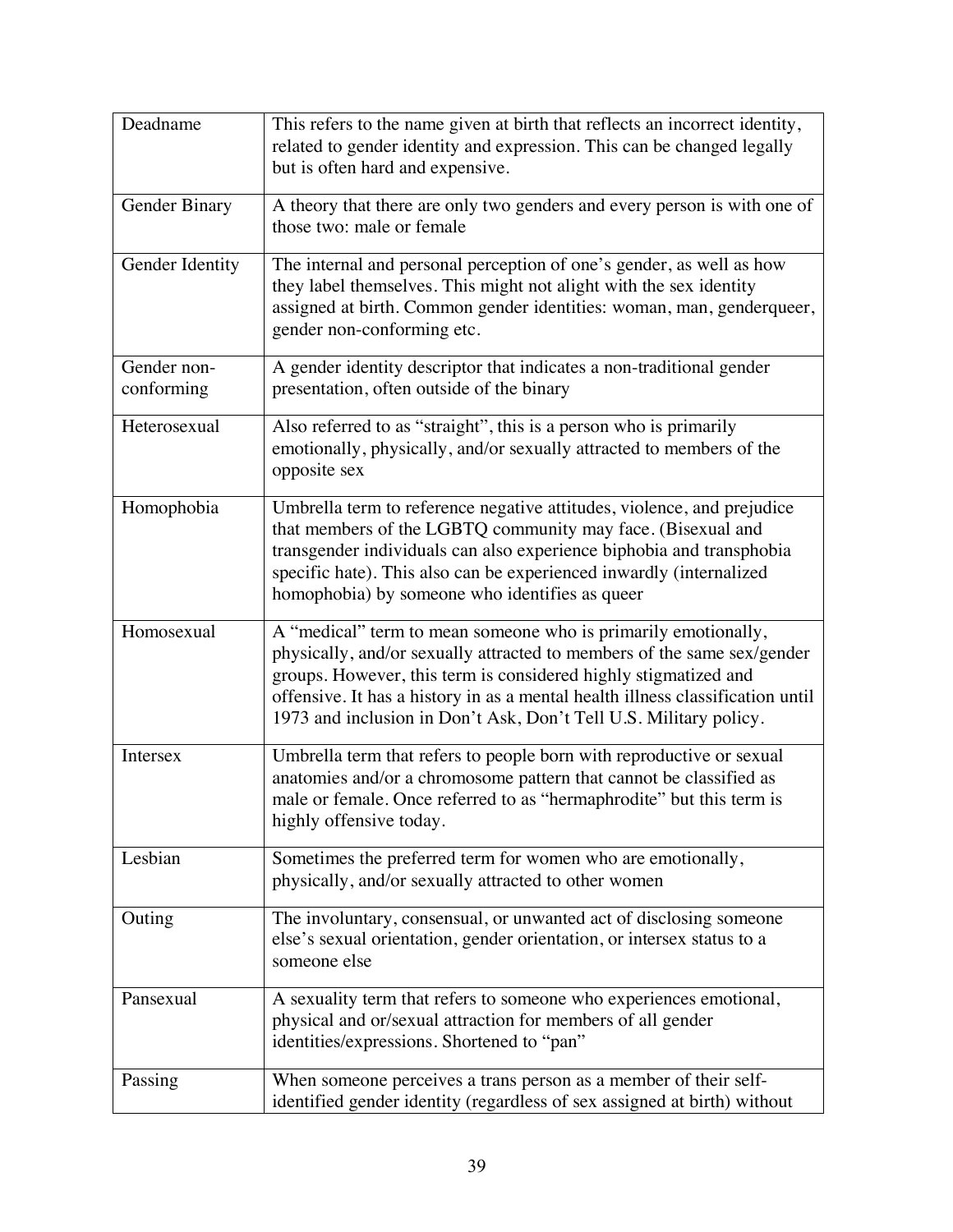| | |
|---|---|
| Deadname | This refers to the name given at birth that reflects an incorrect identity, related to gender identity and expression. This can be changed legally but is often hard and expensive. |
| Gender Binary | A theory that there are only two genders and every person is with one of those two: male or female |
| Gender Identity | The internal and personal perception of one's gender, as well as how they label themselves. This might not alight with the sex identity assigned at birth. Common gender identities: woman, man, genderqueer, gender non-conforming etc. |
| Gender non-conforming | A gender identity descriptor that indicates a non-traditional gender presentation, often outside of the binary |
| Heterosexual | Also referred to as "straight", this is a person who is primarily emotionally, physically, and/or sexually attracted to members of the opposite sex |
| Homophobia | Umbrella term to reference negative attitudes, violence, and prejudice that members of the LGBTQ community may face. (Bisexual and transgender individuals can also experience biphobia and transphobia specific hate). This also can be experienced inwardly (internalized homophobia) by someone who identifies as queer |
| Homosexual | A "medical" term to mean someone who is primarily emotionally, physically, and/or sexually attracted to members of the same sex/gender groups. However, this term is considered highly stigmatized and offensive. It has a history in as a mental health illness classification until 1973 and inclusion in Don't Ask, Don't Tell U.S. Military policy. |
| Intersex | Umbrella term that refers to people born with reproductive or sexual anatomies and/or a chromosome pattern that cannot be classified as male or female. Once referred to as "hermaphrodite" but this term is highly offensive today. |
| Lesbian | Sometimes the preferred term for women who are emotionally, physically, and/or sexually attracted to other women |
| Outing | The involuntary, consensual, or unwanted act of disclosing someone else's sexual orientation, gender orientation, or intersex status to a someone else |
| Pansexual | A sexuality term that refers to someone who experiences emotional, physical and or/sexual attraction for members of all gender identities/expressions. Shortened to "pan" |
| Passing | When someone perceives a trans person as a member of their self-identified gender identity (regardless of sex assigned at birth) without |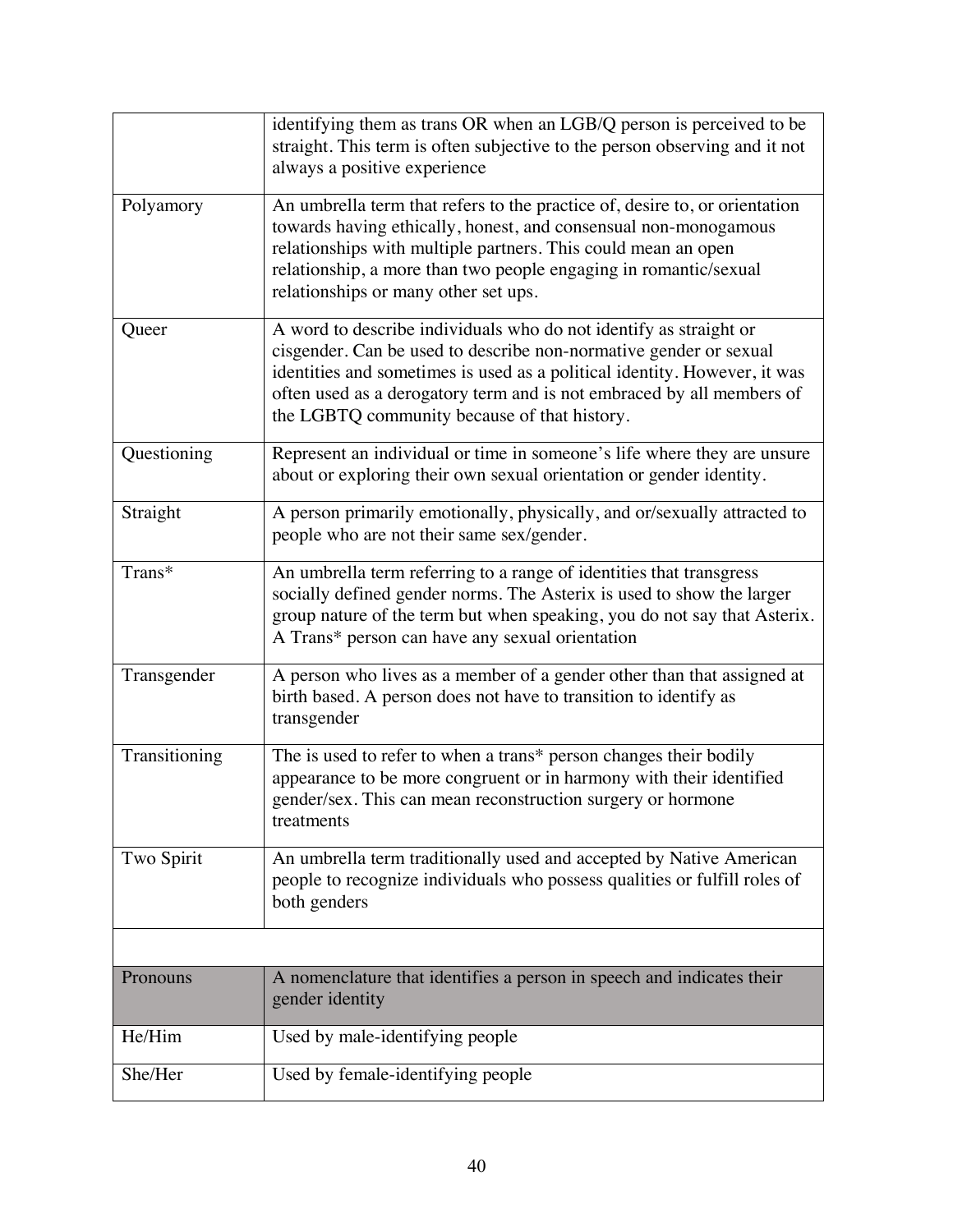| | |
|---|---|
| | identifying them as trans OR when an LGB/Q person is perceived to be straight. This term is often subjective to the person observing and it not always a positive experience |
| Polyamory | An umbrella term that refers to the practice of, desire to, or orientation towards having ethically, honest, and consensual non-monogamous relationships with multiple partners. This could mean an open relationship, a more than two people engaging in romantic/sexual relationships or many other set ups. |
| Queer | A word to describe individuals who do not identify as straight or cisgender. Can be used to describe non-normative gender or sexual identities and sometimes is used as a political identity. However, it was often used as a derogatory term and is not embraced by all members of the LGBTQ community because of that history. |
| Questioning | Represent an individual or time in someone's life where they are unsure about or exploring their own sexual orientation or gender identity. |
| Straight | A person primarily emotionally, physically, and or/sexually attracted to people who are not their same sex/gender. |
| Trans* | An umbrella term referring to a range of identities that transgress socially defined gender norms. The Asterix is used to show the larger group nature of the term but when speaking, you do not say that Asterix. A Trans* person can have any sexual orientation |
| Transgender | A person who lives as a member of a gender other than that assigned at birth based. A person does not have to transition to identify as transgender |
| Transitioning | The is used to refer to when a trans* person changes their bodily appearance to be more congruent or in harmony with their identified gender/sex. This can mean reconstruction surgery or hormone treatments |
| Two Spirit | An umbrella term traditionally used and accepted by Native American people to recognize individuals who possess qualities or fulfill roles of both genders |
| | |
| Pronouns | A nomenclature that identifies a person in speech and indicates their gender identity |
| He/Him | Used by male-identifying people |
| She/Her | Used by female-identifying people |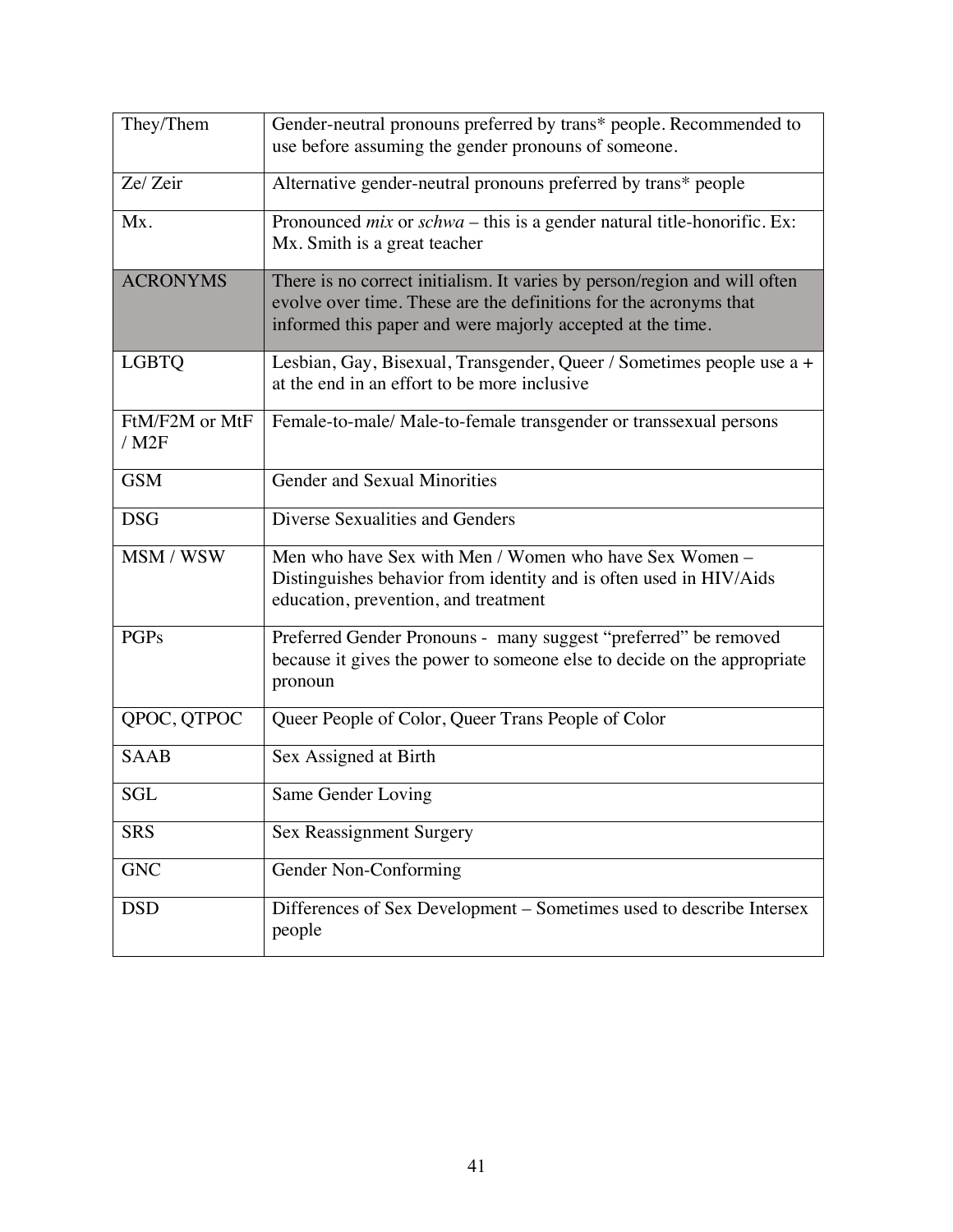| They/Them | Gender-neutral pronouns preferred by trans* people. Recommended to use before assuming the gender pronouns of someone. |
|---|---|
| Ze/ Zeir | Alternative gender-neutral pronouns preferred by trans* people |
| Mx. | Pronounced *mix* or *schwa* – this is a gender natural title-honorific. Ex: Mx. Smith is a great teacher |
| ACRONYMS | There is no correct initialism. It varies by person/region and will often evolve over time. These are the definitions for the acronyms that informed this paper and were majorly accepted at the time. |
| LGBTQ | Lesbian, Gay, Bisexual, Transgender, Queer / Sometimes people use a + at the end in an effort to be more inclusive |
| FtM/F2M or MtF / M2F | Female-to-male/ Male-to-female transgender or transsexual persons |
| GSM | Gender and Sexual Minorities |
| DSG | Diverse Sexualities and Genders |
| MSM / WSW | Men who have Sex with Men / Women who have Sex Women – Distinguishes behavior from identity and is often used in HIV/Aids education, prevention, and treatment |
| PGPs | Preferred Gender Pronouns - many suggest "preferred" be removed because it gives the power to someone else to decide on the appropriate pronoun |
| QPOC, QTPOC | Queer People of Color, Queer Trans People of Color |
| SAAB | Sex Assigned at Birth |
| SGL | Same Gender Loving |
| SRS | Sex Reassignment Surgery |
| GNC | Gender Non-Conforming |
| DSD | Differences of Sex Development – Sometimes used to describe Intersex people |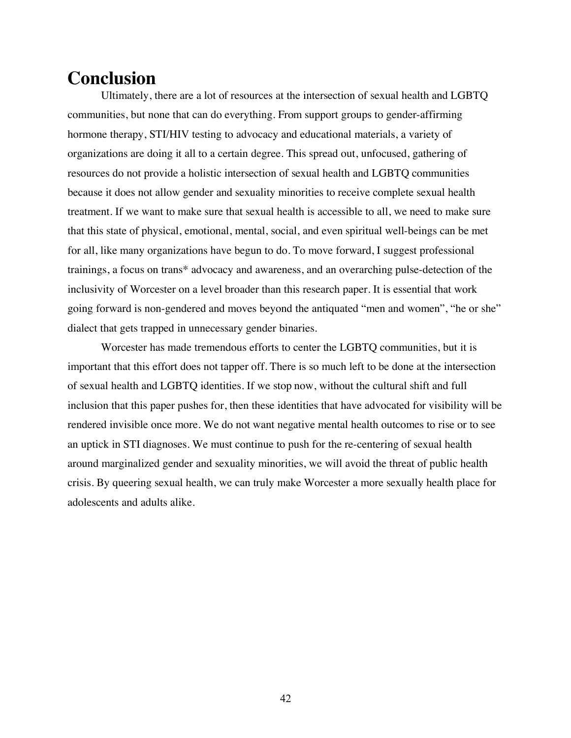# Conclusion

Ultimately, there are a lot of resources at the intersection of sexual health and LGBTQ communities, but none that can do everything. From support groups to gender-affirming hormone therapy, STI/HIV testing to advocacy and educational materials, a variety of organizations are doing it all to a certain degree. This spread out, unfocused, gathering of resources do not provide a holistic intersection of sexual health and LGBTQ communities because it does not allow gender and sexuality minorities to receive complete sexual health treatment. If we want to make sure that sexual health is accessible to all, we need to make sure that this state of physical, emotional, mental, social, and even spiritual well-beings can be met for all, like many organizations have begun to do. To move forward, I suggest professional trainings, a focus on trans* advocacy and awareness, and an overarching pulse-detection of the inclusivity of Worcester on a level broader than this research paper. It is essential that work going forward is non-gendered and moves beyond the antiquated "men and women", "he or she" dialect that gets trapped in unnecessary gender binaries.

Worcester has made tremendous efforts to center the LGBTQ communities, but it is important that this effort does not tapper off. There is so much left to be done at the intersection of sexual health and LGBTQ identities. If we stop now, without the cultural shift and full inclusion that this paper pushes for, then these identities that have advocated for visibility will be rendered invisible once more. We do not want negative mental health outcomes to rise or to see an uptick in STI diagnoses. We must continue to push for the re-centering of sexual health around marginalized gender and sexuality minorities, we will avoid the threat of public health crisis. By queering sexual health, we can truly make Worcester a more sexually health place for adolescents and adults alike.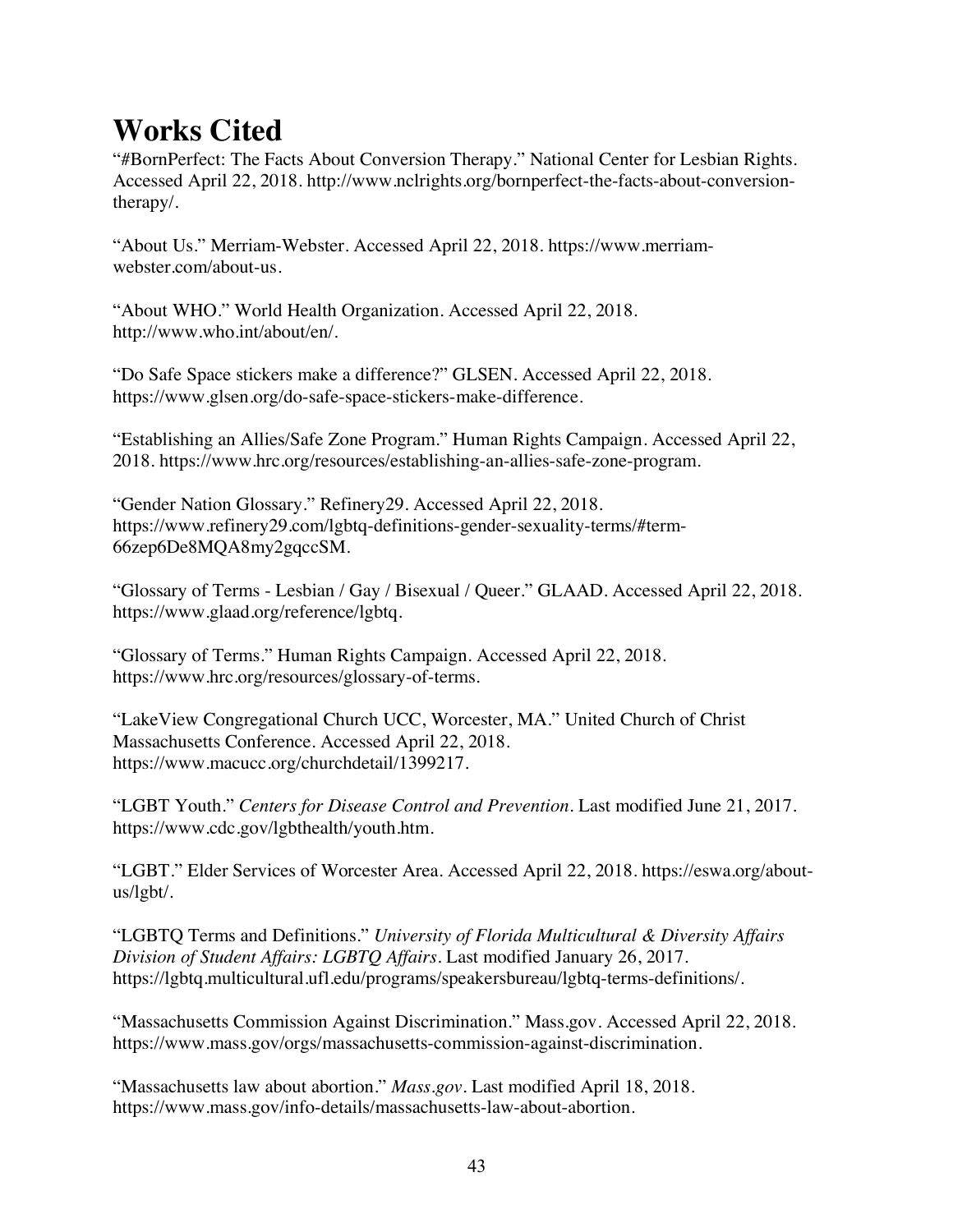# Works Cited

"#BornPerfect: The Facts About Conversion Therapy." National Center for Lesbian Rights. Accessed April 22, 2018. http://www.nclrights.org/bornperfect-the-facts-about-conversion-therapy/.

"About Us." Merriam-Webster. Accessed April 22, 2018. https://www.merriam-webster.com/about-us.

"About WHO." World Health Organization. Accessed April 22, 2018. http://www.who.int/about/en/.

"Do Safe Space stickers make a difference?" GLSEN. Accessed April 22, 2018. https://www.glsen.org/do-safe-space-stickers-make-difference.

"Establishing an Allies/Safe Zone Program." Human Rights Campaign. Accessed April 22, 2018. https://www.hrc.org/resources/establishing-an-allies-safe-zone-program.

"Gender Nation Glossary." Refinery29. Accessed April 22, 2018. https://www.refinery29.com/lgbtq-definitions-gender-sexuality-terms/#term-66zep6De8MQA8my2gqccSM.

"Glossary of Terms - Lesbian / Gay / Bisexual / Queer." GLAAD. Accessed April 22, 2018. https://www.glaad.org/reference/lgbtq.

"Glossary of Terms." Human Rights Campaign. Accessed April 22, 2018. https://www.hrc.org/resources/glossary-of-terms.

"LakeView Congregational Church UCC, Worcester, MA." United Church of Christ Massachusetts Conference. Accessed April 22, 2018. https://www.macucc.org/churchdetail/1399217.

"LGBT Youth." *Centers for Disease Control and Prevention*. Last modified June 21, 2017. https://www.cdc.gov/lgbthealth/youth.htm.

"LGBT." Elder Services of Worcester Area. Accessed April 22, 2018. https://eswa.org/about-us/lgbt/.

"LGBTQ Terms and Definitions." *University of Florida Multicultural & Diversity Affairs Division of Student Affairs: LGBTQ Affairs*. Last modified January 26, 2017. https://lgbtq.multicultural.ufl.edu/programs/speakersbureau/lgbtq-terms-definitions/.

"Massachusetts Commission Against Discrimination." Mass.gov. Accessed April 22, 2018. https://www.mass.gov/orgs/massachusetts-commission-against-discrimination.

"Massachusetts law about abortion." *Mass.gov*. Last modified April 18, 2018. https://www.mass.gov/info-details/massachusetts-law-about-abortion.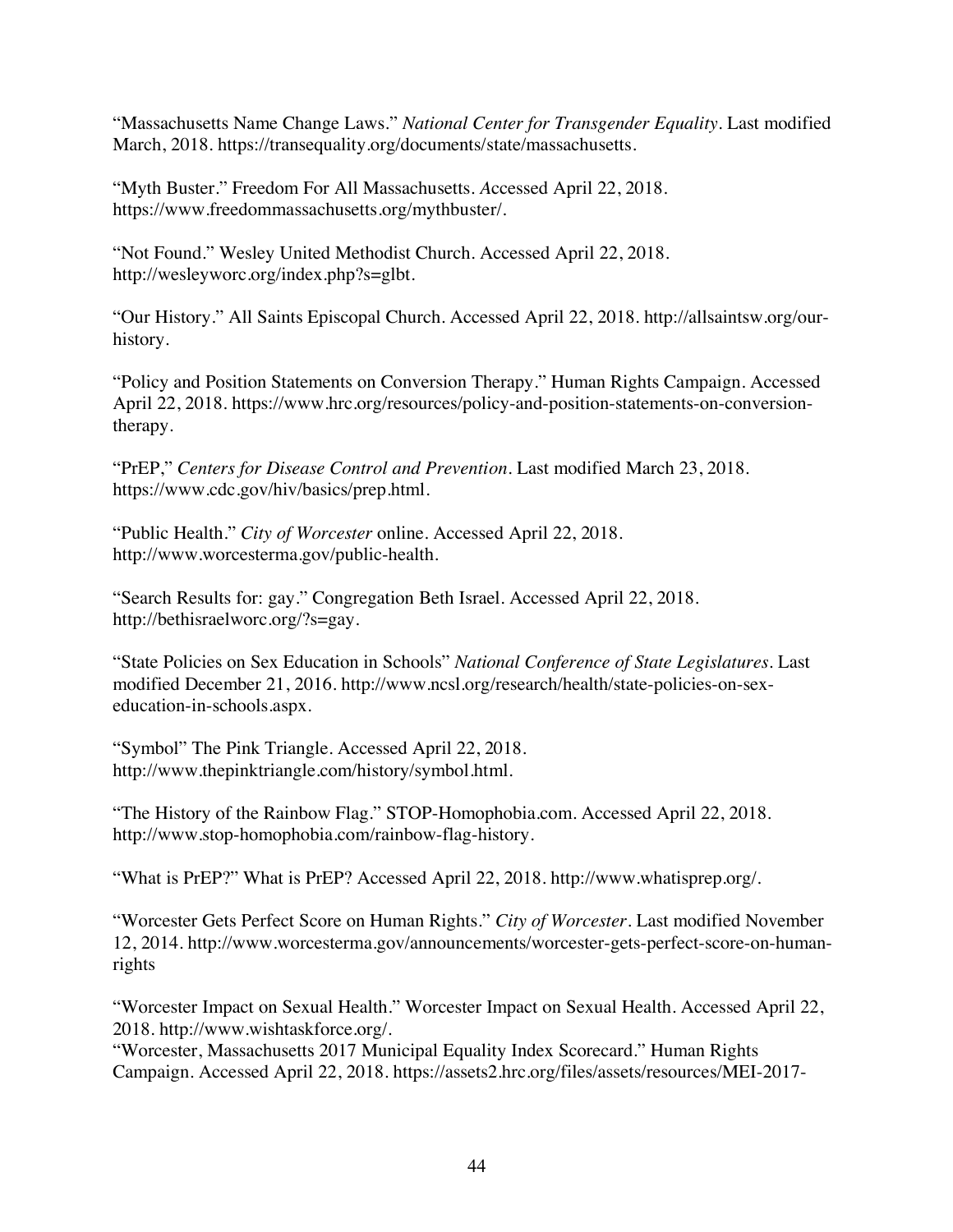"Massachusetts Name Change Laws." *National Center for Transgender Equality*. Last modified March, 2018. https://transequality.org/documents/state/massachusetts.

"Myth Buster." Freedom For All Massachusetts. Accessed April 22, 2018. https://www.freedommassachusetts.org/mythbuster/.

"Not Found." Wesley United Methodist Church. Accessed April 22, 2018. http://wesleyworc.org/index.php?s=glbt.

"Our History." All Saints Episcopal Church. Accessed April 22, 2018. http://allsaintsw.org/our-history.

"Policy and Position Statements on Conversion Therapy." Human Rights Campaign. Accessed April 22, 2018. https://www.hrc.org/resources/policy-and-position-statements-on-conversion-therapy.

"PrEP," *Centers for Disease Control and Prevention*. Last modified March 23, 2018. https://www.cdc.gov/hiv/basics/prep.html.

"Public Health." *City of Worcester* online. Accessed April 22, 2018. http://www.worcesterma.gov/public-health.

"Search Results for: gay." Congregation Beth Israel. Accessed April 22, 2018. http://bethisraelworc.org/?s=gay.

"State Policies on Sex Education in Schools" *National Conference of State Legislatures*. Last modified December 21, 2016. http://www.ncsl.org/research/health/state-policies-on-sex-education-in-schools.aspx.

"Symbol" The Pink Triangle. Accessed April 22, 2018. http://www.thepinktriangle.com/history/symbol.html.

"The History of the Rainbow Flag." STOP-Homophobia.com. Accessed April 22, 2018. http://www.stop-homophobia.com/rainbow-flag-history.

"What is PrEP?" What is PrEP? Accessed April 22, 2018. http://www.whatisprep.org/.

"Worcester Gets Perfect Score on Human Rights." *City of Worcester*. Last modified November 12, 2014. http://www.worcesterma.gov/announcements/worcester-gets-perfect-score-on-human-rights

"Worcester Impact on Sexual Health." Worcester Impact on Sexual Health. Accessed April 22, 2018. http://www.wishtaskforce.org/.

"Worcester, Massachusetts 2017 Municipal Equality Index Scorecard." Human Rights Campaign. Accessed April 22, 2018. https://assets2.hrc.org/files/assets/resources/MEI-2017-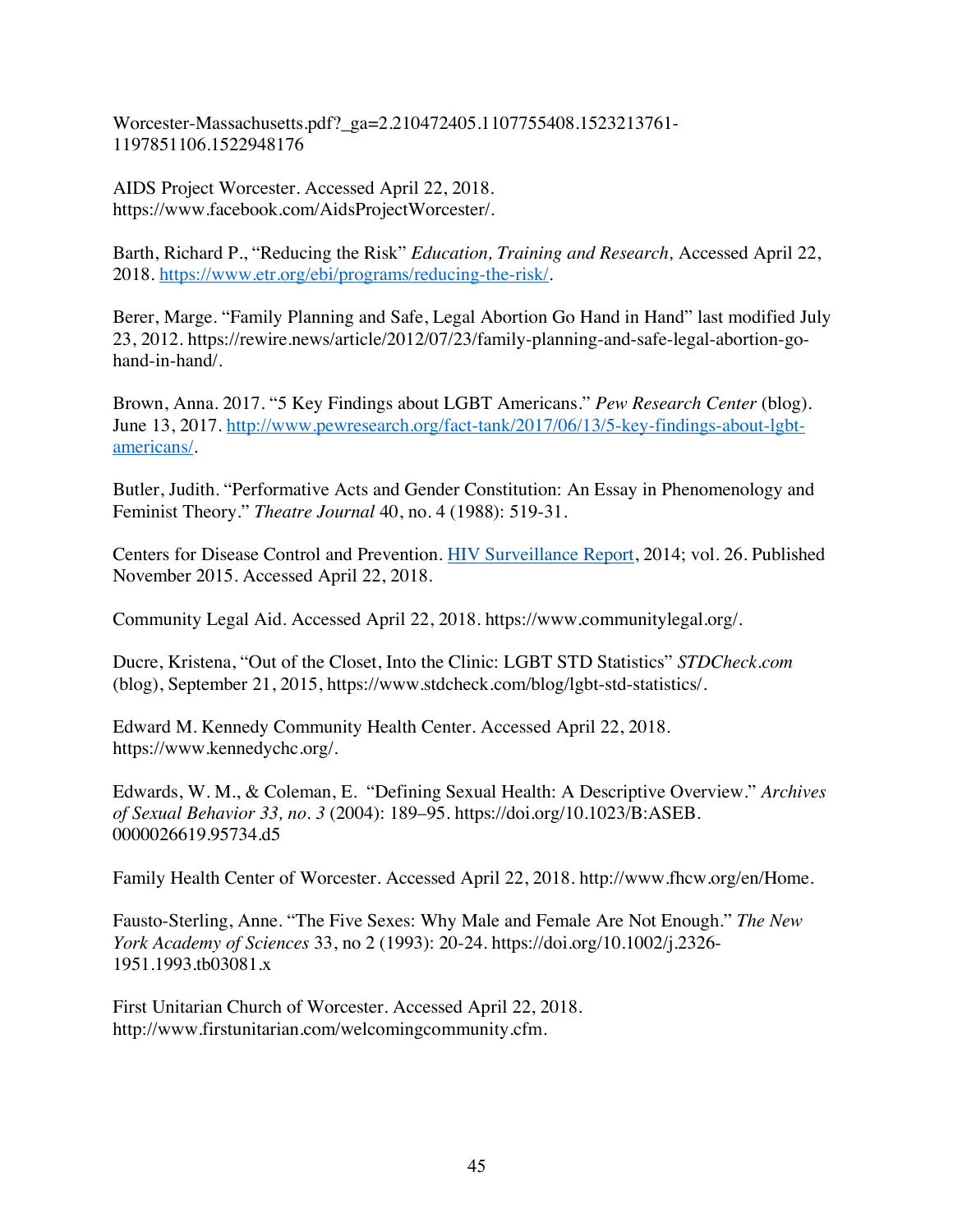Worcester-Massachusetts.pdf?_ga=2.210472405.1107755408.1523213761-1197851106.1522948176

AIDS Project Worcester. Accessed April 22, 2018. https://www.facebook.com/AidsProjectWorcester/.

Barth, Richard P., "Reducing the Risk" *Education, Training and Research,* Accessed April 22, 2018. https://www.etr.org/ebi/programs/reducing-the-risk/.

Berer, Marge. "Family Planning and Safe, Legal Abortion Go Hand in Hand" last modified July 23, 2012. https://rewire.news/article/2012/07/23/family-planning-and-safe-legal-abortion-go-hand-in-hand/.

Brown, Anna. 2017. "5 Key Findings about LGBT Americans." *Pew Research Center* (blog). June 13, 2017. http://www.pewresearch.org/fact-tank/2017/06/13/5-key-findings-about-lgbt-americans/.

Butler, Judith. "Performative Acts and Gender Constitution: An Essay in Phenomenology and Feminist Theory." *Theatre Journal* 40, no. 4 (1988): 519-31.

Centers for Disease Control and Prevention. HIV Surveillance Report, 2014; vol. 26. Published November 2015. Accessed April 22, 2018.

Community Legal Aid. Accessed April 22, 2018. https://www.communitylegal.org/.

Ducre, Kristena, "Out of the Closet, Into the Clinic: LGBT STD Statistics" *STDCheck.com* (blog), September 21, 2015, https://www.stdcheck.com/blog/lgbt-std-statistics/.

Edward M. Kennedy Community Health Center. Accessed April 22, 2018. https://www.kennedychc.org/.

Edwards, W. M., & Coleman, E. "Defining Sexual Health: A Descriptive Overview." *Archives of Sexual Behavior 33, no. 3* (2004): 189–95. https://doi.org/10.1023/B:ASEB.0000026619.95734.d5

Family Health Center of Worcester. Accessed April 22, 2018. http://www.fhcw.org/en/Home.

Fausto-Sterling, Anne. "The Five Sexes: Why Male and Female Are Not Enough." *The New York Academy of Sciences* 33, no 2 (1993): 20-24. https://doi.org/10.1002/j.2326-1951.1993.tb03081.x

First Unitarian Church of Worcester. Accessed April 22, 2018. http://www.firstunitarian.com/welcomingcommunity.cfm.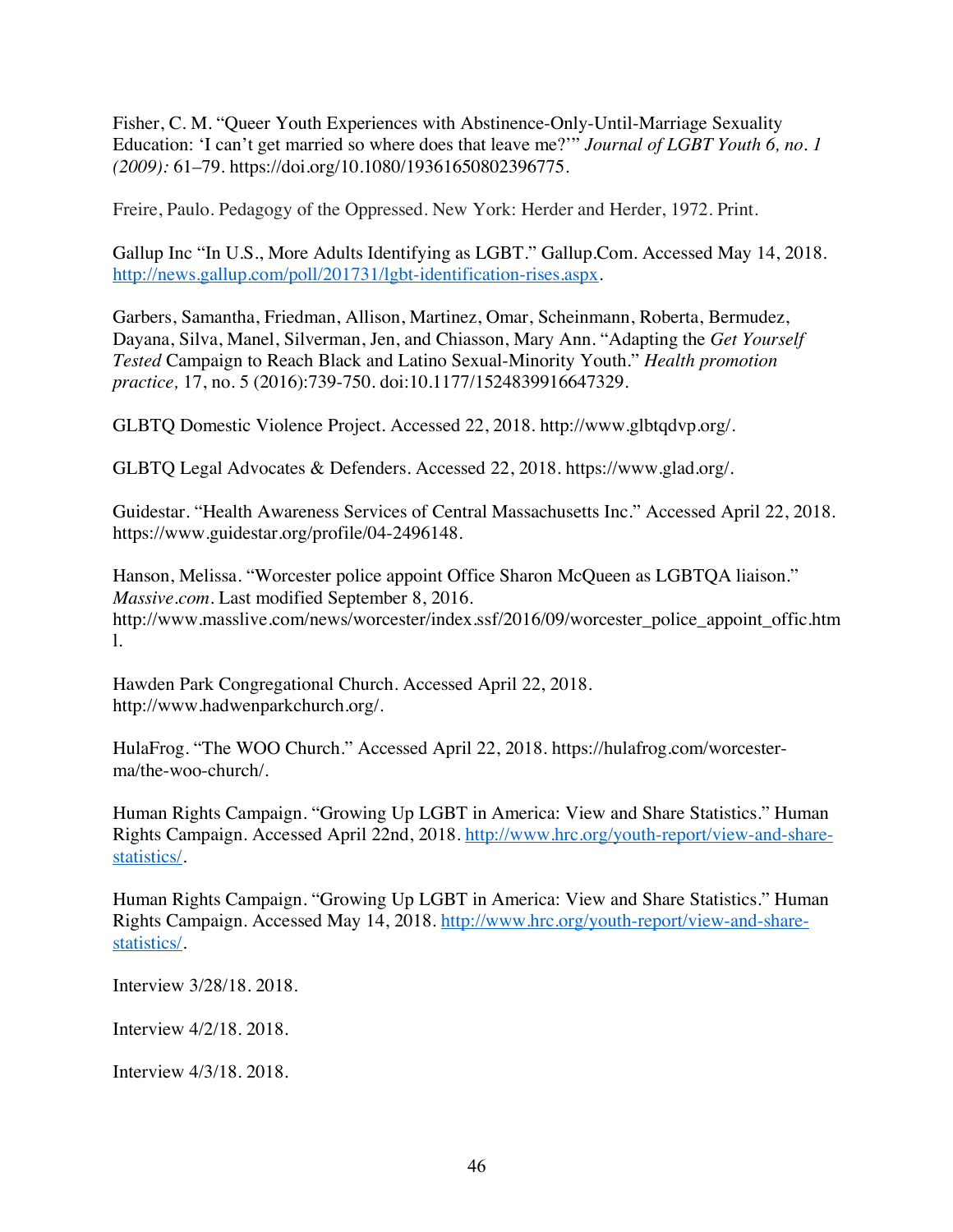Fisher, C. M. "Queer Youth Experiences with Abstinence-Only-Until-Marriage Sexuality Education: 'I can't get married so where does that leave me?'" *Journal of LGBT Youth 6, no. 1 (2009):* 61–79. https://doi.org/10.1080/19361650802396775.

Freire, Paulo. Pedagogy of the Oppressed. New York: Herder and Herder, 1972. Print.

Gallup Inc "In U.S., More Adults Identifying as LGBT." Gallup.Com. Accessed May 14, 2018. http://news.gallup.com/poll/201731/lgbt-identification-rises.aspx.

Garbers, Samantha, Friedman, Allison, Martinez, Omar, Scheinmann, Roberta, Bermudez, Dayana, Silva, Manel, Silverman, Jen, and Chiasson, Mary Ann. "Adapting the *Get Yourself Tested* Campaign to Reach Black and Latino Sexual-Minority Youth." *Health promotion practice,* 17, no. 5 (2016):739-750. doi:10.1177/1524839916647329.

GLBTQ Domestic Violence Project. Accessed 22, 2018. http://www.glbtqdvp.org/.

GLBTQ Legal Advocates & Defenders. Accessed 22, 2018. https://www.glad.org/.

Guidestar. "Health Awareness Services of Central Massachusetts Inc." Accessed April 22, 2018. https://www.guidestar.org/profile/04-2496148.

Hanson, Melissa. "Worcester police appoint Office Sharon McQueen as LGBTQA liaison." *Massive.com*. Last modified September 8, 2016. http://www.masslive.com/news/worcester/index.ssf/2016/09/worcester_police_appoint_offic.html.

Hawden Park Congregational Church. Accessed April 22, 2018. http://www.hadwenparkchurch.org/.

HulaFrog. "The WOO Church." Accessed April 22, 2018. https://hulafrog.com/worcester-ma/the-woo-church/.

Human Rights Campaign. "Growing Up LGBT in America: View and Share Statistics." Human Rights Campaign. Accessed April 22nd, 2018. http://www.hrc.org/youth-report/view-and-share-statistics/.

Human Rights Campaign. "Growing Up LGBT in America: View and Share Statistics." Human Rights Campaign. Accessed May 14, 2018. http://www.hrc.org/youth-report/view-and-share-statistics/.

Interview 3/28/18. 2018.

Interview 4/2/18. 2018.

Interview 4/3/18. 2018.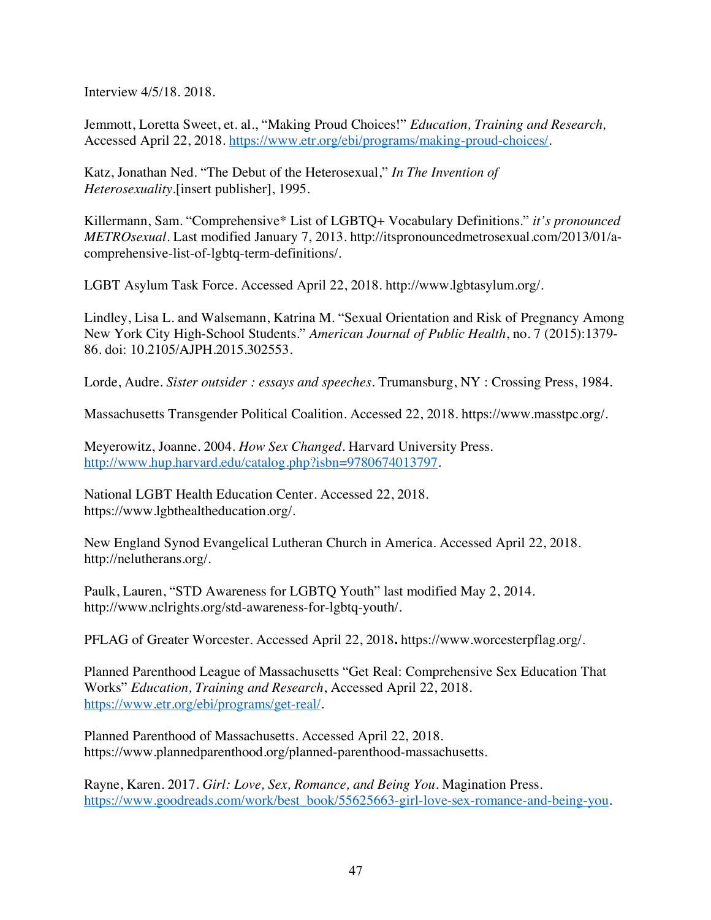Interview 4/5/18. 2018.

Jemmott, Loretta Sweet, et. al., “Making Proud Choices!” *Education, Training and Research,* Accessed April 22, 2018. https://www.etr.org/ebi/programs/making-proud-choices/.

Katz, Jonathan Ned. “The Debut of the Heterosexual,” *In The Invention of Heterosexuality*.[insert publisher], 1995.

Killermann, Sam. “Comprehensive* List of LGBTQ+ Vocabulary Definitions.” *it’s pronounced METROsexual*. Last modified January 7, 2013. http://itspronouncedmetrosexual.com/2013/01/a-comprehensive-list-of-lgbtq-term-definitions/.

LGBT Asylum Task Force. Accessed April 22, 2018. http://www.lgbtasylum.org/.

Lindley, Lisa L. and Walsemann, Katrina M. “Sexual Orientation and Risk of Pregnancy Among New York City High-School Students.” *American Journal of Public Health*, no. 7 (2015):1379-86. doi: 10.2105/AJPH.2015.302553.

Lorde, Audre. *Sister outsider : essays and speeches*. Trumansburg, NY : Crossing Press, 1984.

Massachusetts Transgender Political Coalition. Accessed 22, 2018. https://www.masstpc.org/.

Meyerowitz, Joanne. 2004. *How Sex Changed*. Harvard University Press. http://www.hup.harvard.edu/catalog.php?isbn=9780674013797.

National LGBT Health Education Center. Accessed 22, 2018. https://www.lgbthealtheducation.org/.

New England Synod Evangelical Lutheran Church in America. Accessed April 22, 2018. http://nelutherans.org/.

Paulk, Lauren, “STD Awareness for LGBTQ Youth” last modified May 2, 2014. http://www.nclrights.org/std-awareness-for-lgbtq-youth/.

PFLAG of Greater Worcester. Accessed April 22, 2018**.** https://www.worcesterpflag.org/.

Planned Parenthood League of Massachusetts “Get Real: Comprehensive Sex Education That Works” *Education, Training and Research*, Accessed April 22, 2018. https://www.etr.org/ebi/programs/get-real/.

Planned Parenthood of Massachusetts. Accessed April 22, 2018. https://www.plannedparenthood.org/planned-parenthood-massachusetts.

Rayne, Karen. 2017. *Girl: Love, Sex, Romance, and Being You*. Magination Press. https://www.goodreads.com/work/best_book/55625663-girl-love-sex-romance-and-being-you.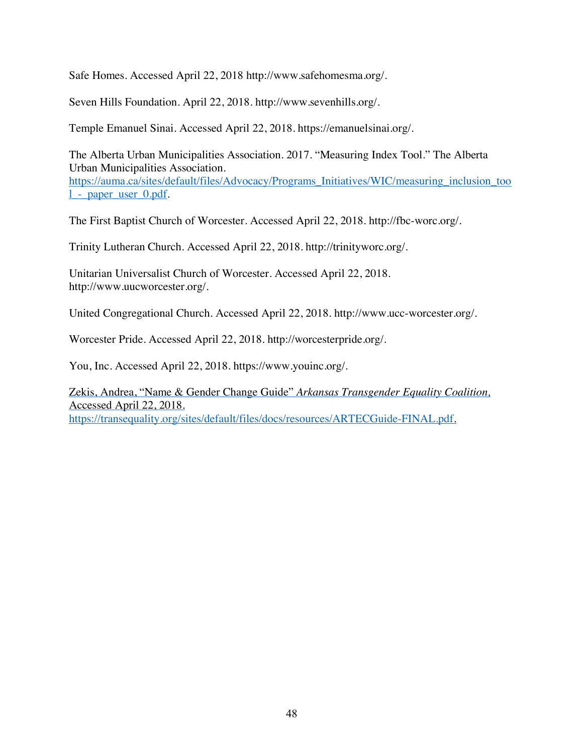Safe Homes. Accessed April 22, 2018 http://www.safehomesma.org/.

Seven Hills Foundation. April 22, 2018. http://www.sevenhills.org/.

Temple Emanuel Sinai. Accessed April 22, 2018. https://emanuelsinai.org/.

The Alberta Urban Municipalities Association. 2017. "Measuring Index Tool." The Alberta Urban Municipalities Association. https://auma.ca/sites/default/files/Advocacy/Programs_Initiatives/WIC/measuring_inclusion_tool_-_paper_user_0.pdf.

The First Baptist Church of Worcester. Accessed April 22, 2018. http://fbc-worc.org/.

Trinity Lutheran Church. Accessed April 22, 2018. http://trinityworc.org/.

Unitarian Universalist Church of Worcester. Accessed April 22, 2018. http://www.uucworcester.org/.

United Congregational Church. Accessed April 22, 2018. http://www.ucc-worcester.org/.

Worcester Pride. Accessed April 22, 2018. http://worcesterpride.org/.

You, Inc. Accessed April 22, 2018. https://www.youinc.org/.

Zekis, Andrea, "Name & Gender Change Guide" *Arkansas Transgender Equality Coalition*, Accessed April 22, 2018. https://transequality.org/sites/default/files/docs/resources/ARTECGuide-FINAL.pdf.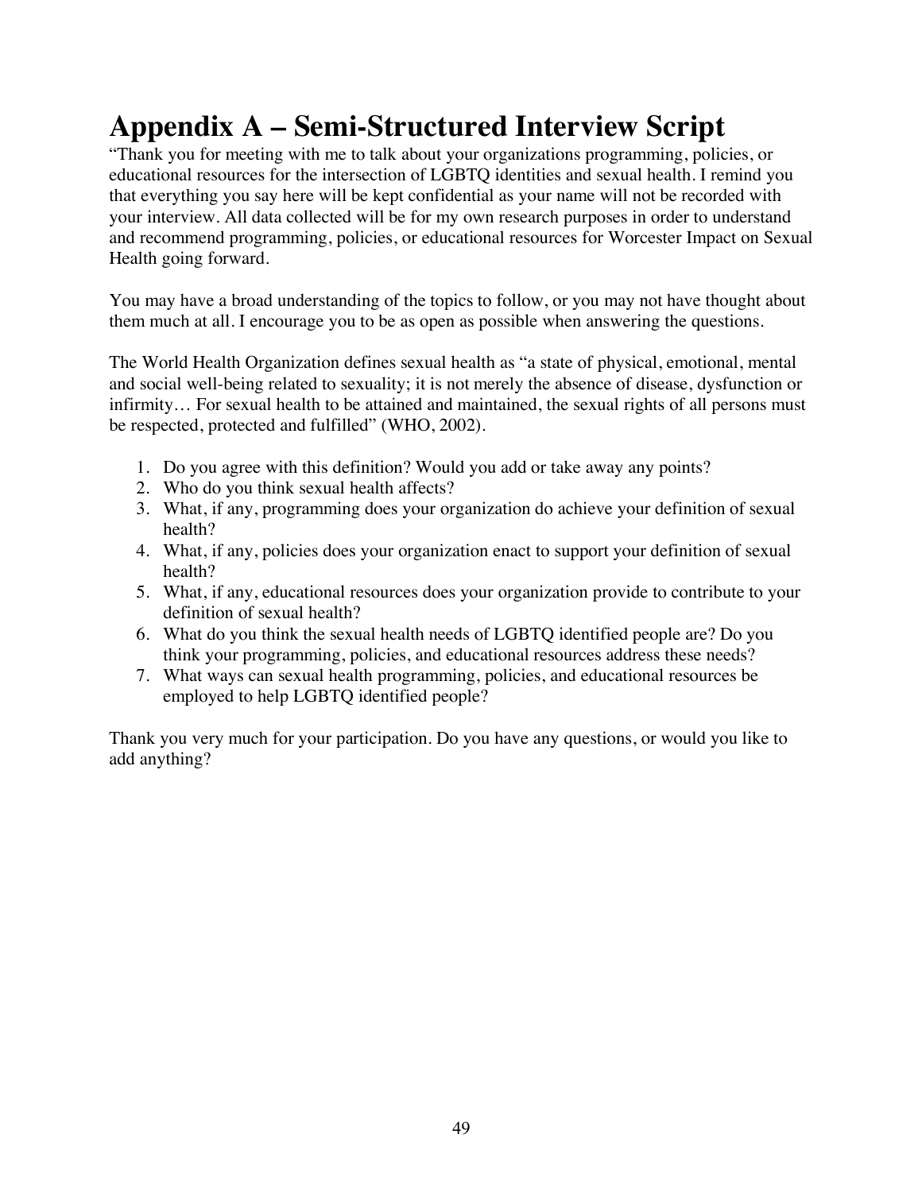# Appendix A – Semi-Structured Interview Script

"Thank you for meeting with me to talk about your organizations programming, policies, or educational resources for the intersection of LGBTQ identities and sexual health. I remind you that everything you say here will be kept confidential as your name will not be recorded with your interview. All data collected will be for my own research purposes in order to understand and recommend programming, policies, or educational resources for Worcester Impact on Sexual Health going forward.

You may have a broad understanding of the topics to follow, or you may not have thought about them much at all. I encourage you to be as open as possible when answering the questions.

The World Health Organization defines sexual health as "a state of physical, emotional, mental and social well-being related to sexuality; it is not merely the absence of disease, dysfunction or infirmity… For sexual health to be attained and maintained, the sexual rights of all persons must be respected, protected and fulfilled" (WHO, 2002).

1. Do you agree with this definition? Would you add or take away any points?
2. Who do you think sexual health affects?
3. What, if any, programming does your organization do achieve your definition of sexual health?
4. What, if any, policies does your organization enact to support your definition of sexual health?
5. What, if any, educational resources does your organization provide to contribute to your definition of sexual health?
6. What do you think the sexual health needs of LGBTQ identified people are? Do you think your programming, policies, and educational resources address these needs?
7. What ways can sexual health programming, policies, and educational resources be employed to help LGBTQ identified people?

Thank you very much for your participation. Do you have any questions, or would you like to add anything?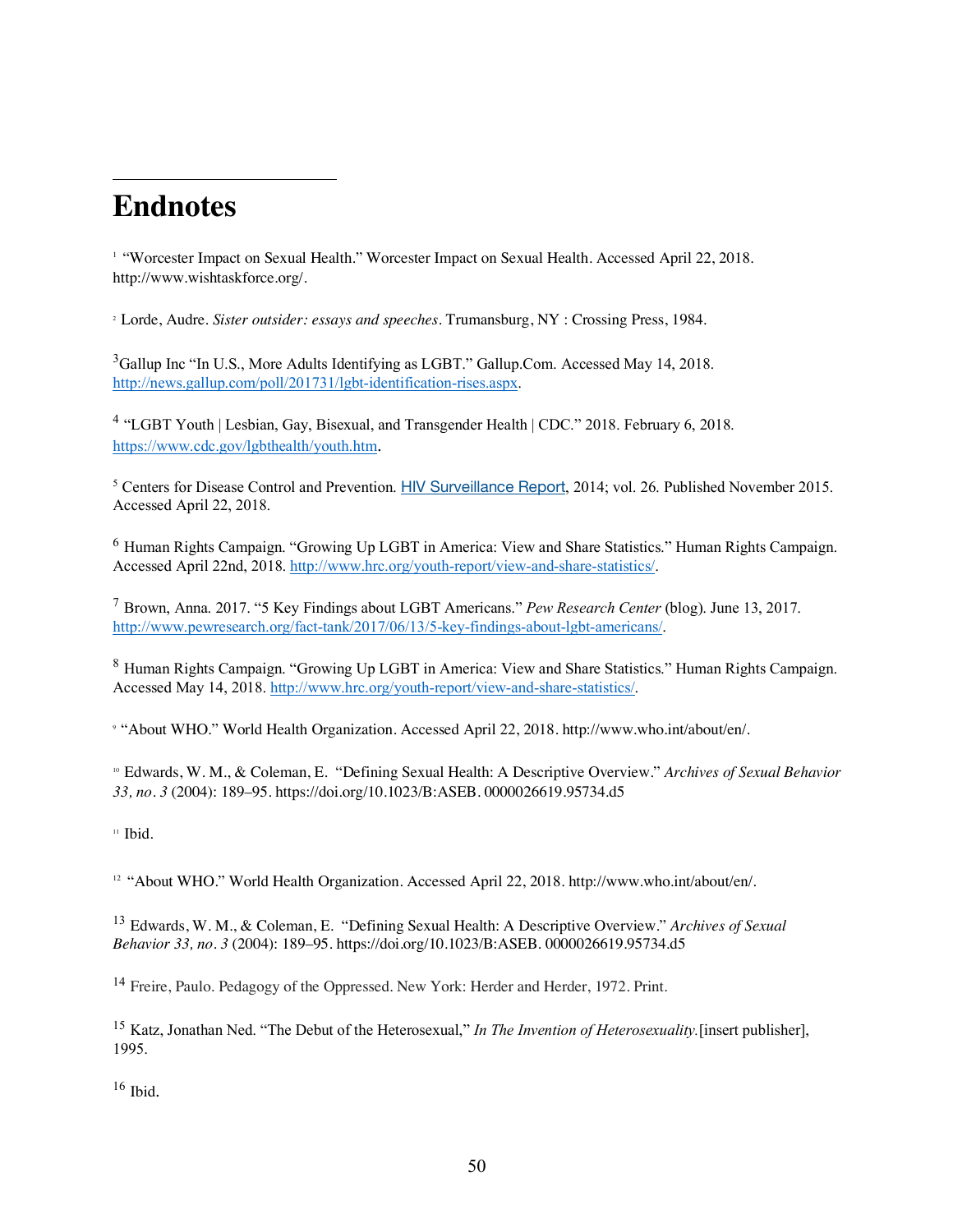# Endnotes

[1] "Worcester Impact on Sexual Health." Worcester Impact on Sexual Health. Accessed April 22, 2018. http://www.wishtaskforce.org/.

[2] Lorde, Audre. *Sister outsider: essays and speeches*. Trumansburg, NY : Crossing Press, 1984.

[3] Gallup Inc "In U.S., More Adults Identifying as LGBT." Gallup.Com. Accessed May 14, 2018. http://news.gallup.com/poll/201731/lgbt-identification-rises.aspx.

[4] "LGBT Youth | Lesbian, Gay, Bisexual, and Transgender Health | CDC." 2018. February 6, 2018. https://www.cdc.gov/lgbthealth/youth.htm.

[5] Centers for Disease Control and Prevention. HIV Surveillance Report, 2014; vol. 26. Published November 2015. Accessed April 22, 2018.

[6] Human Rights Campaign. "Growing Up LGBT in America: View and Share Statistics." Human Rights Campaign. Accessed April 22nd, 2018. http://www.hrc.org/youth-report/view-and-share-statistics/.

[7] Brown, Anna. 2017. "5 Key Findings about LGBT Americans." *Pew Research Center* (blog). June 13, 2017. http://www.pewresearch.org/fact-tank/2017/06/13/5-key-findings-about-lgbt-americans/.

[8] Human Rights Campaign. "Growing Up LGBT in America: View and Share Statistics." Human Rights Campaign. Accessed May 14, 2018. http://www.hrc.org/youth-report/view-and-share-statistics/.

[9] "About WHO." World Health Organization. Accessed April 22, 2018. http://www.who.int/about/en/.

[10] Edwards, W. M., & Coleman, E. "Defining Sexual Health: A Descriptive Overview." *Archives of Sexual Behavior 33, no. 3* (2004): 189–95. https://doi.org/10.1023/B:ASEB. 0000026619.95734.d5

[11] Ibid.

[12] "About WHO." World Health Organization. Accessed April 22, 2018. http://www.who.int/about/en/.

[13] Edwards, W. M., & Coleman, E. "Defining Sexual Health: A Descriptive Overview." *Archives of Sexual Behavior 33, no. 3* (2004): 189–95. https://doi.org/10.1023/B:ASEB. 0000026619.95734.d5

[14] Freire, Paulo. Pedagogy of the Oppressed. New York: Herder and Herder, 1972. Print.

[15] Katz, Jonathan Ned. "The Debut of the Heterosexual," *In The Invention of Heterosexuality.*[insert publisher], 1995.

[16] Ibid.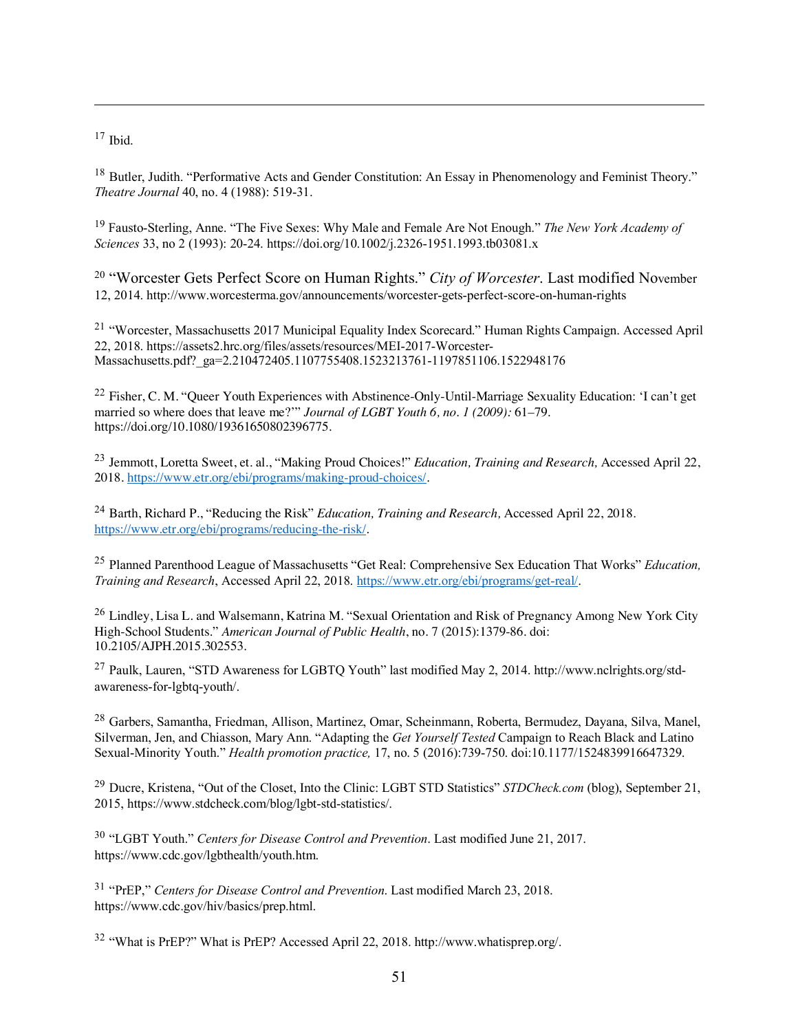[17] Ibid.

[18] Butler, Judith. "Performative Acts and Gender Constitution: An Essay in Phenomenology and Feminist Theory." *Theatre Journal* 40, no. 4 (1988): 519-31.

[19] Fausto-Sterling, Anne. "The Five Sexes: Why Male and Female Are Not Enough." *The New York Academy of Sciences* 33, no 2 (1993): 20-24. https://doi.org/10.1002/j.2326-1951.1993.tb03081.x

[20] "Worcester Gets Perfect Score on Human Rights." *City of Worcester*. Last modified November 12, 2014. http://www.worcesterma.gov/announcements/worcester-gets-perfect-score-on-human-rights

[21] "Worcester, Massachusetts 2017 Municipal Equality Index Scorecard." Human Rights Campaign. Accessed April 22, 2018. https://assets2.hrc.org/files/assets/resources/MEI-2017-Worcester-Massachusetts.pdf?_ga=2.210472405.1107755408.1523213761-1197851106.1522948176

[22] Fisher, C. M. "Queer Youth Experiences with Abstinence-Only-Until-Marriage Sexuality Education: 'I can't get married so where does that leave me?'" *Journal of LGBT Youth 6, no. 1 (2009):* 61–79. https://doi.org/10.1080/19361650802396775.

[23] Jemmott, Loretta Sweet, et. al., "Making Proud Choices!" *Education, Training and Research,* Accessed April 22, 2018. https://www.etr.org/ebi/programs/making-proud-choices/.

[24] Barth, Richard P., "Reducing the Risk" *Education, Training and Research,* Accessed April 22, 2018. https://www.etr.org/ebi/programs/reducing-the-risk/.

[25] Planned Parenthood League of Massachusetts "Get Real: Comprehensive Sex Education That Works" *Education, Training and Research*, Accessed April 22, 2018. https://www.etr.org/ebi/programs/get-real/.

[26] Lindley, Lisa L. and Walsemann, Katrina M. "Sexual Orientation and Risk of Pregnancy Among New York City High-School Students." *American Journal of Public Health*, no. 7 (2015):1379-86. doi: 10.2105/AJPH.2015.302553.

[27] Paulk, Lauren, "STD Awareness for LGBTQ Youth" last modified May 2, 2014. http://www.nclrights.org/std-awareness-for-lgbtq-youth/.

[28] Garbers, Samantha, Friedman, Allison, Martinez, Omar, Scheinmann, Roberta, Bermudez, Dayana, Silva, Manel, Silverman, Jen, and Chiasson, Mary Ann. "Adapting the *Get Yourself Tested* Campaign to Reach Black and Latino Sexual-Minority Youth." *Health promotion practice,* 17, no. 5 (2016):739-750. doi:10.1177/1524839916647329.

[29] Ducre, Kristena, "Out of the Closet, Into the Clinic: LGBT STD Statistics" *STDCheck.com* (blog), September 21, 2015, https://www.stdcheck.com/blog/lgbt-std-statistics/.

[30] "LGBT Youth." *Centers for Disease Control and Prevention*. Last modified June 21, 2017. https://www.cdc.gov/lgbthealth/youth.htm.

[31] "PrEP," *Centers for Disease Control and Prevention*. Last modified March 23, 2018. https://www.cdc.gov/hiv/basics/prep.html.

[32] "What is PrEP?" What is PrEP? Accessed April 22, 2018. http://www.whatisprep.org/.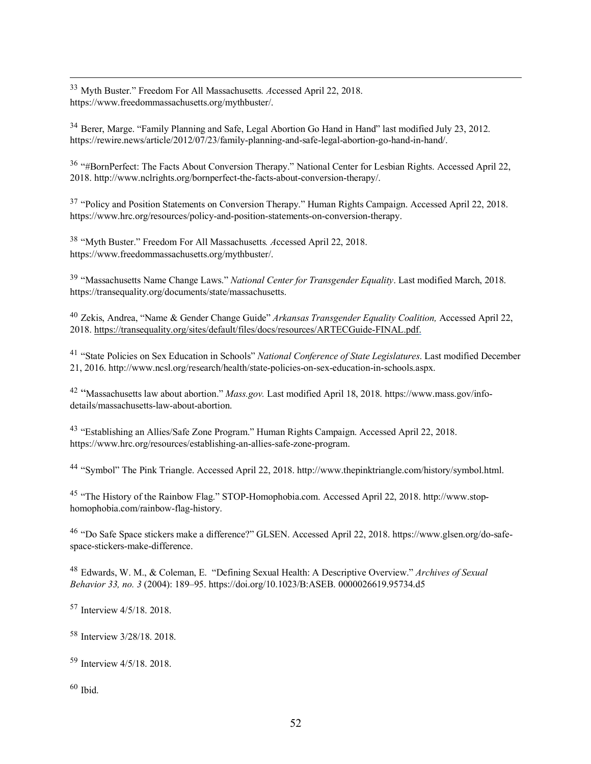[33] Myth Buster." Freedom For All Massachusetts. *A*ccessed April 22, 2018. https://www.freedommassachusetts.org/mythbuster/.

[34] Berer, Marge. "Family Planning and Safe, Legal Abortion Go Hand in Hand" last modified July 23, 2012. https://rewire.news/article/2012/07/23/family-planning-and-safe-legal-abortion-go-hand-in-hand/.

[36] "#BornPerfect: The Facts About Conversion Therapy." National Center for Lesbian Rights. Accessed April 22, 2018. http://www.nclrights.org/bornperfect-the-facts-about-conversion-therapy/.

[37] "Policy and Position Statements on Conversion Therapy." Human Rights Campaign. Accessed April 22, 2018. https://www.hrc.org/resources/policy-and-position-statements-on-conversion-therapy.

[38] "Myth Buster." Freedom For All Massachusetts. *A*ccessed April 22, 2018. https://www.freedommassachusetts.org/mythbuster/.

[39] "Massachusetts Name Change Laws." *National Center for Transgender Equality*. Last modified March, 2018. https://transequality.org/documents/state/massachusetts.

[40] Zekis, Andrea, "Name & Gender Change Guide" *Arkansas Transgender Equality Coalition,* Accessed April 22, 2018. https://transequality.org/sites/default/files/docs/resources/ARTECGuide-FINAL.pdf.

[41] "State Policies on Sex Education in Schools" *National Conference of State Legislatures*. Last modified December 21, 2016. http://www.ncsl.org/research/health/state-policies-on-sex-education-in-schools.aspx.

[42] "Massachusetts law about abortion." *Mass.gov.* Last modified April 18, 2018. https://www.mass.gov/info-details/massachusetts-law-about-abortion.

[43] "Establishing an Allies/Safe Zone Program." Human Rights Campaign. Accessed April 22, 2018. https://www.hrc.org/resources/establishing-an-allies-safe-zone-program.

[44] "Symbol" The Pink Triangle. Accessed April 22, 2018. http://www.thepinktriangle.com/history/symbol.html.

[45] "The History of the Rainbow Flag." STOP-Homophobia.com. Accessed April 22, 2018. http://www.stop-homophobia.com/rainbow-flag-history.

[46] "Do Safe Space stickers make a difference?" GLSEN. Accessed April 22, 2018. https://www.glsen.org/do-safe-space-stickers-make-difference.

[48] Edwards, W. M., & Coleman, E. "Defining Sexual Health: A Descriptive Overview." *Archives of Sexual Behavior 33, no. 3* (2004): 189–95. https://doi.org/10.1023/B:ASEB. 0000026619.95734.d5

[57] Interview 4/5/18. 2018.

[58] Interview 3/28/18. 2018.

[59] Interview 4/5/18. 2018.

[60] Ibid.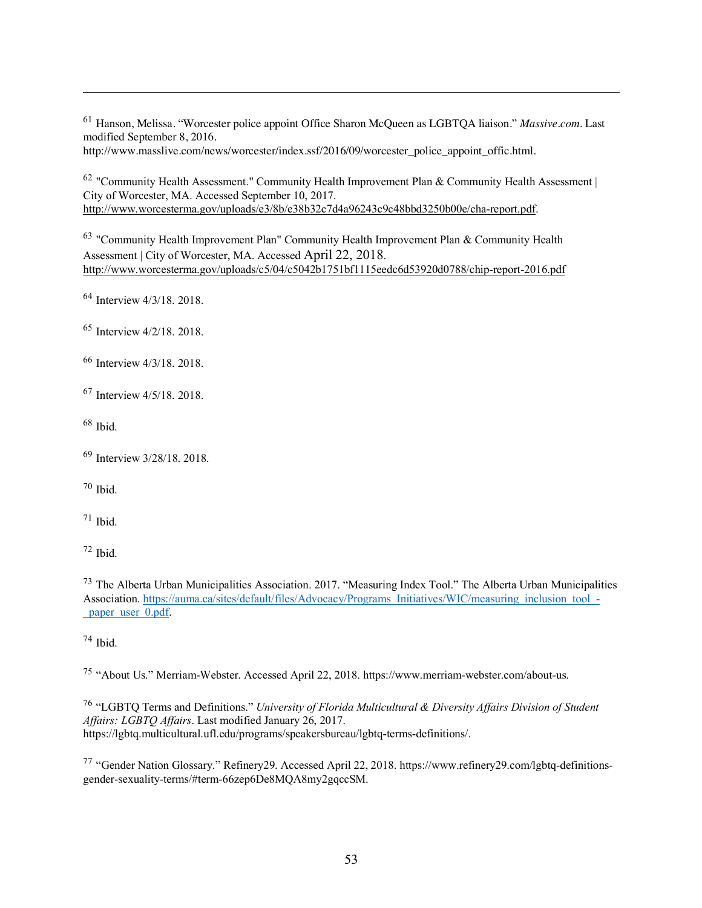[61] Hanson, Melissa. “Worcester police appoint Office Sharon McQueen as LGBTQA liaison.” *Massive.com*. Last modified September 8, 2016. http://www.masslive.com/news/worcester/index.ssf/2016/09/worcester_police_appoint_offic.html.

[62] "Community Health Assessment." Community Health Improvement Plan & Community Health Assessment | City of Worcester, MA. Accessed September 10, 2017. http://www.worcesterma.gov/uploads/e3/8b/e38b32c7d4a96243c9c48bbd3250b00e/cha-report.pdf.

[63] "Community Health Improvement Plan" Community Health Improvement Plan & Community Health Assessment | City of Worcester, MA. Accessed April 22, 2018. http://www.worcesterma.gov/uploads/c5/04/c5042b1751bf1115eedc6d53920d0788/chip-report-2016.pdf

[64] Interview 4/3/18. 2018.

[65] Interview 4/2/18. 2018.

[66] Interview 4/3/18. 2018.

[67] Interview 4/5/18. 2018.

[68] Ibid.

[69] Interview 3/28/18. 2018.

[70] Ibid.

[71] Ibid.

[72] Ibid.

[73] The Alberta Urban Municipalities Association. 2017. “Measuring Index Tool.” The Alberta Urban Municipalities Association. https://auma.ca/sites/default/files/Advocacy/Programs_Initiatives/WIC/measuring_inclusion_tool_-_paper_user_0.pdf.

[74] Ibid.

[75] “About Us.” Merriam-Webster. Accessed April 22, 2018. https://www.merriam-webster.com/about-us.

[76] “LGBTQ Terms and Definitions.” *University of Florida Multicultural & Diversity Affairs Division of Student Affairs: LGBTQ Affairs*. Last modified January 26, 2017. https://lgbtq.multicultural.ufl.edu/programs/speakersbureau/lgbtq-terms-definitions/.

[77] “Gender Nation Glossary.” Refinery29. Accessed April 22, 2018. https://www.refinery29.com/lgbtq-definitions-gender-sexuality-terms/#term-66zep6De8MQA8my2gqccSM.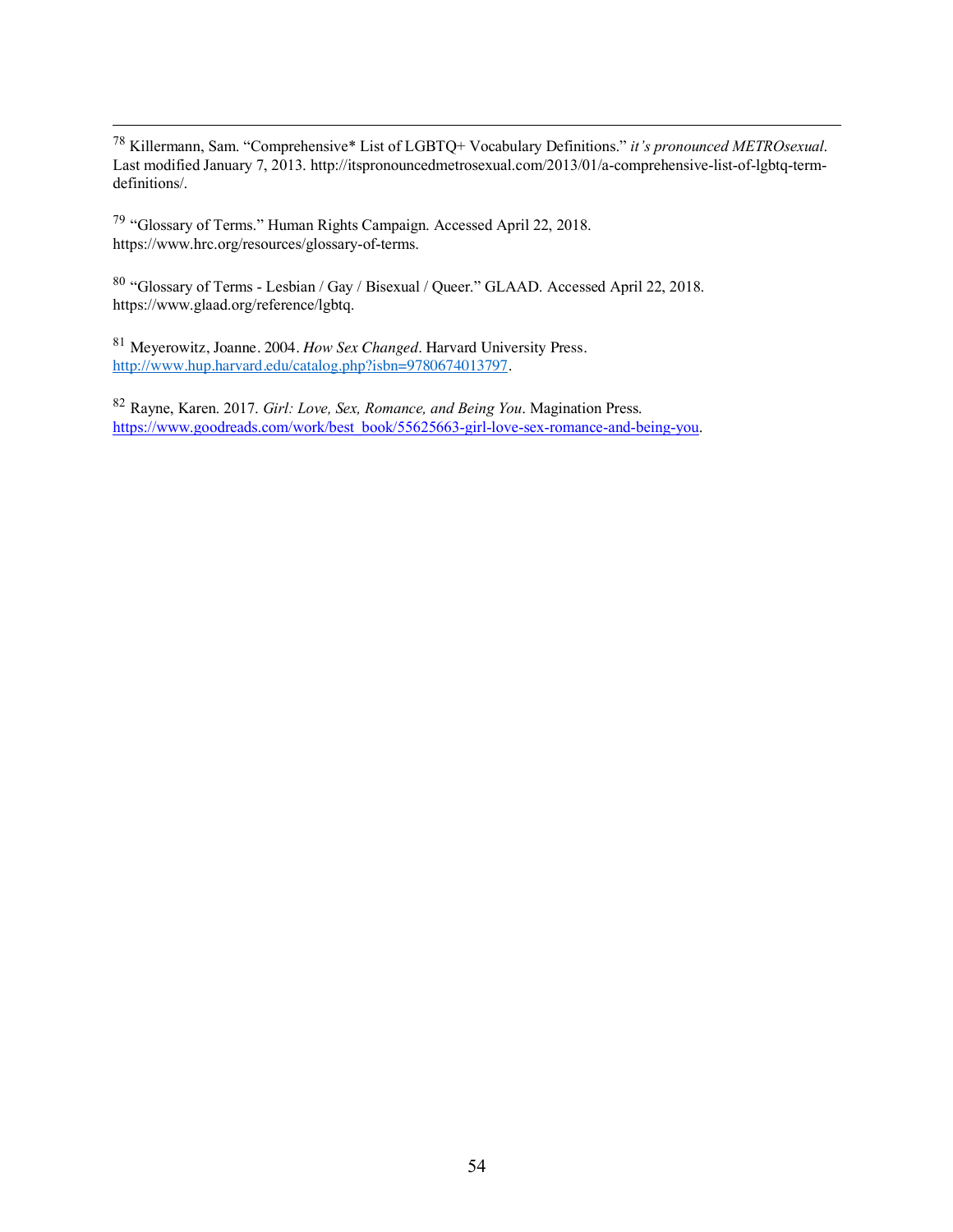[78] Killermann, Sam. "Comprehensive* List of LGBTQ+ Vocabulary Definitions." *it's pronounced METROsexual*. Last modified January 7, 2013. http://itspronouncedmetrosexual.com/2013/01/a-comprehensive-list-of-lgbtq-term-definitions/.

[79] "Glossary of Terms." Human Rights Campaign. Accessed April 22, 2018. https://www.hrc.org/resources/glossary-of-terms.

[80] "Glossary of Terms - Lesbian / Gay / Bisexual / Queer." GLAAD. Accessed April 22, 2018. https://www.glaad.org/reference/lgbtq.

[81] Meyerowitz, Joanne. 2004. *How Sex Changed*. Harvard University Press. http://www.hup.harvard.edu/catalog.php?isbn=9780674013797.

[82] Rayne, Karen. 2017. *Girl: Love, Sex, Romance, and Being You*. Magination Press. https://www.goodreads.com/work/best_book/55625663-girl-love-sex-romance-and-being-you.